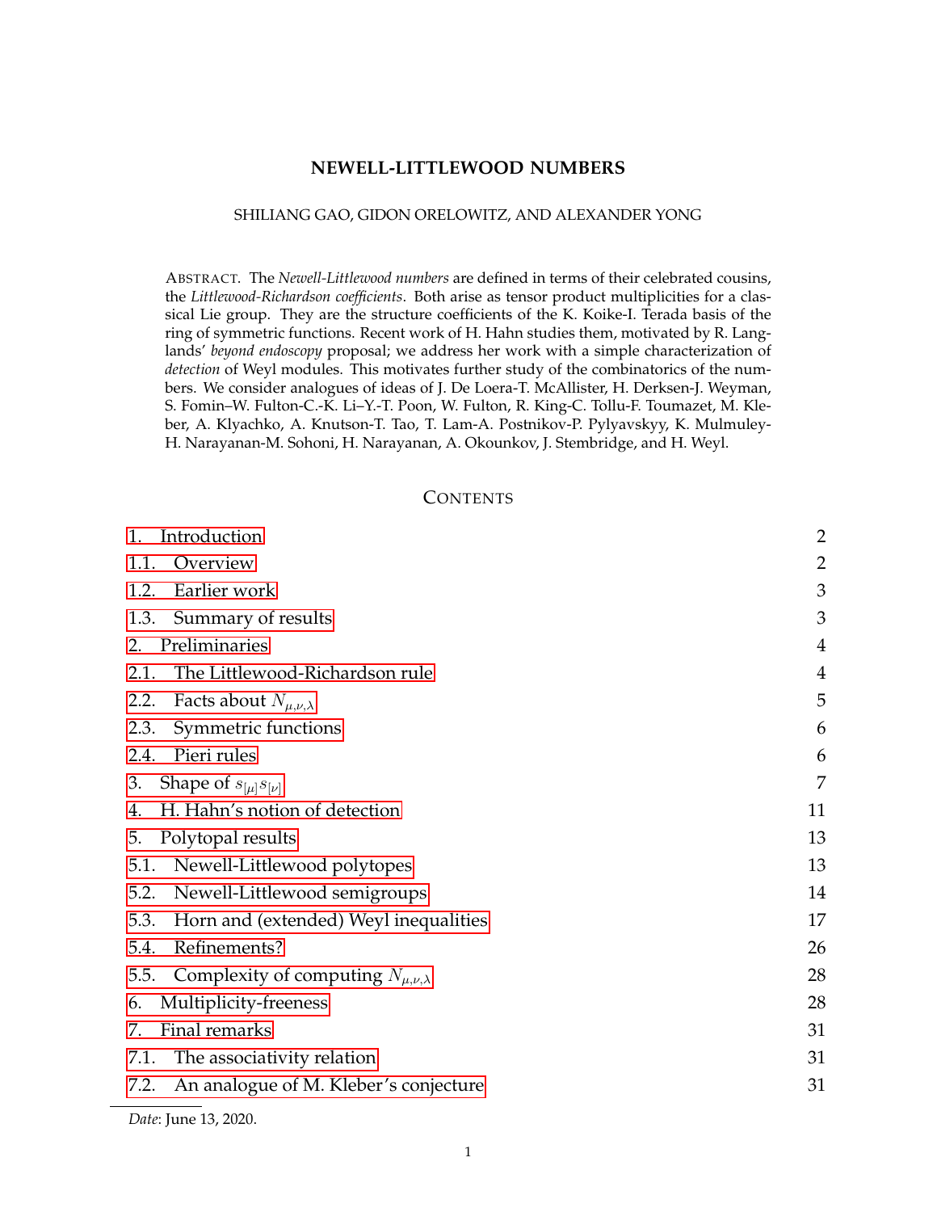# NEWELL-LITTLEWOOD NUMBERS

SHILIANG GAO, GIDON ORELOWITZ, AND ALEXANDER YONG

ABSTRACT. The *Newell-Littlewood numbers* are defined in terms of their celebrated cousins, the *Littlewood-Richardson coefficients*. Both arise as tensor product multiplicities for a classical Lie group. They are the structure coefficients of the K. Koike-I. Terada basis of the ring of symmetric functions. Recent work of H. Hahn studies them, motivated by R. Langlands' *beyond endoscopy* proposal; we address her work with a simple characterization of *detection* of Weyl modules. This motivates further study of the combinatorics of the numbers. We consider analogues of ideas of J. De Loera-T. McAllister, H. Derksen-J. Weyman, S. Fomin–W. Fulton-C.-K. Li–Y.-T. Poon, W. Fulton, R. King-C. Tollu-F. Toumazet, M. Kleber, A. Klyachko, A. Knutson-T. Tao, T. Lam-A. Postnikov-P. Pylyavskyy, K. Mulmuley-H. Narayanan-M. Sohoni, H. Narayanan, A. Okounkov, J. Stembridge, and H. Weyl.

## CONTENTS

| | |
|---|---|
| 1. Introduction | 2 |
| 1.1. Overview | 2 |
| 1.2. Earlier work | 3 |
| 1.3. Summary of results | 3 |
| 2. Preliminaries | 4 |
| 2.1. The Littlewood-Richardson rule | 4 |
| 2.2. Facts about $N_{\mu,\nu,\lambda}$ | 5 |
| 2.3. Symmetric functions | 6 |
| 2.4. Pieri rules | 6 |
| 3. Shape of $s_{[\mu]}s_{[\nu]}$ | 7 |
| 4. H. Hahn's notion of detection | 11 |
| 5. Polytopal results | 13 |
| 5.1. Newell-Littlewood polytopes | 13 |
| 5.2. Newell-Littlewood semigroups | 14 |
| 5.3. Horn and (extended) Weyl inequalities | 17 |
| 5.4. Refinements? | 26 |
| 5.5. Complexity of computing $N_{\mu,\nu,\lambda}$ | 28 |
| 6. Multiplicity-freeness | 28 |
| 7. Final remarks | 31 |
| 7.1. The associativity relation | 31 |
| 7.2. An analogue of M. Kleber's conjecture | 31 |

*Date*: June 13, 2020.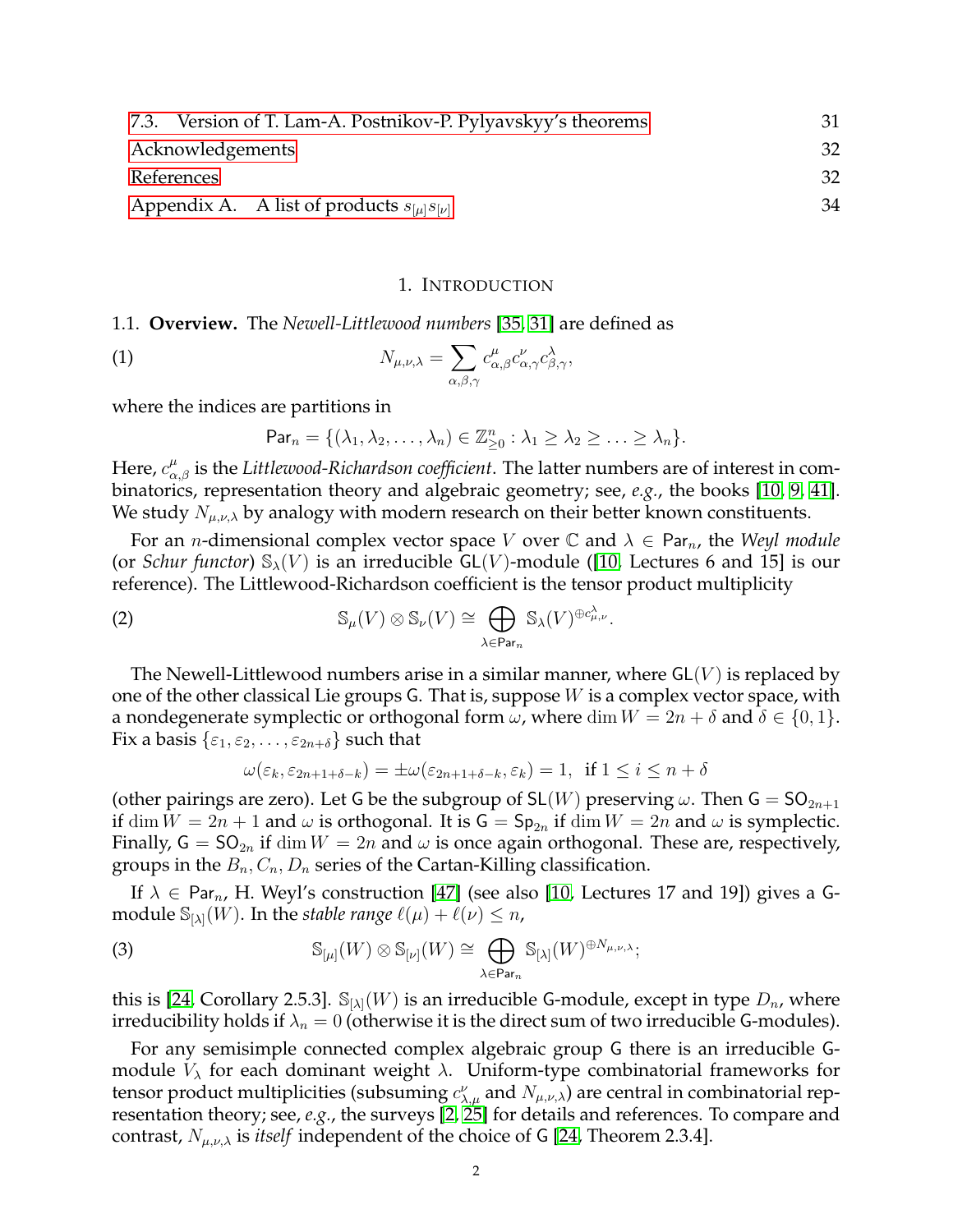| 7.3. Version of T. Lam-A. Postnikov-P. Pylyavskyy's theorems | 31 |
|---|---|
| Acknowledgements | 32 |
| References | 32 |
| Appendix A. A list of products $s_{[\mu]}s_{[\nu]}$ | 34 |

## 1. Introduction

1.1. **Overview.** The *Newell-Littlewood numbers* [35, 31] are defined as

$$N_{\mu,\nu,\lambda} = \sum_{\alpha,\beta,\gamma} c^{\mu}_{\alpha,\beta} c^{\nu}_{\alpha,\gamma} c^{\lambda}_{\beta,\gamma}, \tag{1}$$

where the indices are partitions in

$$\mathsf{Par}_n = \{(\lambda_1, \lambda_2, \ldots, \lambda_n) \in \mathbb{Z}^n_{\geq 0} : \lambda_1 \geq \lambda_2 \geq \ldots \geq \lambda_n\}.$$

Here, $c^{\mu}_{\alpha,\beta}$ is the *Littlewood-Richardson coefficient*. The latter numbers are of interest in combinatorics, representation theory and algebraic geometry; see, *e.g.*, the books [10, 9, 41]. We study $N_{\mu,\nu,\lambda}$ by analogy with modern research on their better known constituents.

For an $n$-dimensional complex vector space $V$ over $\mathbb{C}$ and $\lambda \in \mathsf{Par}_n$, the *Weyl module* (or *Schur functor*) $\mathbb{S}_\lambda(V)$ is an irreducible $\mathsf{GL}(V)$-module ([10, Lectures 6 and 15] is our reference). The Littlewood-Richardson coefficient is the tensor product multiplicity

$$\mathbb{S}_\mu(V) \otimes \mathbb{S}_\nu(V) \cong \bigoplus_{\lambda \in \mathsf{Par}_n} \mathbb{S}_\lambda(V)^{\oplus c^{\lambda}_{\mu,\nu}}. \tag{2}$$

The Newell-Littlewood numbers arise in a similar manner, where $\mathsf{GL}(V)$ is replaced by one of the other classical Lie groups $\mathsf{G}$. That is, suppose $W$ is a complex vector space, with a nondegenerate symplectic or orthogonal form $\omega$, where $\dim W = 2n + \delta$ and $\delta \in \{0, 1\}$. Fix a basis $\{\varepsilon_1, \varepsilon_2, \ldots, \varepsilon_{2n+\delta}\}$ such that

$$\omega(\varepsilon_k, \varepsilon_{2n+1+\delta-k}) = \pm\omega(\varepsilon_{2n+1+\delta-k}, \varepsilon_k) = 1, \ \text{ if } 1 \leq i \leq n + \delta$$

(other pairings are zero). Let $\mathsf{G}$ be the subgroup of $\mathsf{SL}(W)$ preserving $\omega$. Then $\mathsf{G} = \mathsf{SO}_{2n+1}$ if $\dim W = 2n + 1$ and $\omega$ is orthogonal. It is $\mathsf{G} = \mathsf{Sp}_{2n}$ if $\dim W = 2n$ and $\omega$ is symplectic. Finally, $\mathsf{G} = \mathsf{SO}_{2n}$ if $\dim W = 2n$ and $\omega$ is once again orthogonal. These are, respectively, groups in the $B_n, C_n, D_n$ series of the Cartan-Killing classification.

If $\lambda \in \mathsf{Par}_n$, H. Weyl's construction [47] (see also [10, Lectures 17 and 19]) gives a $\mathsf{G}$-module $\mathbb{S}_{[\lambda]}(W)$. In the *stable range* $\ell(\mu) + \ell(\nu) \leq n$,

$$\mathbb{S}_{[\mu]}(W) \otimes \mathbb{S}_{[\nu]}(W) \cong \bigoplus_{\lambda \in \mathsf{Par}_n} \mathbb{S}_{[\lambda]}(W)^{\oplus N_{\mu,\nu,\lambda}}; \tag{3}$$

this is [24, Corollary 2.5.3]. $\mathbb{S}_{[\lambda]}(W)$ is an irreducible $\mathsf{G}$-module, except in type $D_n$, where irreducibility holds if $\lambda_n = 0$ (otherwise it is the direct sum of two irreducible $\mathsf{G}$-modules).

For any semisimple connected complex algebraic group $\mathsf{G}$ there is an irreducible $\mathsf{G}$-module $V_\lambda$ for each dominant weight $\lambda$. Uniform-type combinatorial frameworks for tensor product multiplicities (subsuming $c^{\nu}_{\lambda,\mu}$ and $N_{\mu,\nu,\lambda}$) are central in combinatorial representation theory; see, *e.g.*, the surveys [2, 25] for details and references. To compare and contrast, $N_{\mu,\nu,\lambda}$ is *itself* independent of the choice of $\mathsf{G}$ [24, Theorem 2.3.4].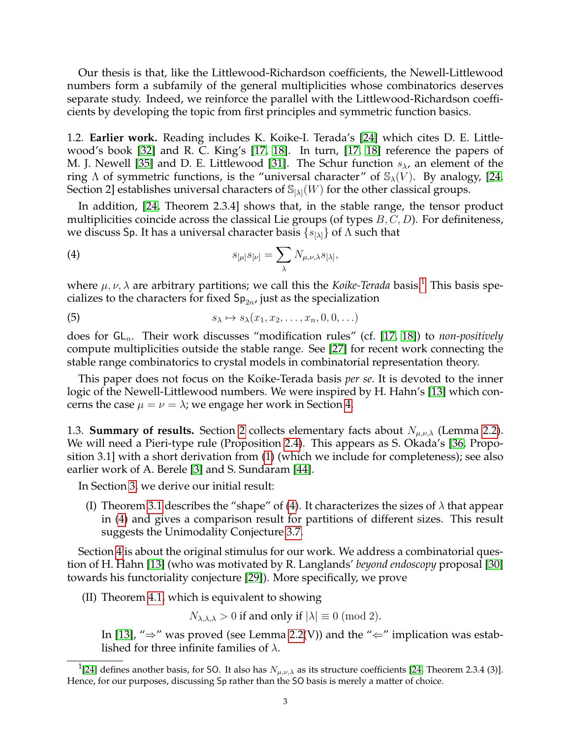Our thesis is that, like the Littlewood-Richardson coefficients, the Newell-Littlewood numbers form a subfamily of the general multiplicities whose combinatorics deserves separate study. Indeed, we reinforce the parallel with the Littlewood-Richardson coefficients by developing the topic from first principles and symmetric function basics.

1.2. **Earlier work.** Reading includes K. Koike-I. Terada's [24] which cites D. E. Littlewood's book [32] and R. C. King's [17, 18]. In turn, [17, 18] reference the papers of M. J. Newell [35] and D. E. Littlewood [31]. The Schur function $s_\lambda$, an element of the ring $\Lambda$ of symmetric functions, is the "universal character" of $\mathbb{S}_\lambda(V)$. By analogy, [24, Section 2] establishes universal characters of $\mathbb{S}_{[\lambda]}(W)$ for the other classical groups.

In addition, [24, Theorem 2.3.4] shows that, in the stable range, the tensor product multiplicities coincide across the classical Lie groups (of types $B, C, D$). For definiteness, we discuss $\mathsf{Sp}$. It has a universal character basis $\{s_{[\lambda]}\}$ of $\Lambda$ such that

$$s_{[\mu]}s_{[\nu]} = \sum_\lambda N_{\mu,\nu,\lambda} s_{[\lambda]}, \tag{4}$$

where $\mu, \nu, \lambda$ are arbitrary partitions; we call this the *Koike-Terada* basis.[1] This basis specializes to the characters for fixed $\mathsf{Sp}_{2n}$, just as the specialization

$$s_\lambda \mapsto s_\lambda(x_1, x_2, \ldots, x_n, 0, 0, \ldots) \tag{5}$$

does for $\mathsf{GL}_n$. Their work discusses "modification rules" (cf. [17, 18]) to *non-positively* compute multiplicities outside the stable range. See [27] for recent work connecting the stable range combinatorics to crystal models in combinatorial representation theory.

This paper does not focus on the Koike-Terada basis *per se*. It is devoted to the inner logic of the Newell-Littlewood numbers. We were inspired by H. Hahn's [13] which concerns the case $\mu = \nu = \lambda$; we engage her work in Section 4.

1.3. **Summary of results.** Section 2 collects elementary facts about $N_{\mu,\nu,\lambda}$ (Lemma 2.2). We will need a Pieri-type rule (Proposition 2.4). This appears as S. Okada's [36, Proposition 3.1] with a short derivation from (1) (which we include for completeness); see also earlier work of A. Berele [3] and S. Sundaram [44].

In Section 3, we derive our initial result:

(I) Theorem 3.1 describes the "shape" of (4). It characterizes the sizes of $\lambda$ that appear in (4) and gives a comparison result for partitions of different sizes. This result suggests the Unimodality Conjecture 3.7.

Section 4 is about the original stimulus for our work. We address a combinatorial question of H. Hahn [13] (who was motivated by R. Langlands' *beyond endoscopy* proposal [30] towards his functoriality conjecture [29]). More specifically, we prove

(II) Theorem 4.1, which is equivalent to showing

$$N_{\lambda,\lambda,\lambda} > 0 \text{ if and only if } |\lambda| \equiv 0 \pmod 2.$$

In [13], "$\Rightarrow$" was proved (see Lemma 2.2(V)) and the "$\Leftarrow$" implication was established for three infinite families of $\lambda$.

[1] [24] defines another basis, for $\mathsf{SO}$. It also has $N_{\mu,\nu,\lambda}$ as its structure coefficients [24, Theorem 2.3.4 (3)]. Hence, for our purposes, discussing $\mathsf{Sp}$ rather than the $\mathsf{SO}$ basis is merely a matter of choice.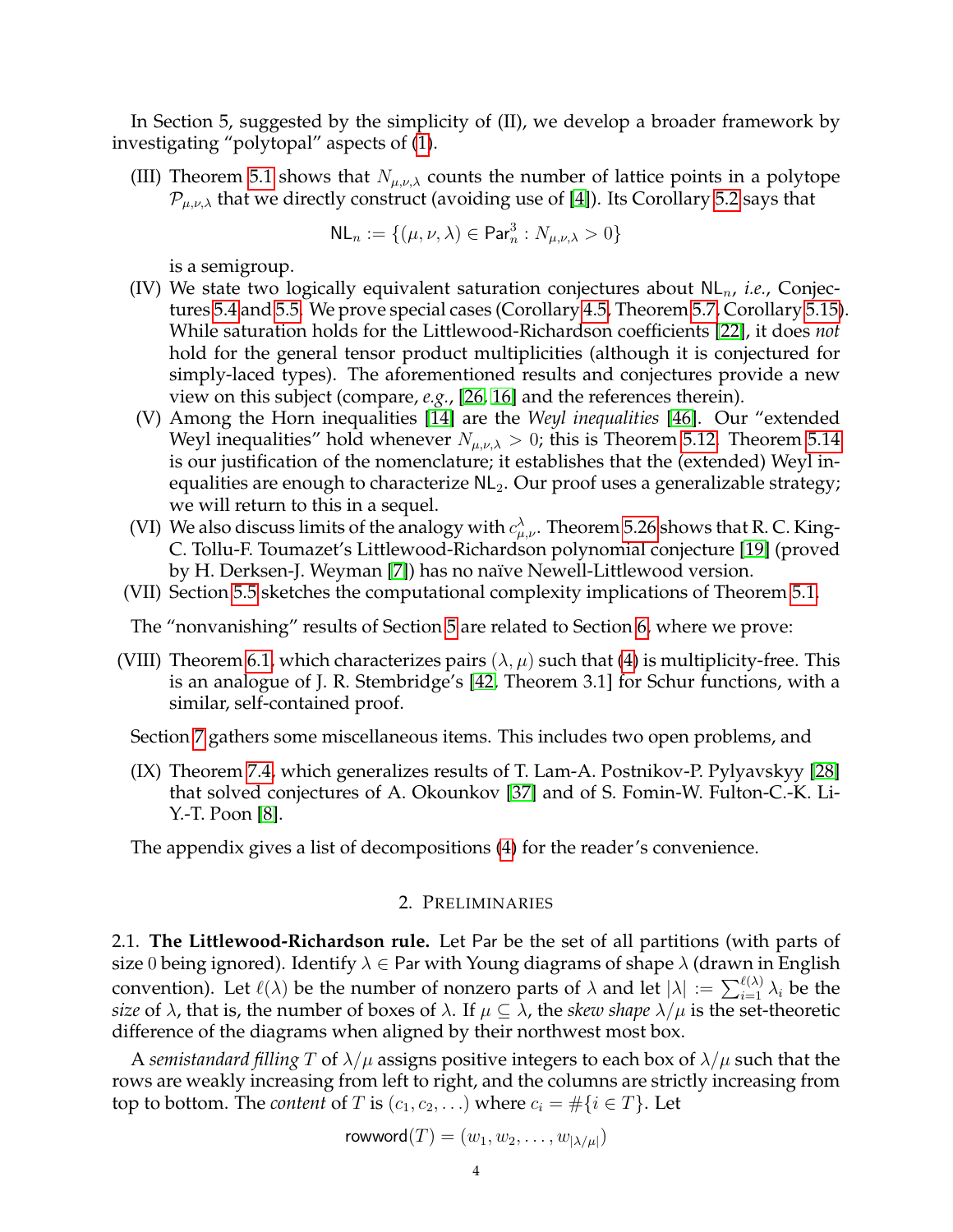In Section 5, suggested by the simplicity of (II), we develop a broader framework by investigating "polytopal" aspects of (1).

(III) Theorem 5.1 shows that $N_{\mu,\nu,\lambda}$ counts the number of lattice points in a polytope $\mathcal{P}_{\mu,\nu,\lambda}$ that we directly construct (avoiding use of [4]). Its Corollary 5.2 says that

$$\mathsf{NL}_n := \{(\mu, \nu, \lambda) \in \mathsf{Par}_n^3 : N_{\mu,\nu,\lambda} > 0\}$$

is a semigroup.

(IV) We state two logically equivalent saturation conjectures about $\mathsf{NL}_n$, *i.e.*, Conjectures 5.4 and 5.5. We prove special cases (Corollary 4.5, Theorem 5.7, Corollary 5.15). While saturation holds for the Littlewood-Richardson coefficients [22], it does *not* hold for the general tensor product multiplicities (although it is conjectured for simply-laced types). The aforementioned results and conjectures provide a new view on this subject (compare, *e.g.*, [26, 16] and the references therein).

(V) Among the Horn inequalities [14] are the *Weyl inequalities* [46]. Our "extended Weyl inequalities" hold whenever $N_{\mu,\nu,\lambda} > 0$; this is Theorem 5.12. Theorem 5.14 is our justification of the nomenclature; it establishes that the (extended) Weyl inequalities are enough to characterize $\mathsf{NL}_2$. Our proof uses a generalizable strategy; we will return to this in a sequel.

(VI) We also discuss limits of the analogy with $c_{\mu,\nu}^{\lambda}$. Theorem 5.26 shows that R. C. King-C. Tollu-F. Toumazet's Littlewood-Richardson polynomial conjecture [19] (proved by H. Derksen-J. Weyman [7]) has no naïve Newell-Littlewood version.

(VII) Section 5.5 sketches the computational complexity implications of Theorem 5.1.

The "nonvanishing" results of Section 5 are related to Section 6, where we prove:

(VIII) Theorem 6.1, which characterizes pairs $(\lambda, \mu)$ such that (4) is multiplicity-free. This is an analogue of J. R. Stembridge's [42, Theorem 3.1] for Schur functions, with a similar, self-contained proof.

Section 7 gathers some miscellaneous items. This includes two open problems, and

(IX) Theorem 7.4, which generalizes results of T. Lam-A. Postnikov-P. Pylyavskyy [28] that solved conjectures of A. Okounkov [37] and of S. Fomin-W. Fulton-C.-K. Li-Y.-T. Poon [8].

The appendix gives a list of decompositions (4) for the reader's convenience.

## 2. Preliminaries

**2.1. The Littlewood-Richardson rule.** Let $\mathsf{Par}$ be the set of all partitions (with parts of size 0 being ignored). Identify $\lambda \in \mathsf{Par}$ with Young diagrams of shape $\lambda$ (drawn in English convention). Let $\ell(\lambda)$ be the number of nonzero parts of $\lambda$ and let $|\lambda| := \sum_{i=1}^{\ell(\lambda)} \lambda_i$ be the *size* of $\lambda$, that is, the number of boxes of $\lambda$. If $\mu \subseteq \lambda$, the *skew shape* $\lambda/\mu$ is the set-theoretic difference of the diagrams when aligned by their northwest most box.

A *semistandard filling* $T$ of $\lambda/\mu$ assigns positive integers to each box of $\lambda/\mu$ such that the rows are weakly increasing from left to right, and the columns are strictly increasing from top to bottom. The *content* of $T$ is $(c_1, c_2, \ldots)$ where $c_i = \#\{i \in T\}$. Let

$$\mathsf{rowword}(T) = (w_1, w_2, \ldots, w_{|\lambda/\mu|})$$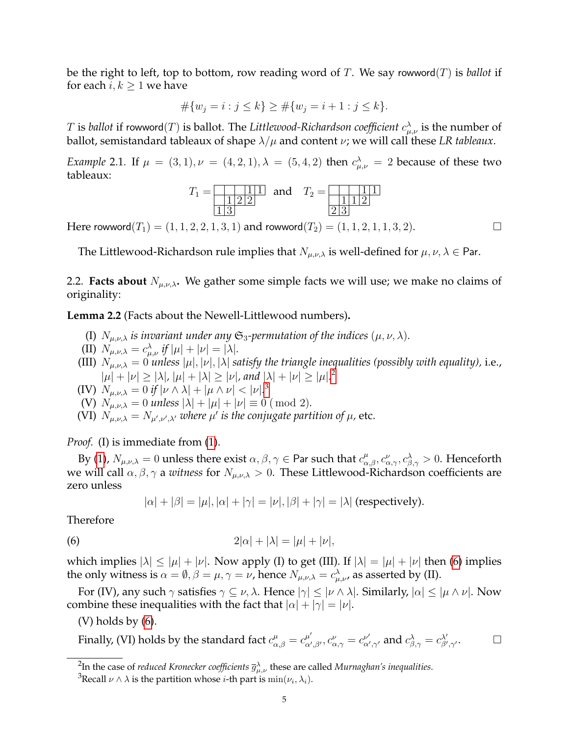be the right to left, top to bottom, row reading word of $T$. We say $\mathsf{rowword}(T)$ is *ballot* if for each $i, k \geq 1$ we have

$$\#\{w_j = i : j \leq k\} \geq \#\{w_j = i+1 : j \leq k\}.$$

$T$ is *ballot* if $\mathsf{rowword}(T)$ is ballot. The *Littlewood-Richardson coefficient* $c_{\mu,\nu}^{\lambda}$ is the number of ballot, semistandard tableaux of shape $\lambda/\mu$ and content $\nu$; we will call these *LR tableaux*.

*Example* 2.1. If $\mu = (3,1), \nu = (4,2,1), \lambda = (5,4,2)$ then $c_{\mu,\nu}^{\lambda} = 2$ because of these two tableaux:

$$T_1 = \begin{array}{|c|c|c|c|c|}\hline \phantom{1} & \phantom{1} & \phantom{1} & 1 & 1 \\ \hline \phantom{1} & 1 & 2 & 2 \\ \cline{1-4} 1 & 3 \\ \cline{1-2}\end{array} \quad \text{and} \quad T_2 = \begin{array}{|c|c|c|c|c|}\hline \phantom{1} & \phantom{1} & \phantom{1} & 1 & 1 \\ \hline \phantom{1} & 1 & 1 & 2 \\ \cline{1-4} 2 & 3 \\ \cline{1-2}\end{array}$$

Here $\mathsf{rowword}(T_1) = (1,1,2,2,1,3,1)$ and $\mathsf{rowword}(T_2) = (1,1,2,1,1,3,2)$. $\square$

The Littlewood-Richardson rule implies that $N_{\mu,\nu,\lambda}$ is well-defined for $\mu,\nu,\lambda \in \mathsf{Par}$.

2.2. **Facts about $N_{\mu,\nu,\lambda}$.** We gather some simple facts we will use; we make no claims of originality:

**Lemma 2.2** (Facts about the Newell-Littlewood numbers)**.**

- (I) *$N_{\mu,\nu,\lambda}$ is invariant under any $\mathfrak{S}_3$-permutation of the indices $(\mu,\nu,\lambda)$.*
- (II) *$N_{\mu,\nu,\lambda} = c_{\mu,\nu}^{\lambda}$ if $|\mu| + |\nu| = |\lambda|$.*
- (III) *$N_{\mu,\nu,\lambda} = 0$ unless $|\mu|, |\nu|, |\lambda|$ satisfy the triangle inequalities (possibly with equality),* i.e., *$|\mu| + |\nu| \geq |\lambda|$, $|\mu| + |\lambda| \geq |\nu|$, and $|\lambda| + |\nu| \geq |\mu|$.*[2]
- (IV) *$N_{\mu,\nu,\lambda} = 0$ if $|\nu \wedge \lambda| + |\mu \wedge \nu| < |\nu|$.*[3]
- (V) *$N_{\mu,\nu,\lambda} = 0$ unless $|\lambda| + |\mu| + |\nu| \equiv 0 \pmod 2$.*
- (VI) *$N_{\mu,\nu,\lambda} = N_{\mu',\nu',\lambda'}$ where $\mu'$ is the conjugate partition of $\mu$,* etc.

*Proof.* (I) is immediate from (1).

By (1), $N_{\mu,\nu,\lambda} = 0$ unless there exist $\alpha,\beta,\gamma \in \mathsf{Par}$ such that $c_{\alpha,\beta}^{\mu}, c_{\alpha,\gamma}^{\nu}, c_{\beta,\gamma}^{\lambda} > 0$. Henceforth we will call $\alpha,\beta,\gamma$ a *witness* for $N_{\mu,\nu,\lambda} > 0$. These Littlewood-Richardson coefficients are zero unless

$$|\alpha| + |\beta| = |\mu|, |\alpha| + |\gamma| = |\nu|, |\beta| + |\gamma| = |\lambda| \text{ (respectively)}.$$

Therefore

$$2|\alpha| + |\lambda| = |\mu| + |\nu|, \tag{6}$$

which implies $|\lambda| \leq |\mu| + |\nu|$. Now apply (I) to get (III). If $|\lambda| = |\mu| + |\nu|$ then (6) implies the only witness is $\alpha = \emptyset, \beta = \mu, \gamma = \nu$, hence $N_{\mu,\nu,\lambda} = c_{\mu,\nu}^{\lambda}$, as asserted by (II).

For (IV), any such $\gamma$ satisfies $\gamma \subseteq \nu, \lambda$. Hence $|\gamma| \leq |\nu \wedge \lambda|$. Similarly, $|\alpha| \leq |\mu \wedge \nu|$. Now combine these inequalities with the fact that $|\alpha| + |\gamma| = |\nu|$.

(V) holds by (6).

Finally, (VI) holds by the standard fact $c_{\alpha,\beta}^{\mu} = c_{\alpha',\beta'}^{\mu'}, c_{\alpha,\gamma}^{\nu} = c_{\alpha',\gamma'}^{\nu'}$ and $c_{\beta,\gamma}^{\lambda} = c_{\beta',\gamma'}^{\lambda'}$. $\square$

---

[2] In the case of *reduced Kronecker coefficients* $\overline{g}_{\mu,\nu}^{\lambda}$ these are called *Murnaghan's inequalities*.

[3] Recall $\nu \wedge \lambda$ is the partition whose $i$-th part is $\min(\nu_i, \lambda_i)$.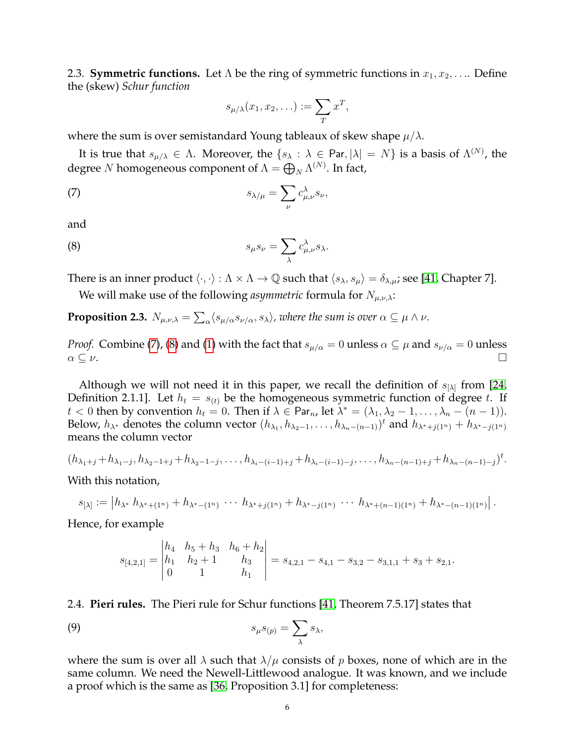2.3. **Symmetric functions.** Let $\Lambda$ be the ring of symmetric functions in $x_1, x_2, \ldots$. Define the (skew) *Schur function*

$$s_{\mu/\lambda}(x_1, x_2, \ldots) := \sum_T x^T,$$

where the sum is over semistandard Young tableaux of skew shape $\mu/\lambda$.

It is true that $s_{\mu/\lambda} \in \Lambda$. Moreover, the $\{s_\lambda : \lambda \in \mathsf{Par}, |\lambda| = N\}$ is a basis of $\Lambda^{(N)}$, the degree $N$ homogeneous component of $\Lambda = \bigoplus_N \Lambda^{(N)}$. In fact,

$$s_{\lambda/\mu} = \sum_\nu c^\lambda_{\mu,\nu} s_\nu, \tag{7}$$

and

$$s_\mu s_\nu = \sum_\lambda c^\lambda_{\mu,\nu} s_\lambda. \tag{8}$$

There is an inner product $\langle \cdot, \cdot \rangle : \Lambda \times \Lambda \to \mathbb{Q}$ such that $\langle s_\lambda, s_\mu \rangle = \delta_{\lambda,\mu}$; see [41, Chapter 7].

We will make use of the following *asymmetric* formula for $N_{\mu,\nu,\lambda}$:

**Proposition 2.3.** *$N_{\mu,\nu,\lambda} = \sum_\alpha \langle s_{\mu/\alpha} s_{\nu/\alpha}, s_\lambda \rangle$, where the sum is over $\alpha \subseteq \mu \wedge \nu$.*

*Proof.* Combine (7), (8) and (1) with the fact that $s_{\mu/\alpha} = 0$ unless $\alpha \subseteq \mu$ and $s_{\nu/\alpha} = 0$ unless $\alpha \subseteq \nu$. □

Although we will not need it in this paper, we recall the definition of $s_{[\lambda]}$ from [24, Definition 2.1.1]. Let $h_t = s_{(t)}$ be the homogeneous symmetric function of degree $t$. If $t < 0$ then by convention $h_t = 0$. Then if $\lambda \in \mathsf{Par}_n$, let $\lambda^* = (\lambda_1, \lambda_2 - 1, \ldots, \lambda_n - (n-1))$. Below, $h_{\lambda^*}$ denotes the column vector $(h_{\lambda_1}, h_{\lambda_2 - 1}, \ldots, h_{\lambda_n - (n-1)})^t$ and $h_{\lambda^* + j(1^n)} + h_{\lambda^* - j(1^n)}$ means the column vector

$$(h_{\lambda_1+j} + h_{\lambda_1 - j}, h_{\lambda_2 - 1 + j} + h_{\lambda_2 - 1 - j}, \ldots, h_{\lambda_i - (i-1) + j} + h_{\lambda_i - (i-1) - j}, \ldots, h_{\lambda_n - (n-1) + j} + h_{\lambda_n - (n-1) - j})^t.$$

With this notation,

$$s_{[\lambda]} := \left| h_{\lambda^*} \; h_{\lambda^* + (1^n)} + h_{\lambda^* - (1^n)} \; \cdots \; h_{\lambda^* + j(1^n)} + h_{\lambda^* - j(1^n)} \; \cdots \; h_{\lambda^* + (n-1)(1^n)} + h_{\lambda^* - (n-1)(1^n)} \right|.$$

Hence, for example

$$s_{[4,2,1]} = \begin{vmatrix} h_4 & h_5 + h_3 & h_6 + h_2 \\ h_1 & h_2 + 1 & h_3 \\ 0 & 1 & h_1 \end{vmatrix} = s_{4,2,1} - s_{4,1} - s_{3,2} - s_{3,1,1} + s_3 + s_{2,1}.$$

2.4. **Pieri rules.** The Pieri rule for Schur functions [41, Theorem 7.5.17] states that

$$s_\mu s_{(p)} = \sum_\lambda s_\lambda, \tag{9}$$

where the sum is over all $\lambda$ such that $\lambda/\mu$ consists of $p$ boxes, none of which are in the same column. We need the Newell-Littlewood analogue. It was known, and we include a proof which is the same as [36, Proposition 3.1] for completeness: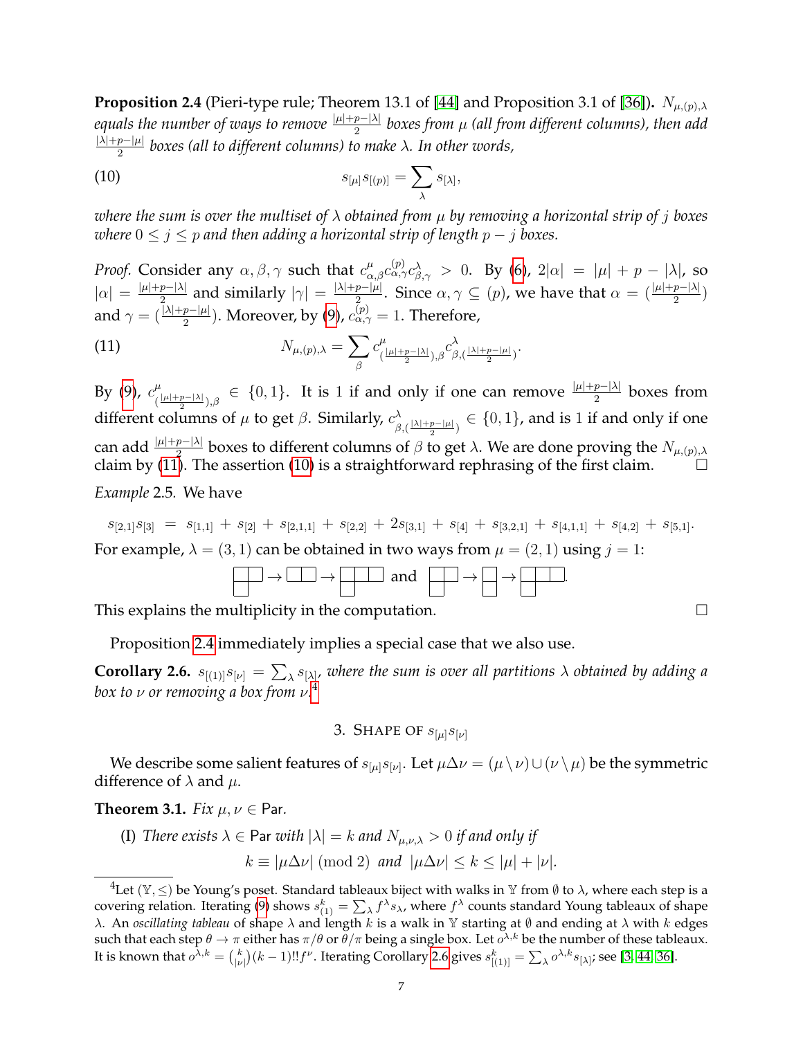**Proposition 2.4** (Pieri-type rule; Theorem 13.1 of [44] and Proposition 3.1 of [36])**.** *$N_{\mu,(p),\lambda}$ equals the number of ways to remove $\frac{|\mu|+p-|\lambda|}{2}$ boxes from $\mu$ (all from different columns), then add $\frac{|\lambda|+p-|\mu|}{2}$ boxes (all to different columns) to make $\lambda$. In other words,*

$$s_{[\mu]}s_{[(p)]} = \sum_{\lambda} s_{[\lambda]}, \tag{10}$$

*where the sum is over the multiset of $\lambda$ obtained from $\mu$ by removing a horizontal strip of $j$ boxes where $0 \leq j \leq p$ and then adding a horizontal strip of length $p-j$ boxes.*

*Proof.* Consider any $\alpha, \beta, \gamma$ such that $c^{\mu}_{\alpha,\beta}c^{(p)}_{\alpha,\gamma}c^{\lambda}_{\beta,\gamma} > 0$. By (6), $2|\alpha| = |\mu| + p - |\lambda|$, so $|\alpha| = \frac{|\mu|+p-|\lambda|}{2}$ and similarly $|\gamma| = \frac{|\lambda|+p-|\mu|}{2}$. Since $\alpha, \gamma \subseteq (p)$, we have that $\alpha = (\frac{|\mu|+p-|\lambda|}{2})$ and $\gamma = (\frac{|\lambda|+p-|\mu|}{2})$. Moreover, by (9), $c^{(p)}_{\alpha,\gamma} = 1$. Therefore,

$$N_{\mu,(p),\lambda} = \sum_{\beta} c^{\mu}_{(\frac{|\mu|+p-|\lambda|}{2}),\beta}\, c^{\lambda}_{\beta,(\frac{|\lambda|+p-|\mu|}{2})}. \tag{11}$$

By (9), $c^{\mu}_{(\frac{|\mu|+p-|\lambda|}{2}),\beta} \in \{0,1\}$. It is 1 if and only if one can remove $\frac{|\mu|+p-|\lambda|}{2}$ boxes from different columns of $\mu$ to get $\beta$. Similarly, $c^{\lambda}_{\beta,(\frac{|\lambda|+p-|\mu|}{2})} \in \{0,1\}$, and is 1 if and only if one can add $\frac{|\mu|+p-|\lambda|}{2}$ boxes to different columns of $\beta$ to get $\lambda$. We are done proving the $N_{\mu,(p),\lambda}$ claim by (11). The assertion (10) is a straightforward rephrasing of the first claim. □

*Example* 2.5. We have

$$s_{[2,1]}s_{[3]} = s_{[1,1]} + s_{[2]} + s_{[2,1,1]} + s_{[2,2]} + 2s_{[3,1]} + s_{[4]} + s_{[3,2,1]} + s_{[4,1,1]} + s_{[4,2]} + s_{[5,1]}.$$

For example, $\lambda = (3,1)$ can be obtained in two ways from $\mu = (2,1)$ using $j = 1$:

$(2,1) \to (2) \to (3,1)$ and $(2,1) \to (1,1) \to (3,1)$.

This explains the multiplicity in the computation. □

Proposition 2.4 immediately implies a special case that we also use.

**Corollary 2.6.** *$s_{[(1)]}s_{[\nu]} = \sum_{\lambda} s_{[\lambda]}$, where the sum is over all partitions $\lambda$ obtained by adding a box to $\nu$ or removing a box from $\nu$.*[4]

## 3. Shape of $s_{[\mu]}s_{[\nu]}$

We describe some salient features of $s_{[\mu]}s_{[\nu]}$. Let $\mu\Delta\nu = (\mu \setminus \nu) \cup (\nu \setminus \mu)$ be the symmetric difference of $\lambda$ and $\mu$.

**Theorem 3.1.** *Fix $\mu, \nu \in$ Par.*

(I) *There exists $\lambda \in$ Par with $|\lambda| = k$ and $N_{\mu,\nu,\lambda} > 0$ if and only if*

$$k \equiv |\mu\Delta\nu| \pmod 2 \ \text{ and } \ |\mu\Delta\nu| \leq k \leq |\mu| + |\nu|.$$

---

[4] Let $(\mathbb{Y}, \leq)$ be Young's poset. Standard tableaux biject with walks in $\mathbb{Y}$ from $\emptyset$ to $\lambda$, where each step is a covering relation. Iterating (9) shows $s^k_{(1)} = \sum_\lambda f^\lambda s_\lambda$, where $f^\lambda$ counts standard Young tableaux of shape $\lambda$. An *oscillating tableau* of shape $\lambda$ and length $k$ is a walk in $\mathbb{Y}$ starting at $\emptyset$ and ending at $\lambda$ with $k$ edges such that each step $\theta \to \pi$ either has $\pi/\theta$ or $\theta/\pi$ being a single box. Let $o^{\lambda,k}$ be the number of these tableaux. It is known that $o^{\lambda,k} = \binom{k}{|\nu|}(k-1)!!f^\nu$. Iterating Corollary 2.6 gives $s^k_{[(1)]} = \sum_\lambda o^{\lambda,k} s_{[\lambda]}$; see [3, 44, 36].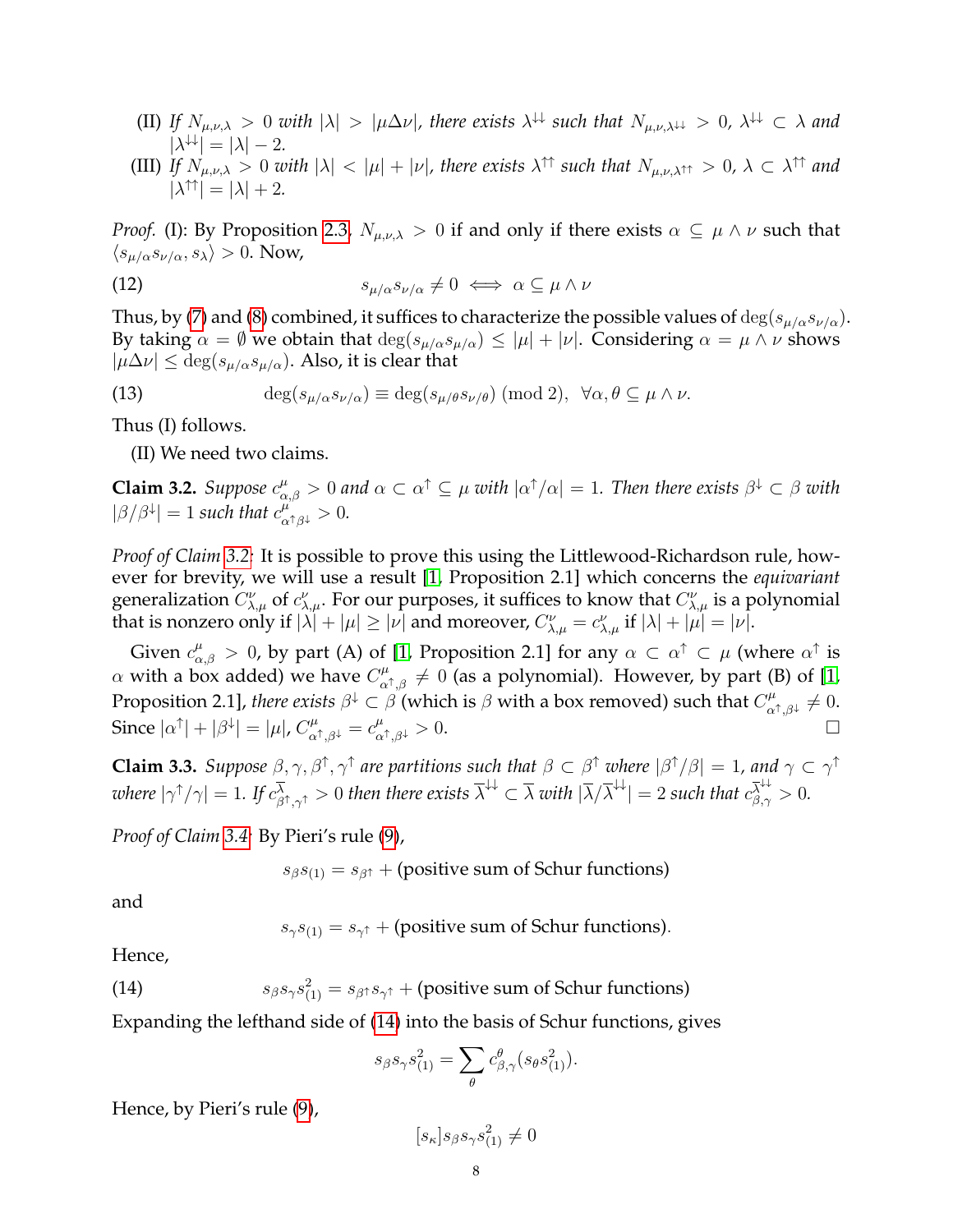(II) If $N_{\mu,\nu,\lambda} > 0$ with $|\lambda| > |\mu\Delta\nu|$, there exists $\lambda^{\downarrow\downarrow}$ such that $N_{\mu,\nu,\lambda^{\downarrow\downarrow}} > 0$, $\lambda^{\downarrow\downarrow} \subset \lambda$ and $|\lambda^{\downarrow\downarrow}| = |\lambda| - 2$.

(III) If $N_{\mu,\nu,\lambda} > 0$ with $|\lambda| < |\mu| + |\nu|$, there exists $\lambda^{\uparrow\uparrow}$ such that $N_{\mu,\nu,\lambda^{\uparrow\uparrow}} > 0$, $\lambda \subset \lambda^{\uparrow\uparrow}$ and $|\lambda^{\uparrow\uparrow}| = |\lambda| + 2$.

*Proof.* (I): By Proposition 2.3, $N_{\mu,\nu,\lambda} > 0$ if and only if there exists $\alpha \subseteq \mu \wedge \nu$ such that $\langle s_{\mu/\alpha} s_{\nu/\alpha}, s_\lambda \rangle > 0$. Now,

$$s_{\mu/\alpha} s_{\nu/\alpha} \neq 0 \iff \alpha \subseteq \mu \wedge \nu \tag{12}$$

Thus, by (7) and (8) combined, it suffices to characterize the possible values of $\deg(s_{\mu/\alpha} s_{\nu/\alpha})$. By taking $\alpha = \emptyset$ we obtain that $\deg(s_{\mu/\alpha} s_{\mu/\alpha}) \leq |\mu| + |\nu|$. Considering $\alpha = \mu \wedge \nu$ shows $|\mu\Delta\nu| \leq \deg(s_{\mu/\alpha} s_{\mu/\alpha})$. Also, it is clear that

$$\deg(s_{\mu/\alpha} s_{\nu/\alpha}) \equiv \deg(s_{\mu/\theta} s_{\nu/\theta}) \pmod 2, \quad \forall \alpha, \theta \subseteq \mu \wedge \nu. \tag{13}$$

Thus (I) follows.

(II) We need two claims.

**Claim 3.2.** *Suppose $c^{\mu}_{\alpha,\beta} > 0$ and $\alpha \subset \alpha^{\uparrow} \subseteq \mu$ with $|\alpha^{\uparrow}/\alpha| = 1$. Then there exists $\beta^{\downarrow} \subset \beta$ with $|\beta/\beta^{\downarrow}| = 1$ such that $c^{\mu}_{\alpha^{\uparrow}\beta^{\downarrow}} > 0$.*

*Proof of Claim 3.2:* It is possible to prove this using the Littlewood-Richardson rule, however for brevity, we will use a result [1, Proposition 2.1] which concerns the *equivariant* generalization $C^{\nu}_{\lambda,\mu}$ of $c^{\nu}_{\lambda,\mu}$. For our purposes, it suffices to know that $C^{\nu}_{\lambda,\mu}$ is a polynomial that is nonzero only if $|\lambda| + |\mu| \geq |\nu|$ and moreover, $C^{\nu}_{\lambda,\mu} = c^{\nu}_{\lambda,\mu}$ if $|\lambda| + |\mu| = |\nu|$.

Given $c^{\mu}_{\alpha,\beta} > 0$, by part (A) of [1, Proposition 2.1] for any $\alpha \subset \alpha^{\uparrow} \subset \mu$ (where $\alpha^{\uparrow}$ is $\alpha$ with a box added) we have $C^{\mu}_{\alpha^{\uparrow},\beta} \neq 0$ (as a polynomial). However, by part (B) of [1, Proposition 2.1], *there exists* $\beta^{\downarrow} \subset \beta$ (which is $\beta$ with a box removed) such that $C^{\mu}_{\alpha^{\uparrow},\beta^{\downarrow}} \neq 0$. Since $|\alpha^{\uparrow}| + |\beta^{\downarrow}| = |\mu|$, $C^{\mu}_{\alpha^{\uparrow},\beta^{\downarrow}} = c^{\mu}_{\alpha^{\uparrow},\beta^{\downarrow}} > 0$. □

**Claim 3.3.** *Suppose $\beta, \gamma, \beta^{\uparrow}, \gamma^{\uparrow}$ are partitions such that $\beta \subset \beta^{\uparrow}$ where $|\beta^{\uparrow}/\beta| = 1$, and $\gamma \subset \gamma^{\uparrow}$ where $|\gamma^{\uparrow}/\gamma| = 1$. If $c^{\overline{\lambda}}_{\beta^{\uparrow},\gamma^{\uparrow}} > 0$ then there exists $\overline{\lambda}^{\downarrow\downarrow} \subset \overline{\lambda}$ with $|\overline{\lambda}/\overline{\lambda}^{\downarrow\downarrow}| = 2$ such that $c^{\overline{\lambda}^{\downarrow\downarrow}}_{\beta,\gamma} > 0$.*

*Proof of Claim 3.4:* By Pieri's rule (9),

$$s_\beta s_{(1)} = s_{\beta^{\uparrow}} + (\text{positive sum of Schur functions})$$

and

$$s_\gamma s_{(1)} = s_{\gamma^{\uparrow}} + (\text{positive sum of Schur functions}).$$

Hence,

$$s_\beta s_\gamma s^2_{(1)} = s_{\beta^{\uparrow}} s_{\gamma^{\uparrow}} + (\text{positive sum of Schur functions}) \tag{14}$$

Expanding the lefthand side of (14) into the basis of Schur functions, gives

$$s_\beta s_\gamma s^2_{(1)} = \sum_{\theta} c^{\theta}_{\beta,\gamma} (s_\theta s^2_{(1)}).$$

Hence, by Pieri's rule (9),

$$[s_\kappa] s_\beta s_\gamma s^2_{(1)} \neq 0$$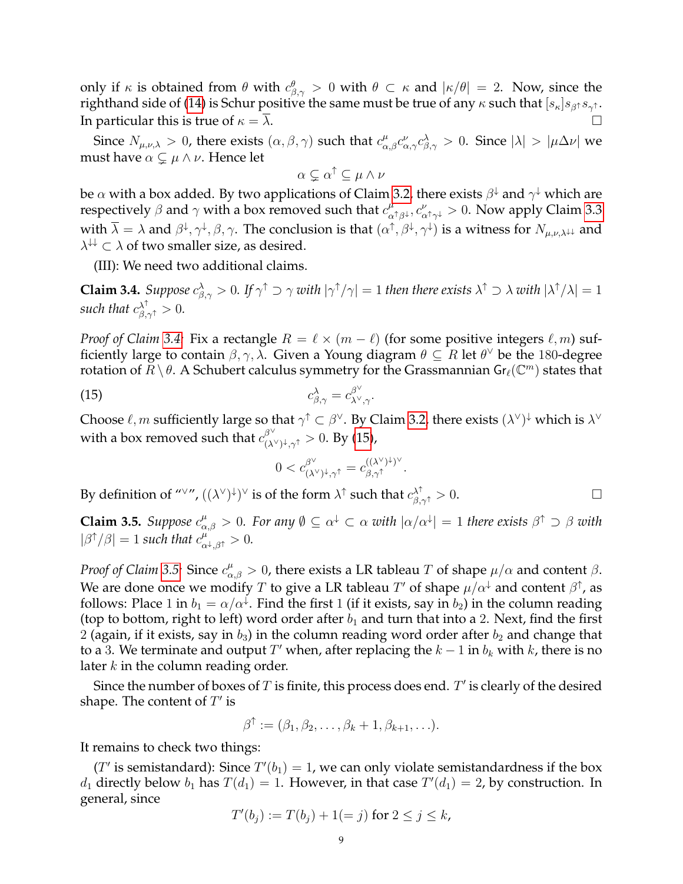only if $\kappa$ is obtained from $\theta$ with $c^{\theta}_{\beta,\gamma} > 0$ with $\theta \subset \kappa$ and $|\kappa/\theta| = 2$. Now, since the righthand side of (14) is Schur positive the same must be true of any $\kappa$ such that $[s_\kappa]s_{\beta^\uparrow}s_{\gamma^\uparrow}$. In particular this is true of $\kappa = \overline{\lambda}$. $\square$

Since $N_{\mu,\nu,\lambda} > 0$, there exists $(\alpha, \beta, \gamma)$ such that $c^{\mu}_{\alpha,\beta}c^{\nu}_{\alpha,\gamma}c^{\lambda}_{\beta,\gamma} > 0$. Since $|\lambda| > |\mu \Delta \nu|$ we must have $\alpha \subsetneq \mu \wedge \nu$. Hence let

$$\alpha \subsetneq \alpha^\uparrow \subseteq \mu \wedge \nu$$

be $\alpha$ with a box added. By two applications of Claim 3.2, there exists $\beta^\downarrow$ and $\gamma^\downarrow$ which are respectively $\beta$ and $\gamma$ with a box removed such that $c^{\mu}_{\alpha^\uparrow \beta^\downarrow}, c^{\nu}_{\alpha^\uparrow \gamma^\downarrow} > 0$. Now apply Claim 3.3 with $\overline{\lambda} = \lambda$ and $\beta^\downarrow, \gamma^\downarrow, \beta, \gamma$. The conclusion is that $(\alpha^\uparrow, \beta^\downarrow, \gamma^\downarrow)$ is a witness for $N_{\mu,\nu,\lambda^{\downarrow\downarrow}}$ and $\lambda^{\downarrow\downarrow} \subset \lambda$ of two smaller size, as desired.

(III): We need two additional claims.

**Claim 3.4.** *Suppose $c^{\lambda}_{\beta,\gamma} > 0$. If $\gamma^\uparrow \supset \gamma$ with $|\gamma^\uparrow/\gamma| = 1$ then there exists $\lambda^\uparrow \supset \lambda$ with $|\lambda^\uparrow/\lambda| = 1$ such that $c^{\lambda^\uparrow}_{\beta,\gamma^\uparrow} > 0$.*

*Proof of Claim 3.4:* Fix a rectangle $R = \ell \times (m - \ell)$ (for some positive integers $\ell, m$) sufficiently large to contain $\beta, \gamma, \lambda$. Given a Young diagram $\theta \subseteq R$ let $\theta^\vee$ be the 180-degree rotation of $R \setminus \theta$. A Schubert calculus symmetry for the Grassmannian $\mathsf{Gr}_\ell(\mathbb{C}^m)$ states that

$$c^{\lambda}_{\beta,\gamma} = c^{\beta^\vee}_{\lambda^\vee,\gamma}. \tag{15}$$

Choose $\ell, m$ sufficiently large so that $\gamma^\uparrow \subset \beta^\vee$. By Claim 3.2, there exists $(\lambda^\vee)^\downarrow$ which is $\lambda^\vee$ with a box removed such that $c^{\beta^\vee}_{(\lambda^\vee)^\downarrow,\gamma^\uparrow} > 0$. By (15),

$$0 < c^{\beta^\vee}_{(\lambda^\vee)^\downarrow,\gamma^\uparrow} = c^{((\lambda^\vee)^\downarrow)^\vee}_{\beta,\gamma^\uparrow}.$$

By definition of "$^\vee$", $((\lambda^\vee)^\downarrow)^\vee$ is of the form $\lambda^\uparrow$ such that $c^{\lambda^\uparrow}_{\beta,\gamma^\uparrow} > 0$. $\square$

**Claim 3.5.** *Suppose $c^{\mu}_{\alpha,\beta} > 0$. For any $\emptyset \subseteq \alpha^\downarrow \subset \alpha$ with $|\alpha/\alpha^\downarrow| = 1$ there exists $\beta^\uparrow \supset \beta$ with $|\beta^\uparrow/\beta| = 1$ such that $c^{\mu}_{\alpha^\downarrow,\beta^\uparrow} > 0$.*

*Proof of Claim 3.5:* Since $c^{\mu}_{\alpha,\beta} > 0$, there exists a LR tableau $T$ of shape $\mu/\alpha$ and content $\beta$. We are done once we modify $T$ to give a LR tableau $T'$ of shape $\mu/\alpha^\downarrow$ and content $\beta^\uparrow$, as follows: Place 1 in $b_1 = \alpha/\alpha^\downarrow$. Find the first 1 (if it exists, say in $b_2$) in the column reading (top to bottom, right to left) word order after $b_1$ and turn that into a 2. Next, find the first 2 (again, if it exists, say in $b_3$) in the column reading word order after $b_2$ and change that to a 3. We terminate and output $T'$ when, after replacing the $k-1$ in $b_k$ with $k$, there is no later $k$ in the column reading order.

Since the number of boxes of $T$ is finite, this process does end. $T'$ is clearly of the desired shape. The content of $T'$ is

$$\beta^\uparrow := (\beta_1, \beta_2, \ldots, \beta_k + 1, \beta_{k+1}, \ldots).$$

It remains to check two things:

($T'$ is semistandard): Since $T'(b_1) = 1$, we can only violate semistandardness if the box $d_1$ directly below $b_1$ has $T(d_1) = 1$. However, in that case $T'(d_1) = 2$, by construction. In general, since

$$T'(b_j) := T(b_j) + 1 (= j) \text{ for } 2 \leq j \leq k,$$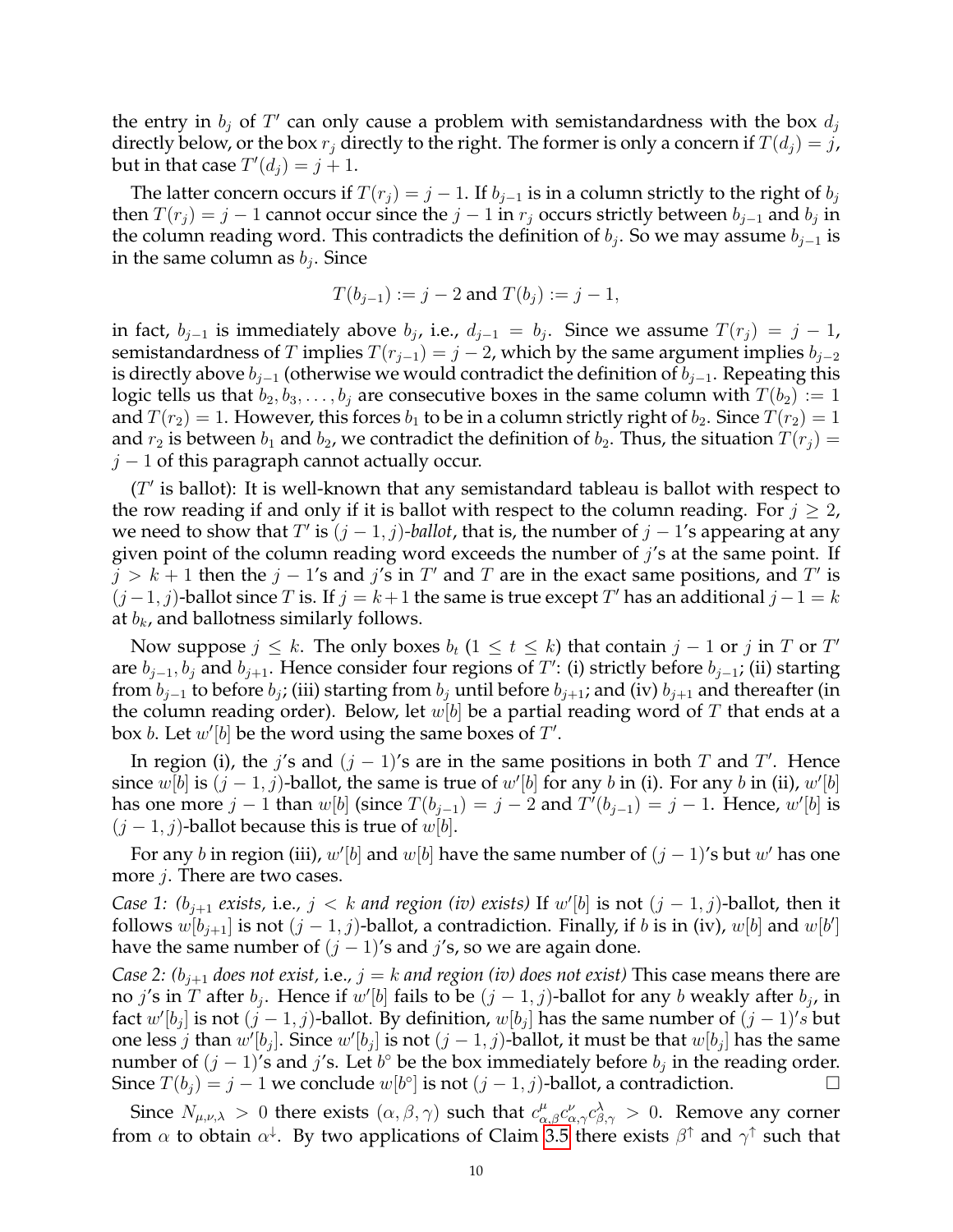the entry in $b_j$ of $T'$ can only cause a problem with semistandardness with the box $d_j$ directly below, or the box $r_j$ directly to the right. The former is only a concern if $T(d_j) = j$, but in that case $T'(d_j) = j + 1$.

The latter concern occurs if $T(r_j) = j - 1$. If $b_{j-1}$ is in a column strictly to the right of $b_j$ then $T(r_j) = j - 1$ cannot occur since the $j - 1$ in $r_j$ occurs strictly between $b_{j-1}$ and $b_j$ in the column reading word. This contradicts the definition of $b_j$. So we may assume $b_{j-1}$ is in the same column as $b_j$. Since

$$T(b_{j-1}) := j - 2 \text{ and } T(b_j) := j - 1,$$

in fact, $b_{j-1}$ is immediately above $b_j$, i.e., $d_{j-1} = b_j$. Since we assume $T(r_j) = j - 1$, semistandardness of $T$ implies $T(r_{j-1}) = j - 2$, which by the same argument implies $b_{j-2}$ is directly above $b_{j-1}$ (otherwise we would contradict the definition of $b_{j-1}$. Repeating this logic tells us that $b_2, b_3, \ldots, b_j$ are consecutive boxes in the same column with $T(b_2) := 1$ and $T(r_2) = 1$. However, this forces $b_1$ to be in a column strictly right of $b_2$. Since $T(r_2) = 1$ and $r_2$ is between $b_1$ and $b_2$, we contradict the definition of $b_2$. Thus, the situation $T(r_j) = j - 1$ of this paragraph cannot actually occur.

($T'$ is ballot): It is well-known that any semistandard tableau is ballot with respect to the row reading if and only if it is ballot with respect to the column reading. For $j \geq 2$, we need to show that $T'$ is $(j-1, j)$-*ballot*, that is, the number of $j - 1$'s appearing at any given point of the column reading word exceeds the number of $j$'s at the same point. If $j > k + 1$ then the $j - 1$'s and $j$'s in $T'$ and $T$ are in the exact same positions, and $T'$ is $(j-1, j)$-ballot since $T$ is. If $j = k+1$ the same is true except $T'$ has an additional $j-1 = k$ at $b_k$, and ballotness similarly follows.

Now suppose $j \leq k$. The only boxes $b_t$ ($1 \leq t \leq k$) that contain $j - 1$ or $j$ in $T$ or $T'$ are $b_{j-1}, b_j$ and $b_{j+1}$. Hence consider four regions of $T'$: (i) strictly before $b_{j-1}$; (ii) starting from $b_{j-1}$ to before $b_j$; (iii) starting from $b_j$ until before $b_{j+1}$; and (iv) $b_{j+1}$ and thereafter (in the column reading order). Below, let $w[b]$ be a partial reading word of $T$ that ends at a box $b$. Let $w'[b]$ be the word using the same boxes of $T'$.

In region (i), the $j$'s and $(j-1)$'s are in the same positions in both $T$ and $T'$. Hence since $w[b]$ is $(j-1, j)$-ballot, the same is true of $w'[b]$ for any $b$ in (i). For any $b$ in (ii), $w'[b]$ has one more $j - 1$ than $w[b]$ (since $T(b_{j-1}) = j - 2$ and $T'(b_{j-1}) = j - 1$. Hence, $w'[b]$ is $(j-1, j)$-ballot because this is true of $w[b]$.

For any $b$ in region (iii), $w'[b]$ and $w[b]$ have the same number of $(j-1)$'s but $w'$ has one more $j$. There are two cases.

*Case 1: ($b_{j+1}$ exists, i.e., $j < k$ and region (iv) exists)* If $w'[b]$ is not $(j-1, j)$-ballot, then it follows $w[b_{j+1}]$ is not $(j-1, j)$-ballot, a contradiction. Finally, if $b$ is in (iv), $w[b]$ and $w[b']$ have the same number of $(j-1)$'s and $j$'s, so we are again done.

*Case 2: ($b_{j+1}$ does not exist, i.e., $j = k$ and region (iv) does not exist)* This case means there are no $j$'s in $T$ after $b_j$. Hence if $w'[b]$ fails to be $(j-1, j)$-ballot for any $b$ weakly after $b_j$, in fact $w'[b_j]$ is not $(j-1, j)$-ballot. By definition, $w[b_j]$ has the same number of $(j-1)'s$ but one less $j$ than $w'[b_j]$. Since $w'[b_j]$ is not $(j-1, j)$-ballot, it must be that $w[b_j]$ has the same number of $(j-1)$'s and $j$'s. Let $b^\circ$ be the box immediately before $b_j$ in the reading order. Since $T(b_j) = j - 1$ we conclude $w[b^\circ]$ is not $(j-1, j)$-ballot, a contradiction. $\square$

Since $N_{\mu,\nu,\lambda} > 0$ there exists $(\alpha, \beta, \gamma)$ such that $c^{\mu}_{\alpha,\beta} c^{\nu}_{\alpha,\gamma} c^{\lambda}_{\beta,\gamma} > 0$. Remove any corner from $\alpha$ to obtain $\alpha^{\downarrow}$. By two applications of Claim 3.5 there exists $\beta^{\uparrow}$ and $\gamma^{\uparrow}$ such that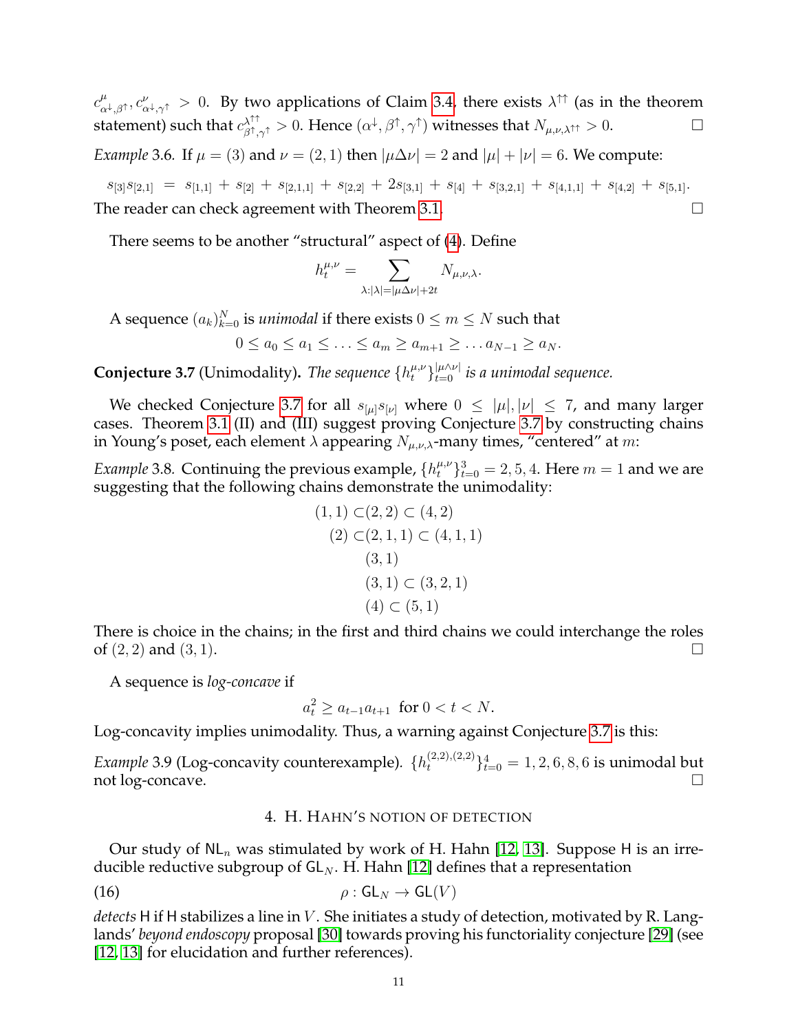$c^{\mu}_{\alpha^{\downarrow},\beta^{\uparrow}}, c^{\nu}_{\alpha^{\downarrow},\gamma^{\uparrow}} > 0$. By two applications of Claim 3.4, there exists $\lambda^{\uparrow\uparrow}$ (as in the theorem statement) such that $c^{\lambda^{\uparrow\uparrow}}_{\beta^{\uparrow},\gamma^{\uparrow}} > 0$. Hence $(\alpha^{\downarrow}, \beta^{\uparrow}, \gamma^{\uparrow})$ witnesses that $N_{\mu,\nu,\lambda^{\uparrow\uparrow}} > 0$. $\square$

*Example* 3.6. If $\mu = (3)$ and $\nu = (2,1)$ then $|\mu\Delta\nu| = 2$ and $|\mu| + |\nu| = 6$. We compute:

$$s_{[3]}s_{[2,1]} = s_{[1,1]} + s_{[2]} + s_{[2,1,1]} + s_{[2,2]} + 2s_{[3,1]} + s_{[4]} + s_{[3,2,1]} + s_{[4,1,1]} + s_{[4,2]} + s_{[5,1]}.$$

The reader can check agreement with Theorem 3.1. $\square$

There seems to be another "structural" aspect of (4). Define

$$h_t^{\mu,\nu} = \sum_{\lambda:|\lambda|=|\mu\Delta\nu|+2t} N_{\mu,\nu,\lambda}.$$

A sequence $(a_k)_{k=0}^N$ is *unimodal* if there exists $0 \leq m \leq N$ such that

$$0 \leq a_0 \leq a_1 \leq \ldots \leq a_m \geq a_{m+1} \geq \ldots a_{N-1} \geq a_N.$$

**Conjecture 3.7** (Unimodality). *The sequence $\{h_t^{\mu,\nu}\}_{t=0}^{|\mu\wedge\nu|}$ is a unimodal sequence.*

We checked Conjecture 3.7 for all $s_{[\mu]}s_{[\nu]}$ where $0 \leq |\mu|, |\nu| \leq 7$, and many larger cases. Theorem 3.1 (II) and (III) suggest proving Conjecture 3.7 by constructing chains in Young's poset, each element $\lambda$ appearing $N_{\mu,\nu,\lambda}$-many times, "centered" at $m$:

*Example* 3.8. Continuing the previous example, $\{h_t^{\mu,\nu}\}_{t=0}^{3} = 2, 5, 4$. Here $m = 1$ and we are suggesting that the following chains demonstrate the unimodality:

$$\begin{gathered}
(1,1) \subset (2,2) \subset (4,2) \\
(2) \subset (2,1,1) \subset (4,1,1) \\
(3,1) \\
(3,1) \subset (3,2,1) \\
(4) \subset (5,1)
\end{gathered}$$

There is choice in the chains; in the first and third chains we could interchange the roles of $(2,2)$ and $(3,1)$. $\square$

A sequence is *log-concave* if

$$a_t^2 \geq a_{t-1}a_{t+1} \ \text{ for } 0 < t < N.$$

Log-concavity implies unimodality. Thus, a warning against Conjecture 3.7 is this:

*Example* 3.9 (Log-concavity counterexample). $\{h_t^{(2,2),(2,2)}\}_{t=0}^{4} = 1, 2, 6, 8, 6$ is unimodal but not log-concave. $\square$

## 4. H. Hahn's notion of detection

Our study of $\mathsf{NL}_n$ was stimulated by work of H. Hahn [12, 13]. Suppose $\mathsf{H}$ is an irreducible reductive subgroup of $\mathsf{GL}_N$. H. Hahn [12] defines that a representation

$$\rho : \mathsf{GL}_N \to \mathsf{GL}(V) \tag{16}$$

*detects* $\mathsf{H}$ if $\mathsf{H}$ stabilizes a line in $V$. She initiates a study of detection, motivated by R. Langlands' *beyond endoscopy* proposal [30] towards proving his functoriality conjecture [29] (see [12, 13] for elucidation and further references).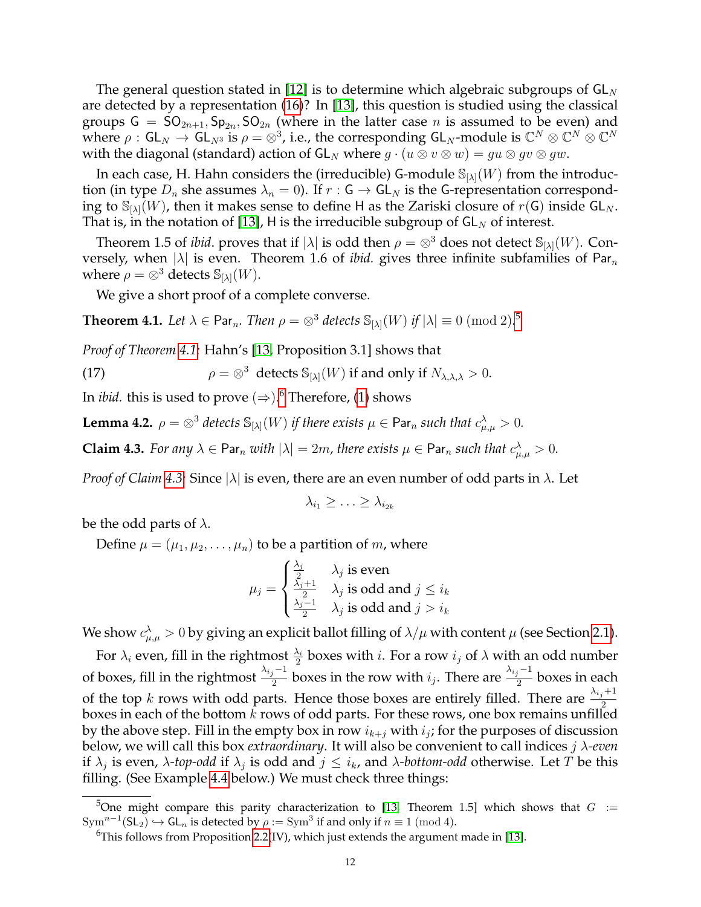The general question stated in [12] is to determine which algebraic subgroups of $\mathsf{GL}_N$ are detected by a representation (16)? In [13], this question is studied using the classical groups $\mathsf{G} = \mathsf{SO}_{2n+1}, \mathsf{Sp}_{2n}, \mathsf{SO}_{2n}$ (where in the latter case $n$ is assumed to be even) and where $\rho : \mathsf{GL}_N \to \mathsf{GL}_{N^3}$ is $\rho = \otimes^3$, i.e., the corresponding $\mathsf{GL}_N$-module is $\mathbb{C}^N \otimes \mathbb{C}^N \otimes \mathbb{C}^N$ with the diagonal (standard) action of $\mathsf{GL}_N$ where $g \cdot (u \otimes v \otimes w) = gu \otimes gv \otimes gw$.

In each case, H. Hahn considers the (irreducible) $\mathsf{G}$-module $\mathbb{S}_{[\lambda]}(W)$ from the introduction (in type $D_n$ she assumes $\lambda_n = 0$). If $r : \mathsf{G} \to \mathsf{GL}_N$ is the $\mathsf{G}$-representation corresponding to $\mathbb{S}_{[\lambda]}(W)$, then it makes sense to define $\mathsf{H}$ as the Zariski closure of $r(\mathsf{G})$ inside $\mathsf{GL}_N$. That is, in the notation of [13], $\mathsf{H}$ is the irreducible subgroup of $\mathsf{GL}_N$ of interest.

Theorem 1.5 of *ibid.* proves that if $|\lambda|$ is odd then $\rho = \otimes^3$ does not detect $\mathbb{S}_{[\lambda]}(W)$. Conversely, when $|\lambda|$ is even. Theorem 1.6 of *ibid.* gives three infinite subfamilies of $\mathsf{Par}_n$ where $\rho = \otimes^3$ detects $\mathbb{S}_{[\lambda]}(W)$.

We give a short proof of a complete converse.

**Theorem 4.1.** *Let $\lambda \in \mathsf{Par}_n$. Then $\rho = \otimes^3$ detects $\mathbb{S}_{[\lambda]}(W)$ if $|\lambda| \equiv 0 \pmod 2$.*[5]

*Proof of Theorem 4.1:* Hahn's [13, Proposition 3.1] shows that

$$\rho = \otimes^3 \text{ detects } \mathbb{S}_{[\lambda]}(W) \text{ if and only if } N_{\lambda,\lambda,\lambda} > 0. \tag{17}$$

In *ibid.* this is used to prove $(\Rightarrow)$.[6] Therefore, (1) shows

**Lemma 4.2.** *$\rho = \otimes^3$ detects $\mathbb{S}_{[\lambda]}(W)$ if there exists $\mu \in \mathsf{Par}_n$ such that $c^{\lambda}_{\mu,\mu} > 0$.*

**Claim 4.3.** *For any $\lambda \in \mathsf{Par}_n$ with $|\lambda| = 2m$, there exists $\mu \in \mathsf{Par}_n$ such that $c^{\lambda}_{\mu,\mu} > 0$.*

*Proof of Claim 4.3:* Since $|\lambda|$ is even, there are an even number of odd parts in $\lambda$. Let

$$\lambda_{i_1} \geq \ldots \geq \lambda_{i_{2k}}$$

be the odd parts of $\lambda$.

Define $\mu = (\mu_1, \mu_2, \ldots, \mu_n)$ to be a partition of $m$, where

$$\mu_j = \begin{cases} \frac{\lambda_j}{2} & \lambda_j \text{ is even} \\ \frac{\lambda_j + 1}{2} & \lambda_j \text{ is odd and } j \leq i_k \\ \frac{\lambda_j - 1}{2} & \lambda_j \text{ is odd and } j > i_k \end{cases}$$

We show $c^{\lambda}_{\mu,\mu} > 0$ by giving an explicit ballot filling of $\lambda/\mu$ with content $\mu$ (see Section 2.1).

For $\lambda_i$ even, fill in the rightmost $\frac{\lambda_i}{2}$ boxes with $i$. For a row $i_j$ of $\lambda$ with an odd number of boxes, fill in the rightmost $\frac{\lambda_{i_j}-1}{2}$ boxes in the row with $i_j$. There are $\frac{\lambda_{i_j}-1}{2}$ boxes in each of the top $k$ rows with odd parts. Hence those boxes are entirely filled. There are $\frac{\lambda_{i_j}+1}{2}$ boxes in each of the bottom $k$ rows of odd parts. For these rows, one box remains unfilled by the above step. Fill in the empty box in row $i_{k+j}$ with $i_j$; for the purposes of discussion below, we will call this box *extraordinary*. It will also be convenient to call indices $j$ *$\lambda$-even* if $\lambda_j$ is even, *$\lambda$-top-odd* if $\lambda_j$ is odd and $j \leq i_k$, and *$\lambda$-bottom-odd* otherwise. Let $T$ be this filling. (See Example 4.4 below.) We must check three things:

---

[5] One might compare this parity characterization to [13, Theorem 1.5] which shows that $G := \mathrm{Sym}^{n-1}(\mathrm{SL}_2) \hookrightarrow \mathsf{GL}_n$ is detected by $\rho := \mathrm{Sym}^3$ if and only if $n \equiv 1 \pmod 4$.

[6] This follows from Proposition 2.2(IV), which just extends the argument made in [13].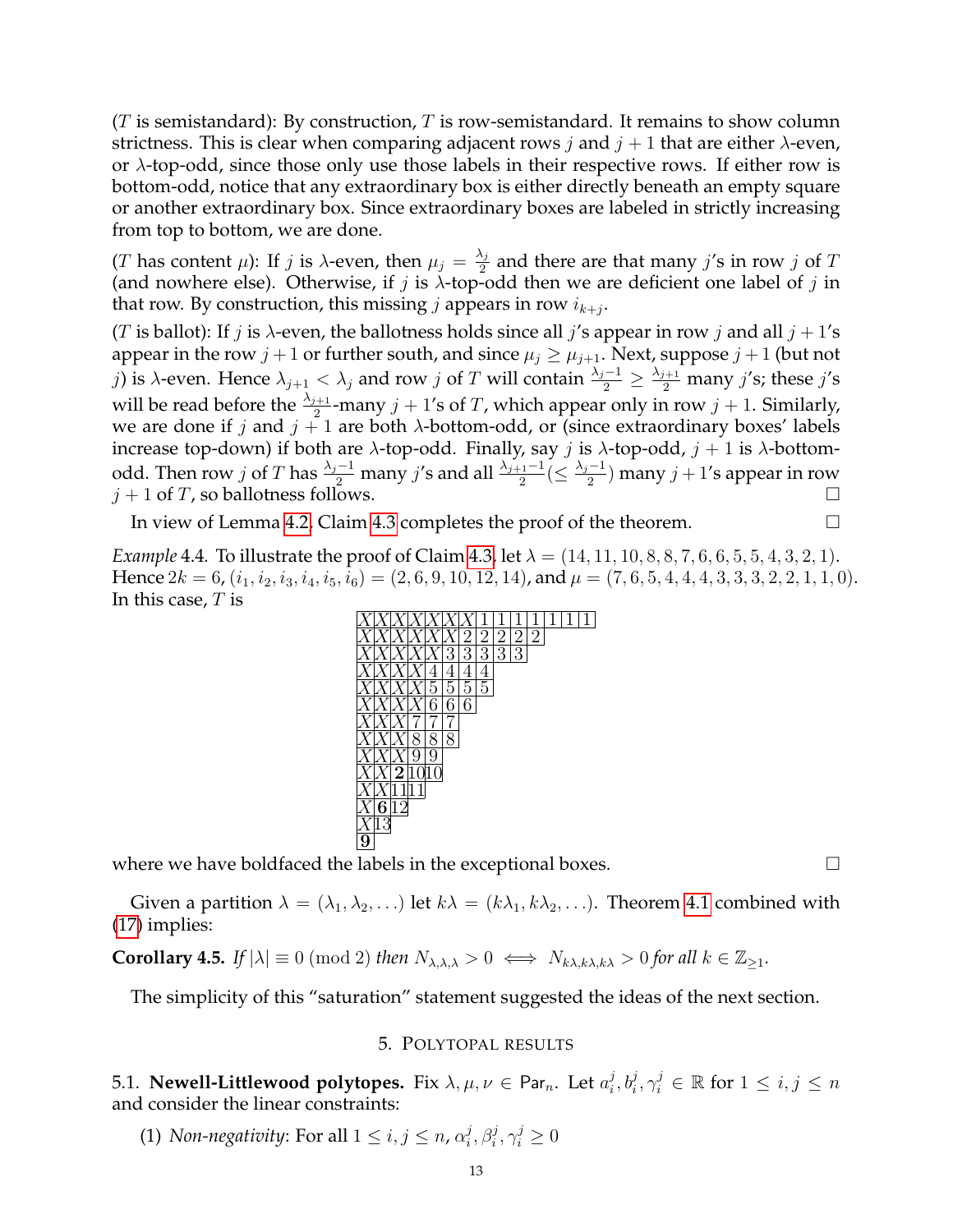($T$ is semistandard): By construction, $T$ is row-semistandard. It remains to show column strictness. This is clear when comparing adjacent rows $j$ and $j+1$ that are either $\lambda$-even, or $\lambda$-top-odd, since those only use those labels in their respective rows. If either row is bottom-odd, notice that any extraordinary box is either directly beneath an empty square or another extraordinary box. Since extraordinary boxes are labeled in strictly increasing from top to bottom, we are done.

($T$ has content $\mu$): If $j$ is $\lambda$-even, then $\mu_j = \frac{\lambda_j}{2}$ and there are that many $j$'s in row $j$ of $T$ (and nowhere else). Otherwise, if $j$ is $\lambda$-top-odd then we are deficient one label of $j$ in that row. By construction, this missing $j$ appears in row $i_{k+j}$.

($T$ is ballot): If $j$ is $\lambda$-even, the ballotness holds since all $j$'s appear in row $j$ and all $j+1$'s appear in the row $j+1$ or further south, and since $\mu_j \geq \mu_{j+1}$. Next, suppose $j+1$ (but not $j$) is $\lambda$-even. Hence $\lambda_{j+1} < \lambda_j$ and row $j$ of $T$ will contain $\frac{\lambda_j - 1}{2} \geq \frac{\lambda_{j+1}}{2}$ many $j$'s; these $j$'s will be read before the $\frac{\lambda_{j+1}}{2}$-many $j+1$'s of $T$, which appear only in row $j+1$. Similarly, we are done if $j$ and $j+1$ are both $\lambda$-bottom-odd, or (since extraordinary boxes' labels increase top-down) if both are $\lambda$-top-odd. Finally, say $j$ is $\lambda$-top-odd, $j+1$ is $\lambda$-bottom-odd. Then row $j$ of $T$ has $\frac{\lambda_j - 1}{2}$ many $j$'s and all $\frac{\lambda_{j+1}-1}{2} (\leq \frac{\lambda_j - 1}{2})$ many $j+1$'s appear in row $j+1$ of $T$, so ballotness follows. $\square$

In view of Lemma 4.2, Claim 4.3 completes the proof of the theorem. $\square$

*Example* 4.4. To illustrate the proof of Claim 4.3, let $\lambda = (14, 11, 10, 8, 8, 7, 6, 6, 5, 5, 4, 3, 2, 1)$. Hence $2k = 6$, $(i_1, i_2, i_3, i_4, i_5, i_6) = (2, 6, 9, 10, 12, 14)$, and $\mu = (7, 6, 5, 4, 4, 4, 3, 3, 3, 2, 2, 1, 1, 0)$. In this case, $T$ is

| X | X | X | X | X | X | X | 1 | 1 | 1 | 1 | 1 | 1 | 1 |
|---|---|---|---|---|---|---|---|---|---|---|---|---|---|
| X | X | X | X | X | X | 2 | 2 | 2 | 2 | 2 | | | |
| X | X | X | X | X | 3 | 3 | 3 | 3 | 3 | | | | |
| X | X | X | X | 4 | 4 | 4 | 4 | | | | | | |
| X | X | X | X | 5 | 5 | 5 | 5 | | | | | | |
| X | X | X | X | 6 | 6 | 6 | | | | | | | |
| X | X | X | 7 | 7 | 7 | | | | | | | | |
| X | X | X | 8 | 8 | 8 | | | | | | | | |
| X | X | X | 9 | 9 | | | | | | | | | |
| X | X | **2** | 10 | 10 | | | | | | | | | |
| X | X | 11 | 11 | | | | | | | | | | |
| X | **6** | 12 | | | | | | | | | | | |
| X | 13 | | | | | | | | | | | | |
| **9** | | | | | | | | | | | | | |

where we have boldfaced the labels in the exceptional boxes. $\square$

Given a partition $\lambda = (\lambda_1, \lambda_2, \ldots)$ let $k\lambda = (k\lambda_1, k\lambda_2, \ldots)$. Theorem 4.1 combined with (17) implies:

**Corollary 4.5.** *If* $|\lambda| \equiv 0 \pmod 2$ *then* $N_{\lambda,\lambda,\lambda} > 0 \iff N_{k\lambda,k\lambda,k\lambda} > 0$ *for all* $k \in \mathbb{Z}_{\geq 1}$.

The simplicity of this "saturation" statement suggested the ideas of the next section.

## 5. Polytopal results

5.1. **Newell-Littlewood polytopes.** Fix $\lambda, \mu, \nu \in \mathsf{Par}_n$. Let $a_i^j, b_i^j, \gamma_i^j \in \mathbb{R}$ for $1 \leq i, j \leq n$ and consider the linear constraints:

(1) *Non-negativity*: For all $1 \leq i, j \leq n$, $\alpha_i^j, \beta_i^j, \gamma_i^j \geq 0$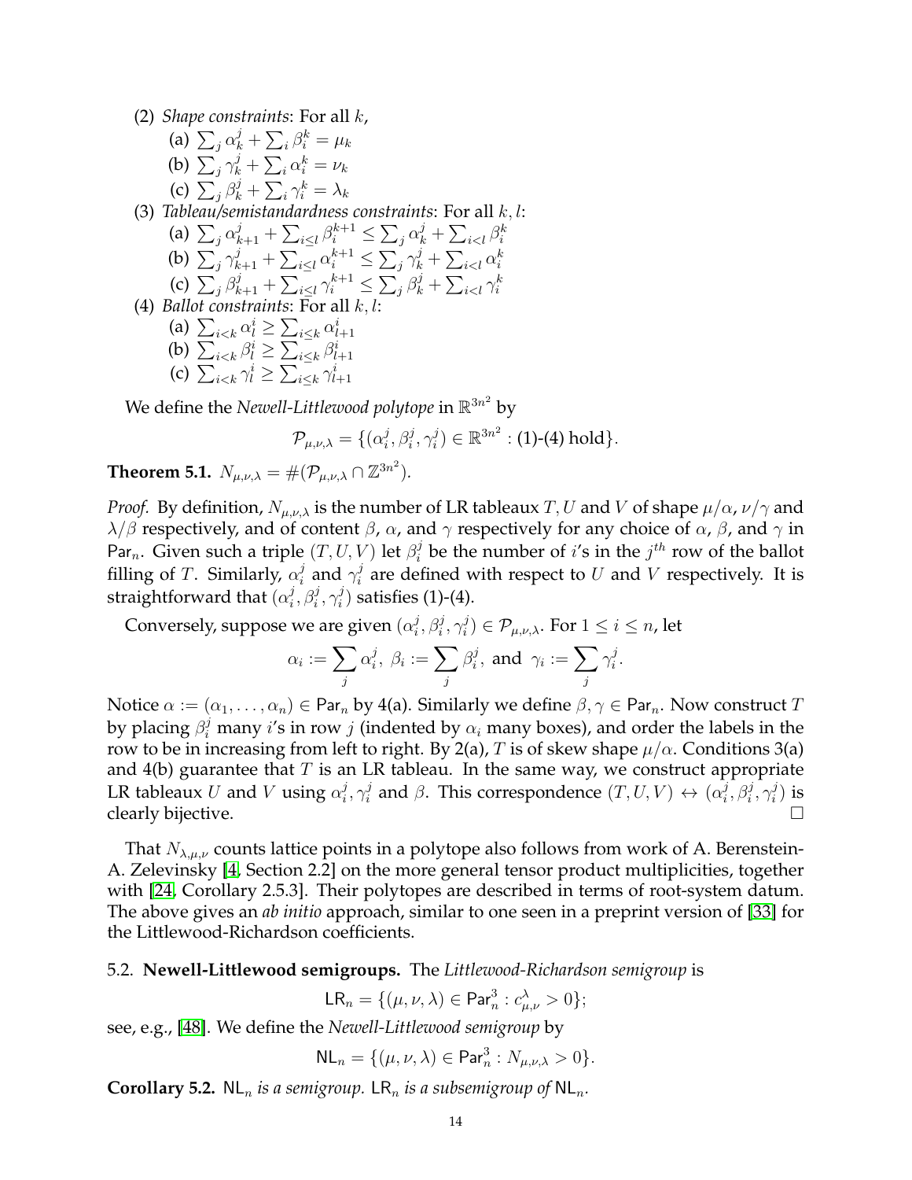(2) *Shape constraints*: For all $k$,
  (a) $\sum_j \alpha_k^j + \sum_i \beta_i^k = \mu_k$
  (b) $\sum_j \gamma_k^j + \sum_i \alpha_i^k = \nu_k$
  (c) $\sum_j \beta_k^j + \sum_i \gamma_i^k = \lambda_k$

(3) *Tableau/semistandardness constraints*: For all $k, l$:
  (a) $\sum_j \alpha_{k+1}^j + \sum_{i\leq l} \beta_i^{k+1} \leq \sum_j \alpha_k^j + \sum_{i<l} \beta_i^k$
  (b) $\sum_j \gamma_{k+1}^j + \sum_{i\leq l} \alpha_i^{k+1} \leq \sum_j \gamma_k^j + \sum_{i<l} \alpha_i^k$
  (c) $\sum_j \beta_{k+1}^j + \sum_{i\leq l} \gamma_i^{k+1} \leq \sum_j \beta_k^j + \sum_{i<l} \gamma_i^k$

(4) *Ballot constraints*: For all $k, l$:
  (a) $\sum_{i<k} \alpha_l^i \geq \sum_{i\leq k} \alpha_{l+1}^i$
  (b) $\sum_{i<k} \beta_l^i \geq \sum_{i\leq k} \beta_{l+1}^i$
  (c) $\sum_{i<k} \gamma_l^i \geq \sum_{i\leq k} \gamma_{l+1}^i$

We define the *Newell-Littlewood polytope* in $\mathbb{R}^{3n^2}$ by

$$\mathcal{P}_{\mu,\nu,\lambda} = \{(\alpha_i^j, \beta_i^j, \gamma_i^j) \in \mathbb{R}^{3n^2} : \text{(1)-(4) hold}\}.$$

**Theorem 5.1.** $N_{\mu,\nu,\lambda} = \#(\mathcal{P}_{\mu,\nu,\lambda} \cap \mathbb{Z}^{3n^2})$.

*Proof.* By definition, $N_{\mu,\nu,\lambda}$ is the number of LR tableaux $T, U$ and $V$ of shape $\mu/\alpha$, $\nu/\gamma$ and $\lambda/\beta$ respectively, and of content $\beta$, $\alpha$, and $\gamma$ respectively for any choice of $\alpha$, $\beta$, and $\gamma$ in $\mathsf{Par}_n$. Given such a triple $(T, U, V)$ let $\beta_i^j$ be the number of $i$'s in the $j^{th}$ row of the ballot filling of $T$. Similarly, $\alpha_i^j$ and $\gamma_i^j$ are defined with respect to $U$ and $V$ respectively. It is straightforward that $(\alpha_i^j, \beta_i^j, \gamma_i^j)$ satisfies (1)-(4).

Conversely, suppose we are given $(\alpha_i^j, \beta_i^j, \gamma_i^j) \in \mathcal{P}_{\mu,\nu,\lambda}$. For $1 \leq i \leq n$, let

$$\alpha_i := \sum_j \alpha_i^j,\ \beta_i := \sum_j \beta_i^j, \text{ and } \gamma_i := \sum_j \gamma_i^j.$$

Notice $\alpha := (\alpha_1, \ldots, \alpha_n) \in \mathsf{Par}_n$ by 4(a). Similarly we define $\beta, \gamma \in \mathsf{Par}_n$. Now construct $T$ by placing $\beta_i^j$ many $i$'s in row $j$ (indented by $\alpha_i$ many boxes), and order the labels in the row to be in increasing from left to right. By 2(a), $T$ is of skew shape $\mu/\alpha$. Conditions 3(a) and 4(b) guarantee that $T$ is an LR tableau. In the same way, we construct appropriate LR tableaux $U$ and $V$ using $\alpha_i^j, \gamma_i^j$ and $\beta$. This correspondence $(T, U, V) \leftrightarrow (\alpha_i^j, \beta_i^j, \gamma_i^j)$ is clearly bijective. □

That $N_{\lambda,\mu,\nu}$ counts lattice points in a polytope also follows from work of A. Berenstein-A. Zelevinsky [4, Section 2.2] on the more general tensor product multiplicities, together with [24, Corollary 2.5.3]. Their polytopes are described in terms of root-system datum. The above gives an *ab initio* approach, similar to one seen in a preprint version of [33] for the Littlewood-Richardson coefficients.

### 5.2. Newell-Littlewood semigroups.

The *Littlewood-Richardson semigroup* is

$$\mathsf{LR}_n = \{(\mu, \nu, \lambda) \in \mathsf{Par}_n^3 : c_{\mu,\nu}^{\lambda} > 0\};$$

see, e.g., [48]. We define the *Newell-Littlewood semigroup* by

$$\mathsf{NL}_n = \{(\mu, \nu, \lambda) \in \mathsf{Par}_n^3 : N_{\mu,\nu,\lambda} > 0\}.$$

**Corollary 5.2.** *$\mathsf{NL}_n$ is a semigroup. $\mathsf{LR}_n$ is a subsemigroup of $\mathsf{NL}_n$.*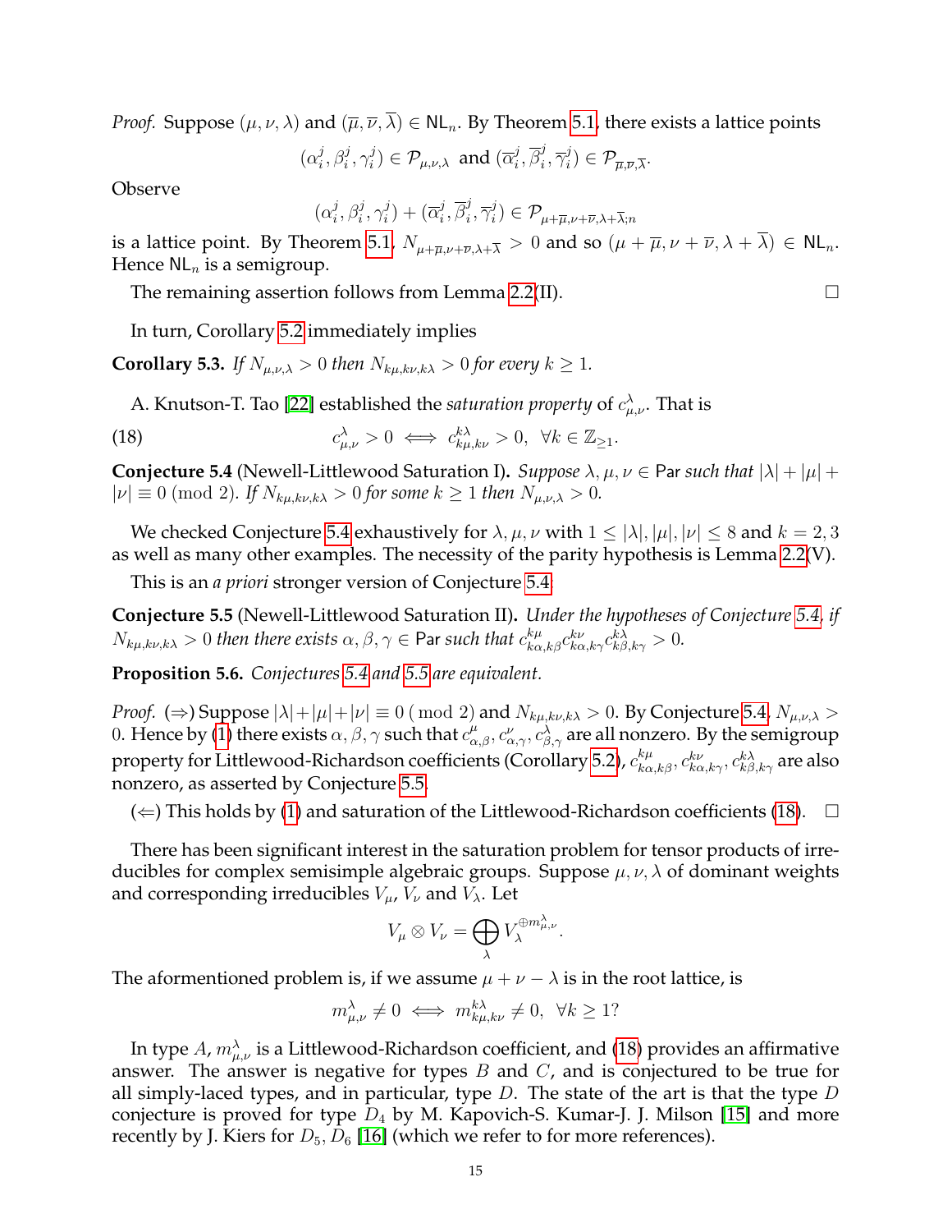*Proof.* Suppose $(\mu,\nu,\lambda)$ and $(\overline{\mu},\overline{\nu},\overline{\lambda}) \in \mathsf{NL}_n$. By Theorem 5.1, there exists a lattice points

$$(\alpha_i^j, \beta_i^j, \gamma_i^j) \in \mathcal{P}_{\mu,\nu,\lambda} \text{ and } (\overline{\alpha}_i^j, \overline{\beta}_i^j, \overline{\gamma}_i^j) \in \mathcal{P}_{\overline{\mu},\overline{\nu},\overline{\lambda}}.$$

Observe

$$(\alpha_i^j, \beta_i^j, \gamma_i^j) + (\overline{\alpha}_i^j, \overline{\beta}_i^j, \overline{\gamma}_i^j) \in \mathcal{P}_{\mu+\overline{\mu},\nu+\overline{\nu},\lambda+\overline{\lambda};n}$$

is a lattice point. By Theorem 5.1, $N_{\mu+\overline{\mu},\nu+\overline{\nu},\lambda+\overline{\lambda}} > 0$ and so $(\mu+\overline{\mu},\nu+\overline{\nu},\lambda+\overline{\lambda}) \in \mathsf{NL}_n$. Hence $\mathsf{NL}_n$ is a semigroup.

The remaining assertion follows from Lemma 2.2(II). $\square$

In turn, Corollary 5.2 immediately implies

**Corollary 5.3.** *If $N_{\mu,\nu,\lambda} > 0$ then $N_{k\mu,k\nu,k\lambda} > 0$ for every $k \geq 1$.*

A. Knutson-T. Tao [22] established the *saturation property* of $c_{\mu,\nu}^{\lambda}$. That is

$$c_{\mu,\nu}^{\lambda} > 0 \iff c_{k\mu,k\nu}^{k\lambda} > 0, \ \ \forall k \in \mathbb{Z}_{\geq 1}. \tag{18}$$

**Conjecture 5.4** (Newell-Littlewood Saturation I)**.** *Suppose $\lambda,\mu,\nu \in \mathsf{Par}$ such that $|\lambda|+|\mu|+|\nu| \equiv 0 \pmod 2$. If $N_{k\mu,k\nu,k\lambda} > 0$ for some $k \geq 1$ then $N_{\mu,\nu,\lambda} > 0$.*

We checked Conjecture 5.4 exhaustively for $\lambda,\mu,\nu$ with $1 \leq |\lambda|,|\mu|,|\nu| \leq 8$ and $k = 2,3$ as well as many other examples. The necessity of the parity hypothesis is Lemma 2.2(V).

This is an *a priori* stronger version of Conjecture 5.4:

**Conjecture 5.5** (Newell-Littlewood Saturation II)**.** *Under the hypotheses of Conjecture 5.4, if $N_{k\mu,k\nu,k\lambda} > 0$ then there exists $\alpha,\beta,\gamma \in \mathsf{Par}$ such that $c_{k\alpha,k\beta}^{k\mu} c_{k\alpha,k\gamma}^{k\nu} c_{k\beta,k\gamma}^{k\lambda} > 0$.*

**Proposition 5.6.** *Conjectures 5.4 and 5.5 are equivalent.*

*Proof.* ($\Rightarrow$) Suppose $|\lambda|+|\mu|+|\nu| \equiv 0 \pmod 2$ and $N_{k\mu,k\nu,k\lambda} > 0$. By Conjecture 5.4, $N_{\mu,\nu,\lambda} > 0$. Hence by (1) there exists $\alpha,\beta,\gamma$ such that $c_{\alpha,\beta}^{\mu}, c_{\alpha,\gamma}^{\nu}, c_{\beta,\gamma}^{\lambda}$ are all nonzero. By the semigroup property for Littlewood-Richardson coefficients (Corollary 5.2), $c_{k\alpha,k\beta}^{k\mu}, c_{k\alpha,k\gamma}^{k\nu}, c_{k\beta,k\gamma}^{k\lambda}$ are also nonzero, as asserted by Conjecture 5.5.

($\Leftarrow$) This holds by (1) and saturation of the Littlewood-Richardson coefficients (18). $\square$

There has been significant interest in the saturation problem for tensor products of irreducibles for complex semisimple algebraic groups. Suppose $\mu,\nu,\lambda$ of dominant weights and corresponding irreducibles $V_\mu$, $V_\nu$ and $V_\lambda$. Let

$$V_\mu \otimes V_\nu = \bigoplus_{\lambda} V_\lambda^{\oplus m_{\mu,\nu}^{\lambda}}.$$

The aformentioned problem is, if we assume $\mu+\nu-\lambda$ is in the root lattice, is

$$m_{\mu,\nu}^{\lambda} \neq 0 \iff m_{k\mu,k\nu}^{k\lambda} \neq 0, \ \ \forall k \geq 1?$$

In type $A$, $m_{\mu,\nu}^{\lambda}$ is a Littlewood-Richardson coefficient, and (18) provides an affirmative answer. The answer is negative for types $B$ and $C$, and is conjectured to be true for all simply-laced types, and in particular, type $D$. The state of the art is that the type $D$ conjecture is proved for type $D_4$ by M. Kapovich-S. Kumar-J. J. Milson [15] and more recently by J. Kiers for $D_5, D_6$ [16] (which we refer to for more references).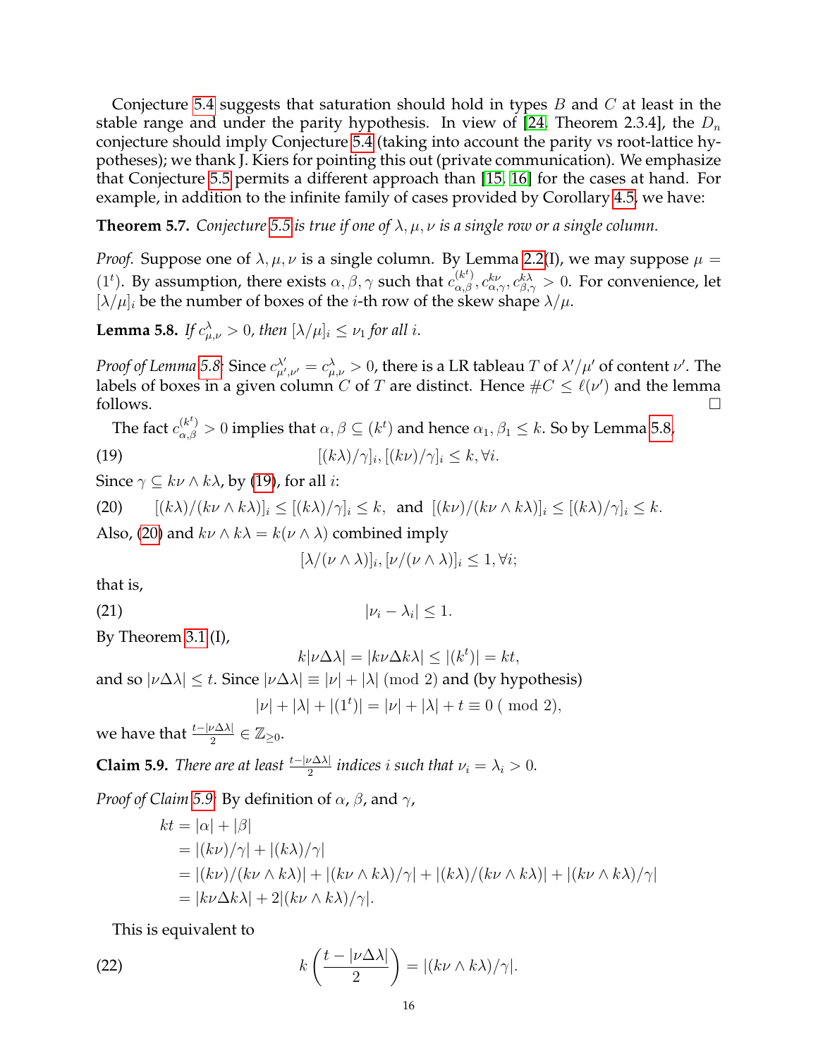Conjecture 5.4 suggests that saturation should hold in types $B$ and $C$ at least in the stable range and under the parity hypothesis. In view of [24, Theorem 2.3.4], the $D_n$ conjecture should imply Conjecture 5.4 (taking into account the parity vs root-lattice hypotheses); we thank J. Kiers for pointing this out (private communication). We emphasize that Conjecture 5.5 permits a different approach than [15, 16] for the cases at hand. For example, in addition to the infinite family of cases provided by Corollary 4.5, we have:

**Theorem 5.7.** *Conjecture 5.5 is true if one of $\lambda, \mu, \nu$ is a single row or a single column.*

*Proof.* Suppose one of $\lambda, \mu, \nu$ is a single column. By Lemma 2.2(I), we may suppose $\mu = (1^t)$. By assumption, there exists $\alpha, \beta, \gamma$ such that $c_{\alpha,\beta}^{(k^t)}, c_{\alpha,\gamma}^{k\nu}, c_{\beta,\gamma}^{k\lambda} > 0$. For convenience, let $[\lambda/\mu]_i$ be the number of boxes of the $i$-th row of the skew shape $\lambda/\mu$.

**Lemma 5.8.** *If $c_{\mu,\nu}^{\lambda} > 0$, then $[\lambda/\mu]_i \leq \nu_1$ for all $i$.*

*Proof of Lemma 5.8:* Since $c_{\mu',\nu'}^{\lambda'} = c_{\mu,\nu}^{\lambda} > 0$, there is a LR tableau $T$ of $\lambda'/\mu'$ of content $\nu'$. The labels of boxes in a given column $C$ of $T$ are distinct. Hence $\#C \leq \ell(\nu')$ and the lemma follows. $\square$

The fact $c_{\alpha,\beta}^{(k^t)} > 0$ implies that $\alpha, \beta \subseteq (k^t)$ and hence $\alpha_1, \beta_1 \leq k$. So by Lemma 5.8,

$$[(k\lambda)/\gamma]_i, [(k\nu)/\gamma]_i \leq k, \forall i. \tag{19}$$

Since $\gamma \subseteq k\nu \wedge k\lambda$, by (19), for all $i$:

$$[(k\lambda)/(k\nu \wedge k\lambda)]_i \leq [(k\lambda)/\gamma]_i \leq k, \text{ and } [(k\nu)/(k\nu \wedge k\lambda)]_i \leq [(k\lambda)/\gamma]_i \leq k. \tag{20}$$

Also, (20) and $k\nu \wedge k\lambda = k(\nu \wedge \lambda)$ combined imply

$$[\lambda/(\nu \wedge \lambda)]_i, [\nu/(\nu \wedge \lambda)]_i \leq 1, \forall i;$$

that is,

$$|\nu_i - \lambda_i| \leq 1. \tag{21}$$

By Theorem 3.1(I),

$$k|\nu \Delta \lambda| = |k\nu \Delta k\lambda| \leq |(k^t)| = kt,$$

and so $|\nu \Delta \lambda| \leq t$. Since $|\nu \Delta \lambda| \equiv |\nu| + |\lambda| \pmod 2$ and (by hypothesis)

$$|\nu| + |\lambda| + |(1^t)| = |\nu| + |\lambda| + t \equiv 0 \ (\bmod\ 2),$$

we have that $\frac{t - |\nu \Delta \lambda|}{2} \in \mathbb{Z}_{\geq 0}$.

**Claim 5.9.** *There are at least $\frac{t-|\nu\Delta\lambda|}{2}$ indices $i$ such that $\nu_i = \lambda_i > 0$.*

*Proof of Claim 5.9:* By definition of $\alpha$, $\beta$, and $\gamma$,

$$\begin{aligned}
kt &= |\alpha| + |\beta| \\
&= |(k\nu)/\gamma| + |(k\lambda)/\gamma| \\
&= |(k\nu)/(k\nu \wedge k\lambda)| + |(k\nu \wedge k\lambda)/\gamma| + |(k\lambda)/(k\nu \wedge k\lambda)| + |(k\nu \wedge k\lambda)/\gamma| \\
&= |k\nu \Delta k\lambda| + 2|(k\nu \wedge k\lambda)/\gamma|.
\end{aligned}$$

This is equivalent to

$$k\left(\frac{t - |\nu\Delta\lambda|}{2}\right) = |(k\nu \wedge k\lambda)/\gamma|. \tag{22}$$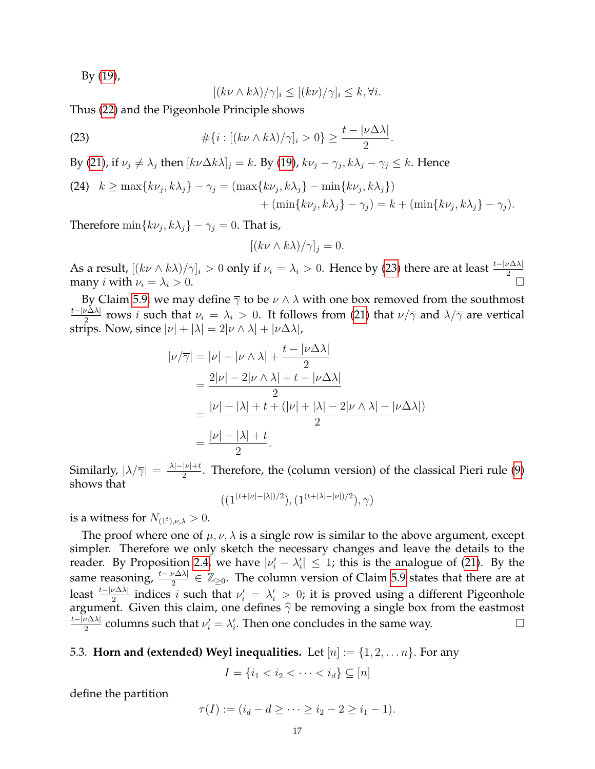By (19),

$$[(k\nu \wedge k\lambda)/\gamma]_i \leq [(k\nu)/\gamma]_i \leq k, \forall i.$$

Thus (22) and the Pigeonhole Principle shows

$$\#\{i : [(k\nu \wedge k\lambda)/\gamma]_i > 0\} \geq \frac{t - |\nu \Delta \lambda|}{2}. \tag{23}$$

By (21), if $\nu_j \neq \lambda_j$ then $[k\nu \Delta k\lambda]_j = k$. By (19), $k\nu_j - \gamma_j, k\lambda_j - \gamma_j \leq k$. Hence

$$\begin{aligned} k \geq \max\{k\nu_j, k\lambda_j\} - \gamma_j &= (\max\{k\nu_j, k\lambda_j\} - \min\{k\nu_j, k\lambda_j\}) \\ &\quad + (\min\{k\nu_j, k\lambda_j\} - \gamma_j) = k + (\min\{k\nu_j, k\lambda_j\} - \gamma_j). \end{aligned} \tag{24}$$

Therefore $\min\{k\nu_j, k\lambda_j\} - \gamma_j = 0$. That is,

$$[(k\nu \wedge k\lambda)/\gamma]_j = 0.$$

As a result, $[(k\nu \wedge k\lambda)/\gamma]_i > 0$ only if $\nu_i = \lambda_i > 0$. Hence by (23) there are at least $\frac{t-|\nu\Delta\lambda|}{2}$ many $i$ with $\nu_i = \lambda_i > 0$. □

By Claim 5.9, we may define $\overline{\gamma}$ to be $\nu \wedge \lambda$ with one box removed from the southmost $\frac{t-|\nu\Delta\lambda|}{2}$ rows $i$ such that $\nu_i = \lambda_i > 0$. It follows from (21) that $\nu/\overline{\gamma}$ and $\lambda/\overline{\gamma}$ are vertical strips. Now, since $|\nu| + |\lambda| = 2|\nu \wedge \lambda| + |\nu \Delta \lambda|$,

$$\begin{aligned} |\nu/\overline{\gamma}| &= |\nu| - |\nu \wedge \lambda| + \frac{t - |\nu\Delta\lambda|}{2} \\ &= \frac{2|\nu| - 2|\nu \wedge \lambda| + t - |\nu\Delta\lambda|}{2} \\ &= \frac{|\nu| - |\lambda| + t + (|\nu| + |\lambda| - 2|\nu \wedge \lambda| - |\nu\Delta\lambda|)}{2} \\ &= \frac{|\nu| - |\lambda| + t}{2}. \end{aligned}$$

Similarly, $|\lambda/\overline{\gamma}| = \frac{|\lambda|-|\nu|+t}{2}$. Therefore, the (column version) of the classical Pieri rule (9) shows that

$$((1^{(t+|\nu|-|\lambda|)/2}), (1^{(t+|\lambda|-|\nu|)/2}), \overline{\gamma})$$

is a witness for $N_{(1^t),\nu,\lambda} > 0$.

The proof where one of $\mu, \nu, \lambda$ is a single row is similar to the above argument, except simpler. Therefore we only sketch the necessary changes and leave the details to the reader. By Proposition 2.4, we have $|\nu'_i - \lambda'_i| \leq 1$; this is the analogue of (21). By the same reasoning, $\frac{t-|\nu\Delta\lambda|}{2} \in \mathbb{Z}_{\geq 0}$. The column version of Claim 5.9 states that there are at least $\frac{t-|\nu\Delta\lambda|}{2}$ indices $i$ such that $\nu'_i = \lambda'_i > 0$; it is proved using a different Pigeonhole argument. Given this claim, one defines $\widehat{\gamma}$ be removing a single box from the eastmost $\frac{t-|\nu\Delta\lambda|}{2}$ columns such that $\nu'_i = \lambda'_i$. Then one concludes in the same way. □

### 5.3. Horn and (extended) Weyl inequalities.

Let $[n] := \{1, 2, \ldots n\}$. For any

$$I = \{i_1 < i_2 < \cdots < i_d\} \subseteq [n]$$

define the partition

$$\tau(I) := (i_d - d \geq \cdots \geq i_2 - 2 \geq i_1 - 1).$$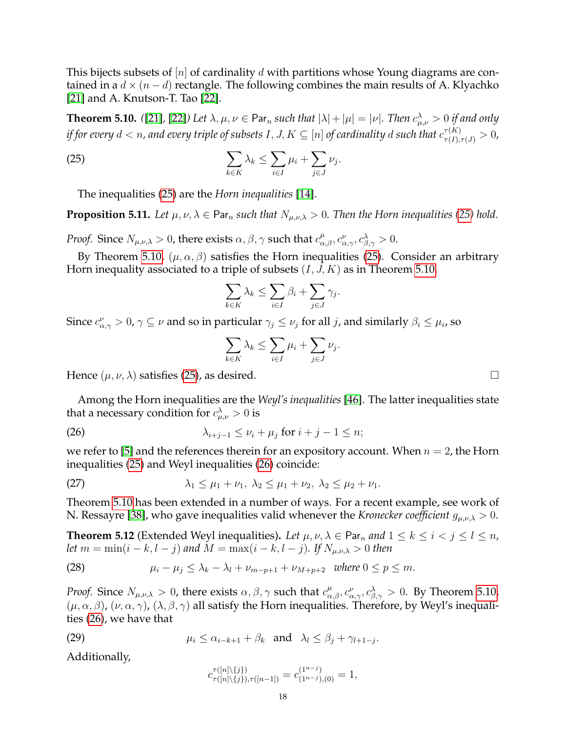This bijects subsets of $[n]$ of cardinality $d$ with partitions whose Young diagrams are contained in a $d \times (n-d)$ rectangle. The following combines the main results of A. Klyachko [21] and A. Knutson-T. Tao [22].

**Theorem 5.10.** *([21], [22]) Let $\lambda, \mu, \nu \in \mathsf{Par}_n$ such that $|\lambda| + |\mu| = |\nu|$. Then $c^{\lambda}_{\mu,\nu} > 0$ if and only if for every $d < n$, and every triple of subsets $I, J, K \subseteq [n]$ of cardinality $d$ such that $c^{\tau(K)}_{\tau(I),\tau(J)} > 0$,*

$$\sum_{k \in K} \lambda_k \leq \sum_{i \in I} \mu_i + \sum_{j \in J} \nu_j. \tag{25}$$

The inequalities (25) are the *Horn inequalities* [14].

**Proposition 5.11.** *Let $\mu, \nu, \lambda \in \mathsf{Par}_n$ such that $N_{\mu,\nu,\lambda} > 0$. Then the Horn inequalities (25) hold.*

*Proof.* Since $N_{\mu,\nu,\lambda} > 0$, there exists $\alpha, \beta, \gamma$ such that $c^{\mu}_{\alpha,\beta}, c^{\nu}_{\alpha,\gamma}, c^{\lambda}_{\beta,\gamma} > 0$.

By Theorem 5.10, $(\mu, \alpha, \beta)$ satisfies the Horn inequalities (25). Consider an arbitrary Horn inequality associated to a triple of subsets $(I, J, K)$ as in Theorem 5.10,

$$\sum_{k \in K} \lambda_k \leq \sum_{i \in I} \beta_i + \sum_{j \in J} \gamma_j.$$

Since $c^{\nu}_{\alpha,\gamma} > 0$, $\gamma \subseteq \nu$ and so in particular $\gamma_j \leq \nu_j$ for all $j$, and similarly $\beta_i \leq \mu_i$, so

$$\sum_{k \in K} \lambda_k \leq \sum_{i \in I} \mu_i + \sum_{j \in J} \nu_j.$$

Hence $(\mu, \nu, \lambda)$ satisfies (25), as desired. $\square$

Among the Horn inequalities are the *Weyl's inequalities* [46]. The latter inequalities state that a necessary condition for $c^{\lambda}_{\mu,\nu} > 0$ is

$$\lambda_{i+j-1} \leq \nu_i + \mu_j \text{ for } i + j - 1 \leq n; \tag{26}$$

we refer to [5] and the references therein for an expository account. When $n = 2$, the Horn inequalities (25) and Weyl inequalities (26) coincide:

$$\lambda_1 \leq \mu_1 + \nu_1, \ \lambda_2 \leq \mu_1 + \nu_2, \ \lambda_2 \leq \mu_2 + \nu_1. \tag{27}$$

Theorem 5.10 has been extended in a number of ways. For a recent example, see work of N. Ressayre [38], who gave inequalities valid whenever the *Kronecker coefficient* $g_{\mu,\nu,\lambda} > 0$.

**Theorem 5.12** (Extended Weyl inequalities)**.** *Let $\mu, \nu, \lambda \in \mathsf{Par}_n$ and $1 \leq k \leq i < j \leq l \leq n$, let $m = \min(i-k, l-j)$ and $M = \max(i-k, l-j)$. If $N_{\mu,\nu,\lambda} > 0$ then*

$$\mu_i - \mu_j \leq \lambda_k - \lambda_l + \nu_{m-p+1} + \nu_{M+p+2} \quad \text{where } 0 \leq p \leq m. \tag{28}$$

*Proof.* Since $N_{\mu,\nu,\lambda} > 0$, there exists $\alpha, \beta, \gamma$ such that $c^{\mu}_{\alpha,\beta}, c^{\nu}_{\alpha,\gamma}, c^{\lambda}_{\beta,\gamma} > 0$. By Theorem 5.10, $(\mu, \alpha, \beta)$, $(\nu, \alpha, \gamma)$, $(\lambda, \beta, \gamma)$ all satisfy the Horn inequalities. Therefore, by Weyl's inequalities (26), we have that

$$\mu_i \leq \alpha_{i-k+1} + \beta_k \quad \text{and} \quad \lambda_l \leq \beta_j + \gamma_{l+1-j}. \tag{29}$$

Additionally,

$$c^{\tau([n]\setminus\{j\})}_{\tau([n]\setminus\{j\}),\tau([n-1])} = c^{(1^{n-j})}_{(1^{n-j}),(0)} = 1,$$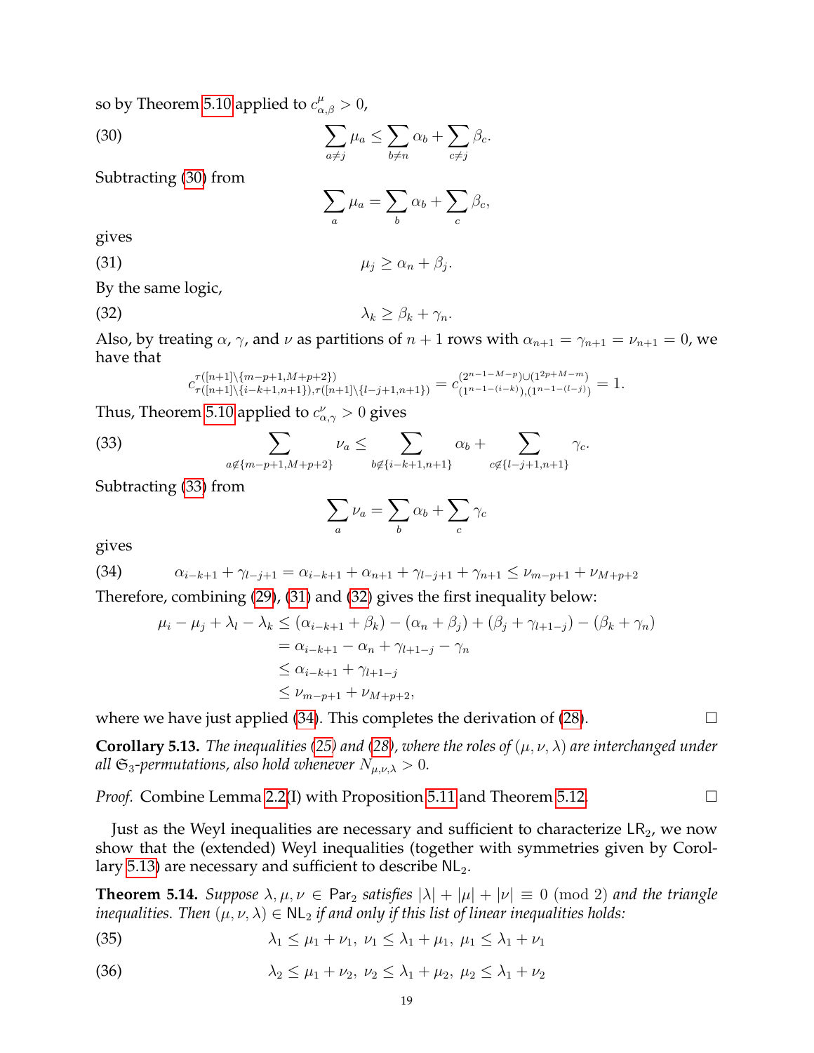so by Theorem 5.10 applied to $c^{\mu}_{\alpha,\beta} > 0$,

$$\sum_{a\neq j} \mu_a \leq \sum_{b\neq n} \alpha_b + \sum_{c\neq j} \beta_c. \tag{30}$$

Subtracting (30) from

$$\sum_a \mu_a = \sum_b \alpha_b + \sum_c \beta_c,$$

gives

$$\mu_j \geq \alpha_n + \beta_j. \tag{31}$$

By the same logic,

$$\lambda_k \geq \beta_k + \gamma_n. \tag{32}$$

Also, by treating $\alpha$, $\gamma$, and $\nu$ as partitions of $n+1$ rows with $\alpha_{n+1} = \gamma_{n+1} = \nu_{n+1} = 0$, we have that

$$c^{\tau([n+1]\setminus\{m-p+1,M+p+2\})}_{\tau([n+1]\setminus\{i-k+1,n+1\}),\tau([n+1]\setminus\{l-j+1,n+1\})} = c^{(2^{n-1-M-p})\cup(1^{2p+M-m})}_{(1^{n-1-(i-k)}),(1^{n-1-(l-j)})} = 1.$$

Thus, Theorem 5.10 applied to $c^{\nu}_{\alpha,\gamma} > 0$ gives

$$\sum_{a\notin\{m-p+1,M+p+2\}} \nu_a \leq \sum_{b\notin\{i-k+1,n+1\}} \alpha_b + \sum_{c\notin\{l-j+1,n+1\}} \gamma_c. \tag{33}$$

Subtracting (33) from

$$\sum_a \nu_a = \sum_b \alpha_b + \sum_c \gamma_c$$

gives

$$\alpha_{i-k+1} + \gamma_{l-j+1} = \alpha_{i-k+1} + \alpha_{n+1} + \gamma_{l-j+1} + \gamma_{n+1} \leq \nu_{m-p+1} + \nu_{M+p+2} \tag{34}$$

Therefore, combining (29), (31) and (32) gives the first inequality below:

$$\begin{aligned}
\mu_i - \mu_j + \lambda_l - \lambda_k &\leq (\alpha_{i-k+1} + \beta_k) - (\alpha_n + \beta_j) + (\beta_j + \gamma_{l+1-j}) - (\beta_k + \gamma_n)\\
&= \alpha_{i-k+1} - \alpha_n + \gamma_{l+1-j} - \gamma_n\\
&\leq \alpha_{i-k+1} + \gamma_{l+1-j}\\
&\leq \nu_{m-p+1} + \nu_{M+p+2},
\end{aligned}$$

where we have just applied (34). This completes the derivation of (28). □

**Corollary 5.13.** *The inequalities (25) and (28), where the roles of $(\mu,\nu,\lambda)$ are interchanged under all $\mathfrak{S}_3$-permutations, also hold whenever $N_{\mu,\nu,\lambda} > 0$.*

*Proof.* Combine Lemma 2.2(I) with Proposition 5.11 and Theorem 5.12. □

Just as the Weyl inequalities are necessary and sufficient to characterize $\mathsf{LR}_2$, we now show that the (extended) Weyl inequalities (together with symmetries given by Corollary 5.13) are necessary and sufficient to describe $\mathsf{NL}_2$.

**Theorem 5.14.** *Suppose $\lambda,\mu,\nu \in \mathsf{Par}_2$ satisfies $|\lambda| + |\mu| + |\nu| \equiv 0 \pmod 2$ and the triangle inequalities. Then $(\mu,\nu,\lambda) \in \mathsf{NL}_2$ if and only if this list of linear inequalities holds:*

$$\lambda_1 \leq \mu_1 + \nu_1,\ \nu_1 \leq \lambda_1 + \mu_1,\ \mu_1 \leq \lambda_1 + \nu_1 \tag{35}$$

$$\lambda_2 \leq \mu_1 + \nu_2,\ \nu_2 \leq \lambda_1 + \mu_2,\ \mu_2 \leq \lambda_1 + \nu_2 \tag{36}$$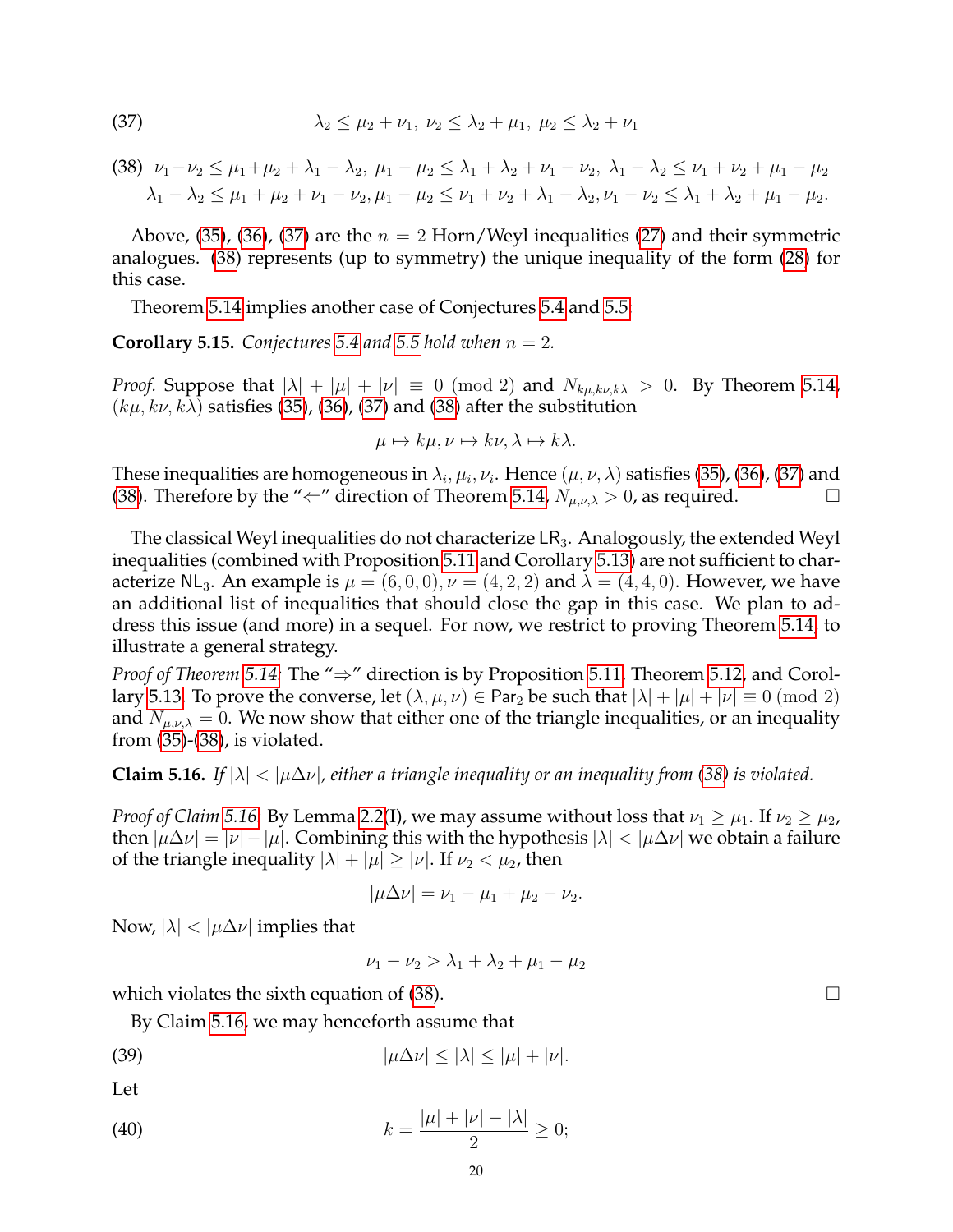$$\lambda_2 \le \mu_2 + \nu_1,\ \nu_2 \le \lambda_2 + \mu_1,\ \mu_2 \le \lambda_2 + \nu_1 \tag{37}$$

$$\nu_1 - \nu_2 \le \mu_1 + \mu_2 + \lambda_1 - \lambda_2,\ \mu_1 - \mu_2 \le \lambda_1 + \lambda_2 + \nu_1 - \nu_2,\ \lambda_1 - \lambda_2 \le \nu_1 + \nu_2 + \mu_1 - \mu_2$$
$$\lambda_1 - \lambda_2 \le \mu_1 + \mu_2 + \nu_1 - \nu_2, \mu_1 - \mu_2 \le \nu_1 + \nu_2 + \lambda_1 - \lambda_2, \nu_1 - \nu_2 \le \lambda_1 + \lambda_2 + \mu_1 - \mu_2. \tag{38}$$

Above, (35), (36), (37) are the $n = 2$ Horn/Weyl inequalities (27) and their symmetric analogues. (38) represents (up to symmetry) the unique inequality of the form (28) for this case.

Theorem 5.14 implies another case of Conjectures 5.4 and 5.5:

**Corollary 5.15.** *Conjectures 5.4 and 5.5 hold when $n = 2$.*

*Proof.* Suppose that $|\lambda| + |\mu| + |\nu| \equiv 0 \pmod 2$ and $N_{k\mu,k\nu,k\lambda} > 0$. By Theorem 5.14, $(k\mu, k\nu, k\lambda)$ satisfies (35), (36), (37) and (38) after the substitution

$$\mu \mapsto k\mu, \nu \mapsto k\nu, \lambda \mapsto k\lambda.$$

These inequalities are homogeneous in $\lambda_i, \mu_i, \nu_i$. Hence $(\mu, \nu, \lambda)$ satisfies (35), (36), (37) and (38). Therefore by the "$\Leftarrow$" direction of Theorem 5.14, $N_{\mu,\nu,\lambda} > 0$, as required. $\square$

The classical Weyl inequalities do not characterize $\mathsf{LR}_3$. Analogously, the extended Weyl inequalities (combined with Proposition 5.11 and Corollary 5.13) are not sufficient to characterize $\mathsf{NL}_3$. An example is $\mu = (6, 0, 0), \nu = (4, 2, 2)$ and $\lambda = (4, 4, 0)$. However, we have an additional list of inequalities that should close the gap in this case. We plan to address this issue (and more) in a sequel. For now, we restrict to proving Theorem 5.14, to illustrate a general strategy.

*Proof of Theorem 5.14:* The "$\Rightarrow$" direction is by Proposition 5.11, Theorem 5.12, and Corollary 5.13. To prove the converse, let $(\lambda, \mu, \nu) \in \mathsf{Par}_2$ be such that $|\lambda| + |\mu| + |\nu| \equiv 0 \pmod 2$ and $N_{\mu,\nu,\lambda} = 0$. We now show that either one of the triangle inequalities, or an inequality from (35)-(38), is violated.

**Claim 5.16.** *If $|\lambda| < |\mu\Delta\nu|$, either a triangle inequality or an inequality from (38) is violated.*

*Proof of Claim 5.16:* By Lemma 2.2(I), we may assume without loss that $\nu_1 \ge \mu_1$. If $\nu_2 \ge \mu_2$, then $|\mu\Delta\nu| = |\nu| - |\mu|$. Combining this with the hypothesis $|\lambda| < |\mu\Delta\nu|$ we obtain a failure of the triangle inequality $|\lambda| + |\mu| \ge |\nu|$. If $\nu_2 < \mu_2$, then

$$|\mu\Delta\nu| = \nu_1 - \mu_1 + \mu_2 - \nu_2.$$

Now, $|\lambda| < |\mu\Delta\nu|$ implies that

$$\nu_1 - \nu_2 > \lambda_1 + \lambda_2 + \mu_1 - \mu_2$$

which violates the sixth equation of (38). $\square$

By Claim 5.16, we may henceforth assume that

$$|\mu\Delta\nu| \le |\lambda| \le |\mu| + |\nu|. \tag{39}$$

Let

$$k = \frac{|\mu| + |\nu| - |\lambda|}{2} \ge 0; \tag{40}$$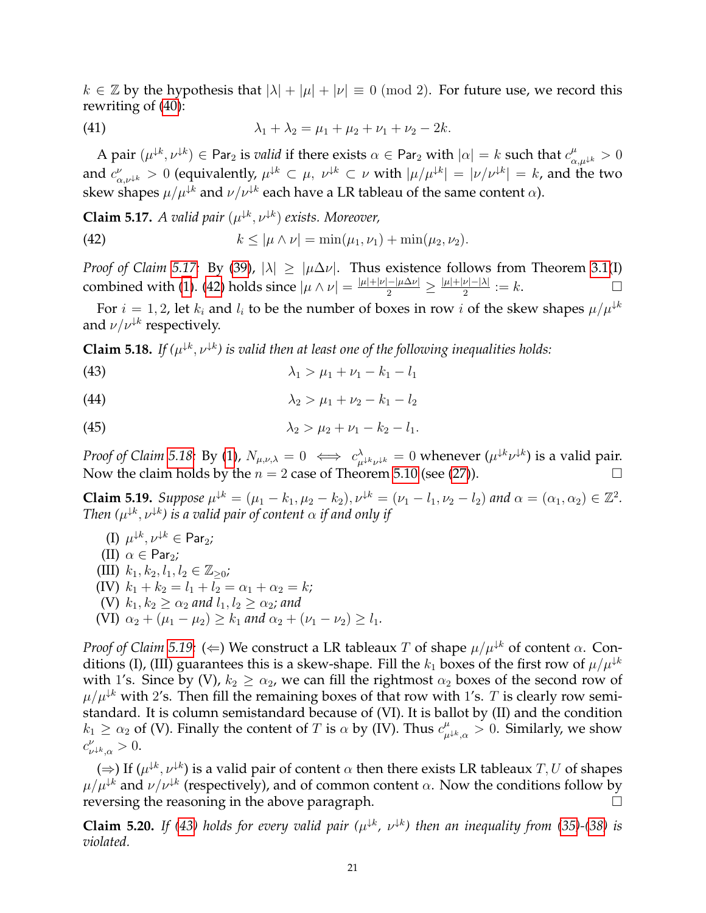$k \in \mathbb{Z}$ by the hypothesis that $|\lambda| + |\mu| + |\nu| \equiv 0 \pmod 2$. For future use, we record this rewriting of (40):

$$\lambda_1 + \lambda_2 = \mu_1 + \mu_2 + \nu_1 + \nu_2 - 2k. \tag{41}$$

A pair $(\mu^{\downarrow k}, \nu^{\downarrow k}) \in \mathsf{Par}_2$ is *valid* if there exists $\alpha \in \mathsf{Par}_2$ with $|\alpha| = k$ such that $c^{\mu}_{\alpha,\mu^{\downarrow k}} > 0$ and $c^{\nu}_{\alpha,\nu^{\downarrow k}} > 0$ (equivalently, $\mu^{\downarrow k} \subset \mu$, $\nu^{\downarrow k} \subset \nu$ with $|\mu/\mu^{\downarrow k}| = |\nu/\nu^{\downarrow k}| = k$, and the two skew shapes $\mu/\mu^{\downarrow k}$ and $\nu/\nu^{\downarrow k}$ each have a LR tableau of the same content $\alpha$).

**Claim 5.17.** *A valid pair $(\mu^{\downarrow k}, \nu^{\downarrow k})$ exists. Moreover,*

$$k \leq |\mu \wedge \nu| = \min(\mu_1, \nu_1) + \min(\mu_2, \nu_2). \tag{42}$$

*Proof of Claim 5.17:* By (39), $|\lambda| \geq |\mu \Delta \nu|$. Thus existence follows from Theorem 3.1(I) combined with (1). (42) holds since $|\mu \wedge \nu| = \frac{|\mu|+|\nu|-|\mu\Delta\nu|}{2} \geq \frac{|\mu|+|\nu|-|\lambda|}{2} := k$. $\square$

For $i = 1, 2$, let $k_i$ and $l_i$ to be the number of boxes in row $i$ of the skew shapes $\mu/\mu^{\downarrow k}$ and $\nu/\nu^{\downarrow k}$ respectively.

**Claim 5.18.** *If $(\mu^{\downarrow k}, \nu^{\downarrow k})$ is valid then at least one of the following inequalities holds:*

$$\lambda_1 > \mu_1 + \nu_1 - k_1 - l_1 \tag{43}$$

$$\lambda_2 > \mu_1 + \nu_2 - k_1 - l_2 \tag{44}$$

$$\lambda_2 > \mu_2 + \nu_1 - k_2 - l_1. \tag{45}$$

*Proof of Claim 5.18:* By (1), $N_{\mu,\nu,\lambda} = 0 \iff c^{\lambda}_{\mu^{\downarrow k}\nu^{\downarrow k}} = 0$ whenever $(\mu^{\downarrow k}\nu^{\downarrow k})$ is a valid pair. Now the claim holds by the $n = 2$ case of Theorem 5.10 (see (27)). $\square$

**Claim 5.19.** *Suppose $\mu^{\downarrow k} = (\mu_1 - k_1, \mu_2 - k_2)$, $\nu^{\downarrow k} = (\nu_1 - l_1, \nu_2 - l_2)$ and $\alpha = (\alpha_1, \alpha_2) \in \mathbb{Z}^2$. Then $(\mu^{\downarrow k}, \nu^{\downarrow k})$ is a valid pair of content $\alpha$ if and only if*

- (I) $\mu^{\downarrow k}, \nu^{\downarrow k} \in \mathsf{Par}_2$;
- (II) $\alpha \in \mathsf{Par}_2$;
- (III) $k_1, k_2, l_1, l_2 \in \mathbb{Z}_{\geq 0}$;
- (IV) $k_1 + k_2 = l_1 + l_2 = \alpha_1 + \alpha_2 = k$;
- (V) $k_1, k_2 \geq \alpha_2$ *and* $l_1, l_2 \geq \alpha_2$; *and*
- (VI) $\alpha_2 + (\mu_1 - \mu_2) \geq k_1$ *and* $\alpha_2 + (\nu_1 - \nu_2) \geq l_1$.

*Proof of Claim 5.19:* ($\Leftarrow$) We construct a LR tableaux $T$ of shape $\mu/\mu^{\downarrow k}$ of content $\alpha$. Conditions (I), (III) guarantees this is a skew-shape. Fill the $k_1$ boxes of the first row of $\mu/\mu^{\downarrow k}$ with 1's. Since by (V), $k_2 \geq \alpha_2$, we can fill the rightmost $\alpha_2$ boxes of the second row of $\mu/\mu^{\downarrow k}$ with 2's. Then fill the remaining boxes of that row with 1's. $T$ is clearly row semistandard. It is column semistandard because of (VI). It is ballot by (II) and the condition $k_1 \geq \alpha_2$ of (V). Finally the content of $T$ is $\alpha$ by (IV). Thus $c^{\mu}_{\mu^{\downarrow k},\alpha} > 0$. Similarly, we show $c^{\nu}_{\nu^{\downarrow k},\alpha} > 0$.

($\Rightarrow$) If $(\mu^{\downarrow k}, \nu^{\downarrow k})$ is a valid pair of content $\alpha$ then there exists LR tableaux $T, U$ of shapes $\mu/\mu^{\downarrow k}$ and $\nu/\nu^{\downarrow k}$ (respectively), and of common content $\alpha$. Now the conditions follow by reversing the reasoning in the above paragraph. $\square$

**Claim 5.20.** *If (43) holds for every valid pair $(\mu^{\downarrow k}, \nu^{\downarrow k})$ then an inequality from (35)-(38) is violated.*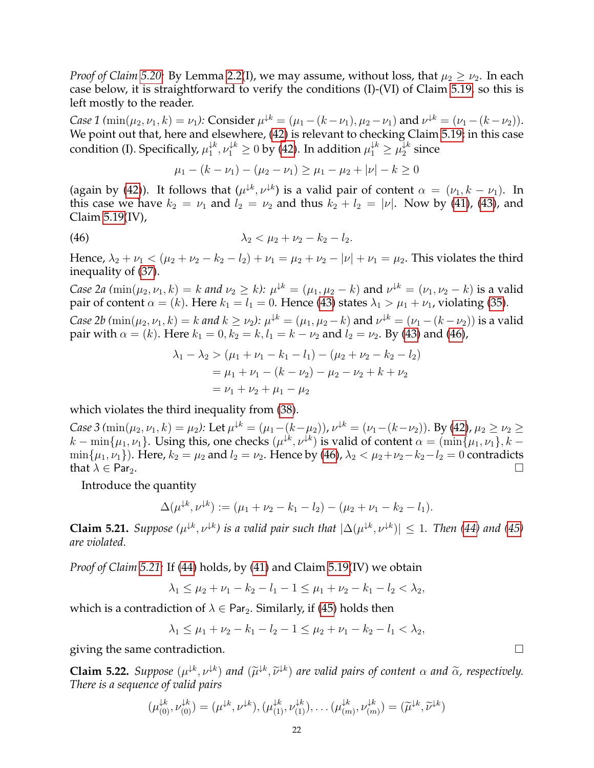*Proof of Claim 5.20:* By Lemma 2.2(I), we may assume, without loss, that $\mu_2 \geq \nu_2$. In each case below, it is straightforward to verify the conditions (I)-(VI) of Claim 5.19, so this is left mostly to the reader.

*Case 1* ($\min(\mu_2, \nu_1, k) = \nu_1$)*:* Consider $\mu^{\downarrow k} = (\mu_1 - (k - \nu_1), \mu_2 - \nu_1)$ and $\nu^{\downarrow k} = (\nu_1 - (k - \nu_2))$. We point out that, here and elsewhere, (42) is relevant to checking Claim 5.19; in this case condition (I). Specifically, $\mu_1^{\downarrow k}, \nu_1^{\downarrow k} \geq 0$ by (42). In addition $\mu_1^{\downarrow k} \geq \mu_2^{\downarrow k}$ since

$$\mu_1 - (k - \nu_1) - (\mu_2 - \nu_1) \geq \mu_1 - \mu_2 + |\nu| - k \geq 0$$

(again by (42)). It follows that $(\mu^{\downarrow k}, \nu^{\downarrow k})$ is a valid pair of content $\alpha = (\nu_1, k - \nu_1)$. In this case we have $k_2 = \nu_1$ and $l_2 = \nu_2$ and thus $k_2 + l_2 = |\nu|$. Now by (41), (43), and Claim 5.19(IV),

$$\lambda_2 < \mu_2 + \nu_2 - k_2 - l_2. \tag{46}$$

Hence, $\lambda_2 + \nu_1 < (\mu_2 + \nu_2 - k_2 - l_2) + \nu_1 = \mu_2 + \nu_2 - |\nu| + \nu_1 = \mu_2$. This violates the third inequality of (37).

*Case 2a* ($\min(\mu_2, \nu_1, k) = k$ *and* $\nu_2 \geq k$)*:* $\mu^{\downarrow k} = (\mu_1, \mu_2 - k)$ and $\nu^{\downarrow k} = (\nu_1, \nu_2 - k)$ is a valid pair of content $\alpha = (k)$. Here $k_1 = l_1 = 0$. Hence (43) states $\lambda_1 > \mu_1 + \nu_1$, violating (35).

*Case 2b* ($\min(\mu_2, \nu_1, k) = k$ *and* $k \geq \nu_2$)*:* $\mu^{\downarrow k} = (\mu_1, \mu_2 - k)$ and $\nu^{\downarrow k} = (\nu_1 - (k - \nu_2))$ is a valid pair with $\alpha = (k)$. Here $k_1 = 0, k_2 = k, l_1 = k - \nu_2$ and $l_2 = \nu_2$. By (43) and (46),

$$\begin{aligned}
\lambda_1 - \lambda_2 &> (\mu_1 + \nu_1 - k_1 - l_1) - (\mu_2 + \nu_2 - k_2 - l_2) \\
&= \mu_1 + \nu_1 - (k - \nu_2) - \mu_2 - \nu_2 + k + \nu_2 \\
&= \nu_1 + \nu_2 + \mu_1 - \mu_2
\end{aligned}$$

which violates the third inequality from (38).

*Case 3* ($\min(\mu_2, \nu_1, k) = \mu_2$)*:* Let $\mu^{\downarrow k} = (\mu_1 - (k - \mu_2))$, $\nu^{\downarrow k} = (\nu_1 - (k - \nu_2))$. By (42), $\mu_2 \geq \nu_2 \geq k - \min\{\mu_1, \nu_1\}$. Using this, one checks $(\mu^{\downarrow k}, \nu^{\downarrow k})$ is valid of content $\alpha = (\min\{\mu_1, \nu_1\}, k - \min\{\mu_1, \nu_1\})$. Here, $k_2 = \mu_2$ and $l_2 = \nu_2$. Hence by (46), $\lambda_2 < \mu_2 + \nu_2 - k_2 - l_2 = 0$ contradicts that $\lambda \in \mathsf{Par}_2$. $\square$

Introduce the quantity

$$\Delta(\mu^{\downarrow k}, \nu^{\downarrow k}) := (\mu_1 + \nu_2 - k_1 - l_2) - (\mu_2 + \nu_1 - k_2 - l_1).$$

**Claim 5.21.** *Suppose $(\mu^{\downarrow k}, \nu^{\downarrow k})$ is a valid pair such that $|\Delta(\mu^{\downarrow k}, \nu^{\downarrow k})| \leq 1$. Then (44) and (45) are violated.*

*Proof of Claim 5.21:* If (44) holds, by (41) and Claim 5.19(IV) we obtain

$$\lambda_1 \leq \mu_2 + \nu_1 - k_2 - l_1 - 1 \leq \mu_1 + \nu_2 - k_1 - l_2 < \lambda_2,$$

which is a contradiction of $\lambda \in \mathsf{Par}_2$. Similarly, if (45) holds then

$$\lambda_1 \leq \mu_1 + \nu_2 - k_1 - l_2 - 1 \leq \mu_2 + \nu_1 - k_2 - l_1 < \lambda_2,$$

giving the same contradiction. $\square$

**Claim 5.22.** *Suppose $(\mu^{\downarrow k}, \nu^{\downarrow k})$ and $(\widetilde{\mu}^{\downarrow k}, \widetilde{\nu}^{\downarrow k})$ are valid pairs of content $\alpha$ and $\widetilde{\alpha}$, respectively. There is a sequence of valid pairs*

$$(\mu^{\downarrow k}_{(0)}, \nu^{\downarrow k}_{(0)}) = (\mu^{\downarrow k}, \nu^{\downarrow k}), (\mu^{\downarrow k}_{(1)}, \nu^{\downarrow k}_{(1)}), \ldots (\mu^{\downarrow k}_{(m)}, \nu^{\downarrow k}_{(m)}) = (\widetilde{\mu}^{\downarrow k}, \widetilde{\nu}^{\downarrow k})$$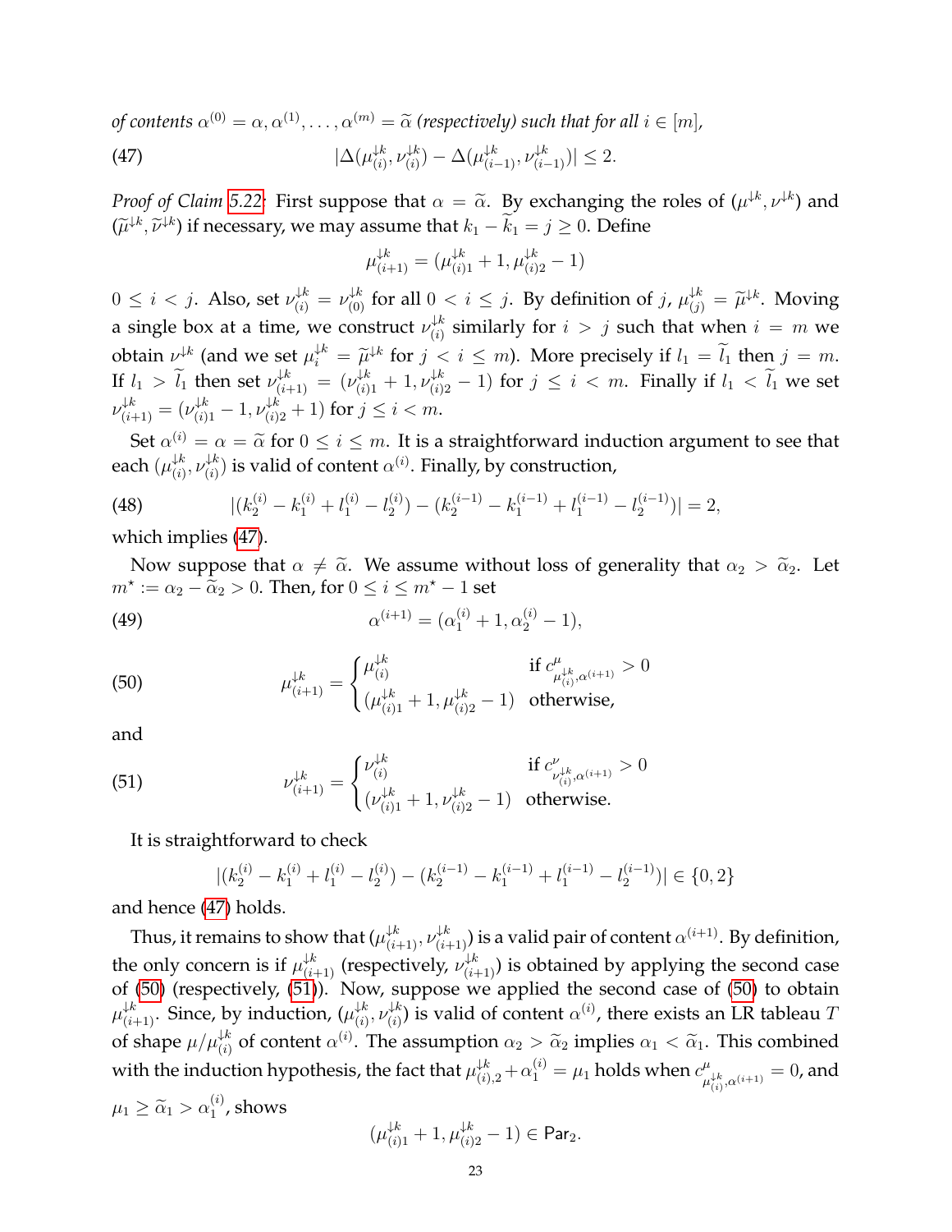*of contents $\alpha^{(0)} = \alpha, \alpha^{(1)}, \ldots, \alpha^{(m)} = \widetilde{\alpha}$ (respectively) such that for all $i \in [m]$,*

$$|\Delta(\mu^{\downarrow k}_{(i)}, \nu^{\downarrow k}_{(i)}) - \Delta(\mu^{\downarrow k}_{(i-1)}, \nu^{\downarrow k}_{(i-1)})| \leq 2. \tag{47}$$

*Proof of Claim 5.22.* First suppose that $\alpha = \widetilde{\alpha}$. By exchanging the roles of $(\mu^{\downarrow k}, \nu^{\downarrow k})$ and $(\widetilde{\mu}^{\downarrow k}, \widetilde{\nu}^{\downarrow k})$ if necessary, we may assume that $k_1 - \widetilde{k}_1 = j \geq 0$. Define

$$\mu^{\downarrow k}_{(i+1)} = (\mu^{\downarrow k}_{(i)1} + 1, \mu^{\downarrow k}_{(i)2} - 1)$$

$0 \leq i < j$. Also, set $\nu^{\downarrow k}_{(i)} = \nu^{\downarrow k}_{(0)}$ for all $0 < i \leq j$. By definition of $j$, $\mu^{\downarrow k}_{(j)} = \widetilde{\mu}^{\downarrow k}$. Moving a single box at a time, we construct $\nu^{\downarrow k}_{(i)}$ similarly for $i > j$ such that when $i = m$ we obtain $\nu^{\downarrow k}$ (and we set $\mu^{\downarrow k}_i = \widetilde{\mu}^{\downarrow k}$ for $j < i \leq m$). More precisely if $l_1 = \widetilde{l}_1$ then $j = m$. If $l_1 > \widetilde{l}_1$ then set $\nu^{\downarrow k}_{(i+1)} = (\nu^{\downarrow k}_{(i)1} + 1, \nu^{\downarrow k}_{(i)2} - 1)$ for $j \leq i < m$. Finally if $l_1 < \widetilde{l}_1$ we set $\nu^{\downarrow k}_{(i+1)} = (\nu^{\downarrow k}_{(i)1} - 1, \nu^{\downarrow k}_{(i)2} + 1)$ for $j \leq i < m$.

Set $\alpha^{(i)} = \alpha = \widetilde{\alpha}$ for $0 \leq i \leq m$. It is a straightforward induction argument to see that each $(\mu^{\downarrow k}_{(i)}, \nu^{\downarrow k}_{(i)})$ is valid of content $\alpha^{(i)}$. Finally, by construction,

$$|(k^{(i)}_2 - k^{(i)}_1 + l^{(i)}_1 - l^{(i)}_2) - (k^{(i-1)}_2 - k^{(i-1)}_1 + l^{(i-1)}_1 - l^{(i-1)}_2)| = 2, \tag{48}$$

which implies (47).

Now suppose that $\alpha \neq \widetilde{\alpha}$. We assume without loss of generality that $\alpha_2 > \widetilde{\alpha}_2$. Let $m^\star := \alpha_2 - \widetilde{\alpha}_2 > 0$. Then, for $0 \leq i \leq m^\star - 1$ set

$$\alpha^{(i+1)} = (\alpha^{(i)}_1 + 1, \alpha^{(i)}_2 - 1), \tag{49}$$

$$\mu^{\downarrow k}_{(i+1)} = \begin{cases} \mu^{\downarrow k}_{(i)} & \text{if } c^{\mu}_{\mu^{\downarrow k}_{(i)}, \alpha^{(i+1)}} > 0 \\ (\mu^{\downarrow k}_{(i)1} + 1, \mu^{\downarrow k}_{(i)2} - 1) & \text{otherwise,} \end{cases} \tag{50}$$

and

$$\nu^{\downarrow k}_{(i+1)} = \begin{cases} \nu^{\downarrow k}_{(i)} & \text{if } c^{\nu}_{\nu^{\downarrow k}_{(i)}, \alpha^{(i+1)}} > 0 \\ (\nu^{\downarrow k}_{(i)1} + 1, \nu^{\downarrow k}_{(i)2} - 1) & \text{otherwise.} \end{cases} \tag{51}$$

It is straightforward to check

$$|(k^{(i)}_2 - k^{(i)}_1 + l^{(i)}_1 - l^{(i)}_2) - (k^{(i-1)}_2 - k^{(i-1)}_1 + l^{(i-1)}_1 - l^{(i-1)}_2)| \in \{0, 2\}$$

and hence (47) holds.

Thus, it remains to show that $(\mu^{\downarrow k}_{(i+1)}, \nu^{\downarrow k}_{(i+1)})$ is a valid pair of content $\alpha^{(i+1)}$. By definition, the only concern is if $\mu^{\downarrow k}_{(i+1)}$ (respectively, $\nu^{\downarrow k}_{(i+1)}$) is obtained by applying the second case of (50) (respectively, (51)). Now, suppose we applied the second case of (50) to obtain $\mu^{\downarrow k}_{(i+1)}$. Since, by induction, $(\mu^{\downarrow k}_{(i)}, \nu^{\downarrow k}_{(i)})$ is valid of content $\alpha^{(i)}$, there exists an LR tableau $T$ of shape $\mu/\mu^{\downarrow k}_{(i)}$ of content $\alpha^{(i)}$. The assumption $\alpha_2 > \widetilde{\alpha}_2$ implies $\alpha_1 < \widetilde{\alpha}_1$. This combined with the induction hypothesis, the fact that $\mu^{\downarrow k}_{(i),2} + \alpha^{(i)}_1 = \mu_1$ holds when $c^{\mu}_{\mu^{\downarrow k}_{(i)}, \alpha^{(i+1)}} = 0$, and $\mu_1 \geq \widetilde{\alpha}_1 > \alpha^{(i)}_1$, shows

$$(\mu^{\downarrow k}_{(i)1} + 1, \mu^{\downarrow k}_{(i)2} - 1) \in \mathsf{Par}_2.$$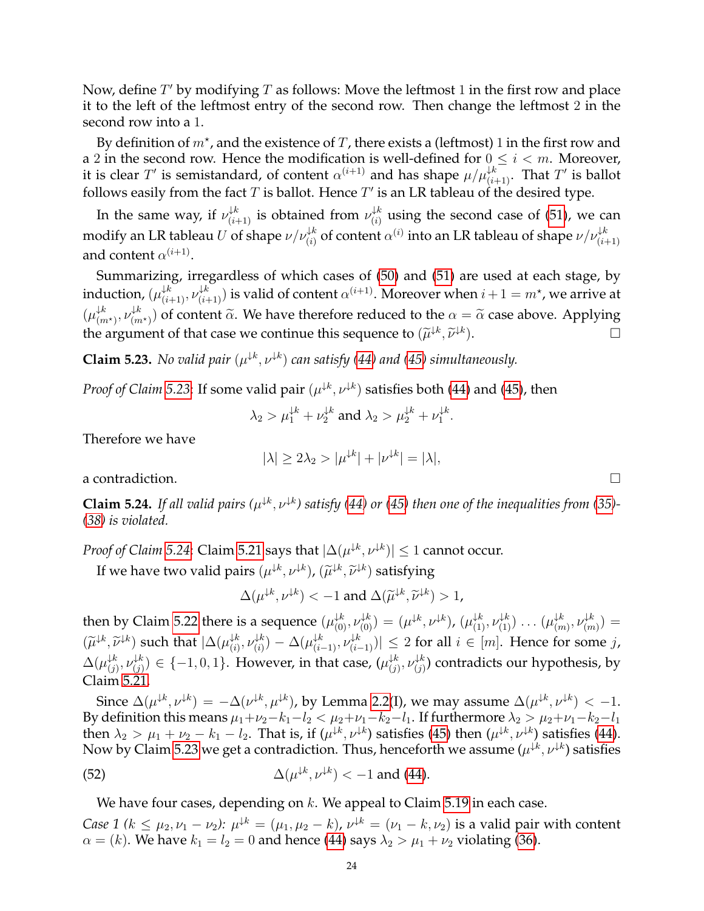Now, define $T'$ by modifying $T$ as follows: Move the leftmost 1 in the first row and place it to the left of the leftmost entry of the second row. Then change the leftmost 2 in the second row into a 1.

By definition of $m^\star$, and the existence of $T$, there exists a (leftmost) 1 in the first row and a 2 in the second row. Hence the modification is well-defined for $0 \leq i < m$. Moreover, it is clear $T'$ is semistandard, of content $\alpha^{(i+1)}$ and has shape $\mu/\mu^{\downarrow k}_{(i+1)}$. That $T'$ is ballot follows easily from the fact $T$ is ballot. Hence $T'$ is an LR tableau of the desired type.

In the same way, if $\nu^{\downarrow k}_{(i+1)}$ is obtained from $\nu^{\downarrow k}_{(i)}$ using the second case of (51), we can modify an LR tableau $U$ of shape $\nu/\nu^{\downarrow k}_{(i)}$ of content $\alpha^{(i)}$ into an LR tableau of shape $\nu/\nu^{\downarrow k}_{(i+1)}$ and content $\alpha^{(i+1)}$.

Summarizing, irregardless of which cases of (50) and (51) are used at each stage, by induction, $(\mu^{\downarrow k}_{(i+1)}, \nu^{\downarrow k}_{(i+1)})$ is valid of content $\alpha^{(i+1)}$. Moreover when $i+1 = m^\star$, we arrive at $(\mu^{\downarrow k}_{(m^\star)}, \nu^{\downarrow k}_{(m^\star)})$ of content $\widetilde{\alpha}$. We have therefore reduced to the $\alpha = \widetilde{\alpha}$ case above. Applying the argument of that case we continue this sequence to $(\widetilde{\mu}^{\downarrow k}, \widetilde{\nu}^{\downarrow k})$. $\square$

**Claim 5.23.** *No valid pair $(\mu^{\downarrow k}, \nu^{\downarrow k})$ can satisfy (44) and (45) simultaneously.*

*Proof of Claim 5.23:* If some valid pair $(\mu^{\downarrow k}, \nu^{\downarrow k})$ satisfies both (44) and (45), then

$$\lambda_2 > \mu_1^{\downarrow k} + \nu_2^{\downarrow k} \text{ and } \lambda_2 > \mu_2^{\downarrow k} + \nu_1^{\downarrow k}.$$

Therefore we have

$$|\lambda| \geq 2\lambda_2 > |\mu^{\downarrow k}| + |\nu^{\downarrow k}| = |\lambda|,$$

a contradiction. $\square$

**Claim 5.24.** *If all valid pairs $(\mu^{\downarrow k}, \nu^{\downarrow k})$ satisfy (44) or (45) then one of the inequalities from (35)-(38) is violated.*

*Proof of Claim 5.24:* Claim 5.21 says that $|\Delta(\mu^{\downarrow k}, \nu^{\downarrow k})| \leq 1$ cannot occur.

If we have two valid pairs $(\mu^{\downarrow k}, \nu^{\downarrow k})$, $(\widetilde{\mu}^{\downarrow k}, \widetilde{\nu}^{\downarrow k})$ satisfying

$$\Delta(\mu^{\downarrow k}, \nu^{\downarrow k}) < -1 \text{ and } \Delta(\widetilde{\mu}^{\downarrow k}, \widetilde{\nu}^{\downarrow k}) > 1,$$

then by Claim 5.22 there is a sequence $(\mu^{\downarrow k}_{(0)}, \nu^{\downarrow k}_{(0)}) = (\mu^{\downarrow k}, \nu^{\downarrow k})$, $(\mu^{\downarrow k}_{(1)}, \nu^{\downarrow k}_{(1)}) \ldots (\mu^{\downarrow k}_{(m)}, \nu^{\downarrow k}_{(m)}) = (\widetilde{\mu}^{\downarrow k}, \widetilde{\nu}^{\downarrow k})$ such that $|\Delta(\mu^{\downarrow k}_{(i)}, \nu^{\downarrow k}_{(i)}) - \Delta(\mu^{\downarrow k}_{(i-1)}, \nu^{\downarrow k}_{(i-1)})| \leq 2$ for all $i \in [m]$. Hence for some $j$, $\Delta(\mu^{\downarrow k}_{(j)}, \nu^{\downarrow k}_{(j)}) \in \{-1, 0, 1\}$. However, in that case, $(\mu^{\downarrow k}_{(j)}, \nu^{\downarrow k}_{(j)})$ contradicts our hypothesis, by Claim 5.21.

Since $\Delta(\mu^{\downarrow k}, \nu^{\downarrow k}) = -\Delta(\nu^{\downarrow k}, \mu^{\downarrow k})$, by Lemma 2.2(I), we may assume $\Delta(\mu^{\downarrow k}, \nu^{\downarrow k}) < -1$. By definition this means $\mu_1 + \nu_2 - k_1 - l_2 < \mu_2 + \nu_1 - k_2 - l_1$. If furthermore $\lambda_2 > \mu_2 + \nu_1 - k_2 - l_1$ then $\lambda_2 > \mu_1 + \nu_2 - k_1 - l_2$. That is, if $(\mu^{\downarrow k}, \nu^{\downarrow k})$ satisfies (45) then $(\mu^{\downarrow k}, \nu^{\downarrow k})$ satisfies (44). Now by Claim 5.23 we get a contradiction. Thus, henceforth we assume $(\mu^{\downarrow k}, \nu^{\downarrow k})$ satisfies

$$\Delta(\mu^{\downarrow k}, \nu^{\downarrow k}) < -1 \text{ and (44).} \tag{52}$$

We have four cases, depending on $k$. We appeal to Claim 5.19 in each case.

*Case 1 ($k \leq \mu_2, \nu_1 - \nu_2$):* $\mu^{\downarrow k} = (\mu_1, \mu_2 - k)$, $\nu^{\downarrow k} = (\nu_1 - k, \nu_2)$ is a valid pair with content $\alpha = (k)$. We have $k_1 = l_2 = 0$ and hence (44) says $\lambda_2 > \mu_1 + \nu_2$ violating (36).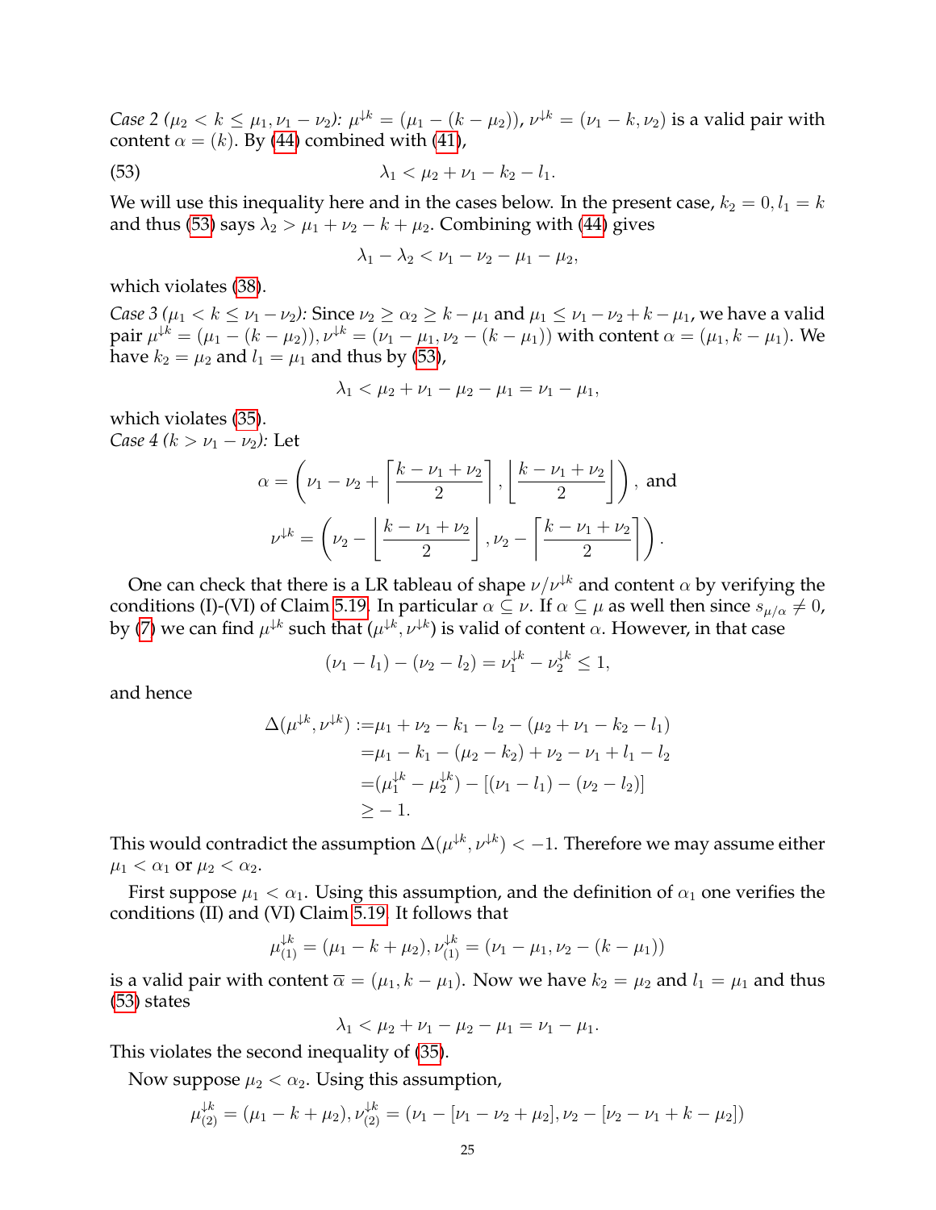*Case 2* ($\mu_2 < k \leq \mu_1, \nu_1 - \nu_2$): $\mu^{\downarrow k} = (\mu_1 - (k - \mu_2))$, $\nu^{\downarrow k} = (\nu_1 - k, \nu_2)$ is a valid pair with content $\alpha = (k)$. By (44) combined with (41),

$$\lambda_1 < \mu_2 + \nu_1 - k_2 - l_1. \tag{53}$$

We will use this inequality here and in the cases below. In the present case, $k_2 = 0, l_1 = k$ and thus (53) says $\lambda_2 > \mu_1 + \nu_2 - k + \mu_2$. Combining with (44) gives

$$\lambda_1 - \lambda_2 < \nu_1 - \nu_2 - \mu_1 - \mu_2,$$

which violates (38).

*Case 3* ($\mu_1 < k \leq \nu_1 - \nu_2$): Since $\nu_2 \geq \alpha_2 \geq k - \mu_1$ and $\mu_1 \leq \nu_1 - \nu_2 + k - \mu_1$, we have a valid pair $\mu^{\downarrow k} = (\mu_1 - (k - \mu_2))$, $\nu^{\downarrow k} = (\nu_1 - \mu_1, \nu_2 - (k - \mu_1))$ with content $\alpha = (\mu_1, k - \mu_1)$. We have $k_2 = \mu_2$ and $l_1 = \mu_1$ and thus by (53),

$$\lambda_1 < \mu_2 + \nu_1 - \mu_2 - \mu_1 = \nu_1 - \mu_1,$$

which violates (35).

*Case 4* ($k > \nu_1 - \nu_2$): Let

$$\alpha = \left(\nu_1 - \nu_2 + \left\lceil \frac{k - \nu_1 + \nu_2}{2} \right\rceil, \left\lfloor \frac{k - \nu_1 + \nu_2}{2} \right\rfloor \right), \text{ and}$$

$$\nu^{\downarrow k} = \left(\nu_2 - \left\lfloor \frac{k - \nu_1 + \nu_2}{2} \right\rfloor, \nu_2 - \left\lceil \frac{k - \nu_1 + \nu_2}{2} \right\rceil \right).$$

One can check that there is a LR tableau of shape $\nu/\nu^{\downarrow k}$ and content $\alpha$ by verifying the conditions (I)-(VI) of Claim 5.19. In particular $\alpha \subseteq \nu$. If $\alpha \subseteq \mu$ as well then since $s_{\mu/\alpha} \neq 0$, by (7) we can find $\mu^{\downarrow k}$ such that $(\mu^{\downarrow k}, \nu^{\downarrow k})$ is valid of content $\alpha$. However, in that case

$$(\nu_1 - l_1) - (\nu_2 - l_2) = \nu_1^{\downarrow k} - \nu_2^{\downarrow k} \leq 1,$$

and hence

$$\begin{aligned}
\Delta(\mu^{\downarrow k}, \nu^{\downarrow k}) :=& \mu_1 + \nu_2 - k_1 - l_2 - (\mu_2 + \nu_1 - k_2 - l_1) \\
=& \mu_1 - k_1 - (\mu_2 - k_2) + \nu_2 - \nu_1 + l_1 - l_2 \\
=& (\mu_1^{\downarrow k} - \mu_2^{\downarrow k}) - [(\nu_1 - l_1) - (\nu_2 - l_2)] \\
\geq& -1.
\end{aligned}$$

This would contradict the assumption $\Delta(\mu^{\downarrow k}, \nu^{\downarrow k}) < -1$. Therefore we may assume either $\mu_1 < \alpha_1$ or $\mu_2 < \alpha_2$.

First suppose $\mu_1 < \alpha_1$. Using this assumption, and the definition of $\alpha_1$ one verifies the conditions (II) and (VI) Claim 5.19. It follows that

$$\mu_{(1)}^{\downarrow k} = (\mu_1 - k + \mu_2), \nu_{(1)}^{\downarrow k} = (\nu_1 - \mu_1, \nu_2 - (k - \mu_1))$$

is a valid pair with content $\overline{\alpha} = (\mu_1, k - \mu_1)$. Now we have $k_2 = \mu_2$ and $l_1 = \mu_1$ and thus (53) states

$$\lambda_1 < \mu_2 + \nu_1 - \mu_2 - \mu_1 = \nu_1 - \mu_1.$$

This violates the second inequality of (35).

Now suppose $\mu_2 < \alpha_2$. Using this assumption,

$$\mu_{(2)}^{\downarrow k} = (\mu_1 - k + \mu_2), \nu_{(2)}^{\downarrow k} = (\nu_1 - [\nu_1 - \nu_2 + \mu_2], \nu_2 - [\nu_2 - \nu_1 + k - \mu_2])$$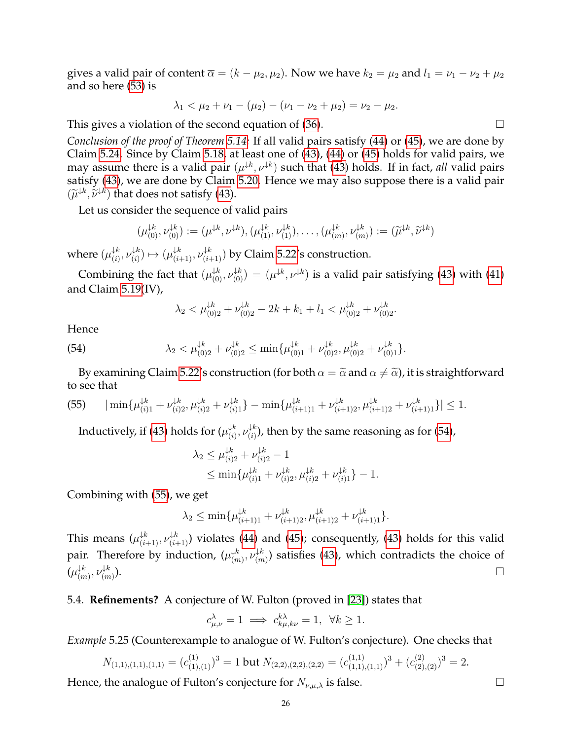gives a valid pair of content $\overline{\alpha} = (k - \mu_2, \mu_2)$. Now we have $k_2 = \mu_2$ and $l_1 = \nu_1 - \nu_2 + \mu_2$ and so here (53) is

$$\lambda_1 < \mu_2 + \nu_1 - (\mu_2) - (\nu_1 - \nu_2 + \mu_2) = \nu_2 - \mu_2.$$

This gives a violation of the second equation of (36). $\square$

*Conclusion of the proof of Theorem 5.14:* If all valid pairs satisfy (44) or (45), we are done by Claim 5.24. Since by Claim 5.18, at least one of (43), (44) or (45) holds for valid pairs, we may assume there is a valid pair $(\mu^{\downarrow k}, \nu^{\downarrow k})$ such that (43) holds. If in fact, *all* valid pairs satisfy (43), we are done by Claim 5.20. Hence we may also suppose there is a valid pair $(\widetilde{\mu}^{\downarrow k}, \widetilde{\nu}^{\downarrow k})$ that does not satisfy (43).

Let us consider the sequence of valid pairs

$$(\mu^{\downarrow k}_{(0)}, \nu^{\downarrow k}_{(0)}) := (\mu^{\downarrow k}, \nu^{\downarrow k}), (\mu^{\downarrow k}_{(1)}, \nu^{\downarrow k}_{(1)}), \ldots, (\mu^{\downarrow k}_{(m)}, \nu^{\downarrow k}_{(m)}) := (\widetilde{\mu}^{\downarrow k}, \widetilde{\nu}^{\downarrow k})$$

where $(\mu^{\downarrow k}_{(i)}, \nu^{\downarrow k}_{(i)}) \mapsto (\mu^{\downarrow k}_{(i+1)}, \nu^{\downarrow k}_{(i+1)})$ by Claim 5.22's construction.

Combining the fact that $(\mu^{\downarrow k}_{(0)}, \nu^{\downarrow k}_{(0)}) = (\mu^{\downarrow k}, \nu^{\downarrow k})$ is a valid pair satisfying (43) with (41) and Claim 5.19(IV),

$$\lambda_2 < \mu^{\downarrow k}_{(0)2} + \nu^{\downarrow k}_{(0)2} - 2k + k_1 + l_1 < \mu^{\downarrow k}_{(0)2} + \nu^{\downarrow k}_{(0)2}.$$

Hence

$$\lambda_2 < \mu^{\downarrow k}_{(0)2} + \nu^{\downarrow k}_{(0)2} \leq \min\{\mu^{\downarrow k}_{(0)1} + \nu^{\downarrow k}_{(0)2}, \mu^{\downarrow k}_{(0)2} + \nu^{\downarrow k}_{(0)1}\}. \tag{54}$$

By examining Claim 5.22's construction (for both $\alpha = \widetilde{\alpha}$ and $\alpha \neq \widetilde{\alpha}$), it is straightforward to see that

$$|\min\{\mu^{\downarrow k}_{(i)1} + \nu^{\downarrow k}_{(i)2}, \mu^{\downarrow k}_{(i)2} + \nu^{\downarrow k}_{(i)1}\} - \min\{\mu^{\downarrow k}_{(i+1)1} + \nu^{\downarrow k}_{(i+1)2}, \mu^{\downarrow k}_{(i+1)2} + \nu^{\downarrow k}_{(i+1)1}\}| \leq 1. \tag{55}$$

Inductively, if (43) holds for $(\mu^{\downarrow k}_{(i)}, \nu^{\downarrow k}_{(i)})$, then by the same reasoning as for (54),

$$\begin{aligned}\lambda_2 &\leq \mu^{\downarrow k}_{(i)2} + \nu^{\downarrow k}_{(i)2} - 1 \\ &\leq \min\{\mu^{\downarrow k}_{(i)1} + \nu^{\downarrow k}_{(i)2}, \mu^{\downarrow k}_{(i)2} + \nu^{\downarrow k}_{(i)1}\} - 1.\end{aligned}$$

Combining with (55), we get

$$\lambda_2 \leq \min\{\mu^{\downarrow k}_{(i+1)1} + \nu^{\downarrow k}_{(i+1)2}, \mu^{\downarrow k}_{(i+1)2} + \nu^{\downarrow k}_{(i+1)1}\}.$$

This means $(\mu^{\downarrow k}_{(i+1)}, \nu^{\downarrow k}_{(i+1)})$ violates (44) and (45); consequently, (43) holds for this valid pair. Therefore by induction, $(\mu^{\downarrow k}_{(m)}, \nu^{\downarrow k}_{(m)})$ satisfies (43), which contradicts the choice of $(\mu^{\downarrow k}_{(m)}, \nu^{\downarrow k}_{(m)})$. $\square$

5.4. **Refinements?** A conjecture of W. Fulton (proved in [23]) states that

$$c_{\mu,\nu}^{\lambda} = 1 \implies c_{k\mu,k\nu}^{k\lambda} = 1, \ \ \forall k \geq 1.$$

*Example* 5.25 (Counterexample to analogue of W. Fulton's conjecture). One checks that

$$N_{(1,1),(1,1),(1,1)} = (c^{(1)}_{(1),(1)})^3 = 1 \text{ but } N_{(2,2),(2,2),(2,2)} = (c^{(1,1)}_{(1,1),(1,1)})^3 + (c^{(2)}_{(2),(2)})^3 = 2.$$

Hence, the analogue of Fulton's conjecture for $N_{\nu,\mu,\lambda}$ is false. $\square$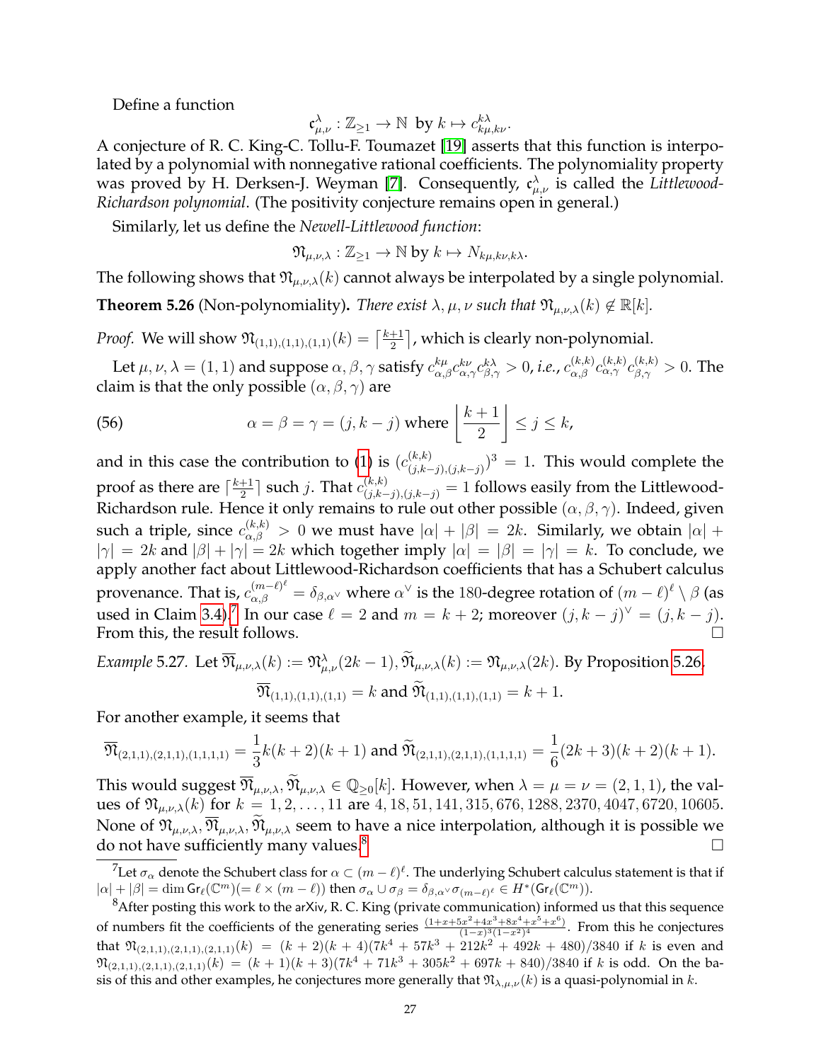Define a function

$$\mathfrak{c}_{\mu,\nu}^{\lambda} : \mathbb{Z}_{\geq 1} \to \mathbb{N} \text{ by } k \mapsto c_{k\mu,k\nu}^{k\lambda}.$$

A conjecture of R. C. King-C. Tollu-F. Toumazet [19] asserts that this function is interpolated by a polynomial with nonnegative rational coefficients. The polynomiality property was proved by H. Derksen-J. Weyman [7]. Consequently, $\mathfrak{c}_{\mu,\nu}^{\lambda}$ is called the *Littlewood-Richardson polynomial*. (The positivity conjecture remains open in general.)

Similarly, let us define the *Newell-Littlewood function*:

$$\mathfrak{N}_{\mu,\nu,\lambda} : \mathbb{Z}_{\geq 1} \to \mathbb{N} \text{ by } k \mapsto N_{k\mu,k\nu,k\lambda}.$$

The following shows that $\mathfrak{N}_{\mu,\nu,\lambda}(k)$ cannot always be interpolated by a single polynomial.

**Theorem 5.26** (Non-polynomiality)**.** *There exist $\lambda, \mu, \nu$ such that $\mathfrak{N}_{\mu,\nu,\lambda}(k) \notin \mathbb{R}[k]$.*

*Proof.* We will show $\mathfrak{N}_{(1,1),(1,1),(1,1)}(k) = \lceil \frac{k+1}{2} \rceil$, which is clearly non-polynomial.

Let $\mu, \nu, \lambda = (1,1)$ and suppose $\alpha, \beta, \gamma$ satisfy $c_{\alpha,\beta}^{k\mu} c_{\alpha,\gamma}^{k\nu} c_{\beta,\gamma}^{k\lambda} > 0$, *i.e.*, $c_{\alpha,\beta}^{(k,k)} c_{\alpha,\gamma}^{(k,k)} c_{\beta,\gamma}^{(k,k)} > 0$. The claim is that the only possible $(\alpha, \beta, \gamma)$ are

$$\alpha = \beta = \gamma = (j, k-j) \text{ where } \left\lfloor \frac{k+1}{2} \right\rfloor \leq j \leq k, \tag{56}$$

and in this case the contribution to (1) is $(c_{(j,k-j),(j,k-j)}^{(k,k)})^3 = 1$. This would complete the proof as there are $\lceil \frac{k+1}{2} \rceil$ such $j$. That $c_{(j,k-j),(j,k-j)}^{(k,k)} = 1$ follows easily from the Littlewood-Richardson rule. Hence it only remains to rule out other possible $(\alpha, \beta, \gamma)$. Indeed, given such a triple, since $c_{\alpha,\beta}^{(k,k)} > 0$ we must have $|\alpha| + |\beta| = 2k$. Similarly, we obtain $|\alpha| + |\gamma| = 2k$ and $|\beta| + |\gamma| = 2k$ which together imply $|\alpha| = |\beta| = |\gamma| = k$. To conclude, we apply another fact about Littlewood-Richardson coefficients that has a Schubert calculus provenance. That is, $c_{\alpha,\beta}^{(m-\ell)^\ell} = \delta_{\beta,\alpha^\vee}$ where $\alpha^\vee$ is the 180-degree rotation of $(m-\ell)^\ell \setminus \beta$ (as used in Claim 3.4).[7] In our case $\ell = 2$ and $m = k+2$; moreover $(j, k-j)^\vee = (j, k-j)$. From this, the result follows. ∎

*Example* 5.27. Let $\overline{\mathfrak{N}}_{\mu,\nu,\lambda}(k) := \mathfrak{N}_{\mu,\nu}^{\lambda}(2k-1), \widetilde{\mathfrak{N}}_{\mu,\nu,\lambda}(k) := \mathfrak{N}_{\mu,\nu,\lambda}(2k)$. By Proposition 5.26,

$$\overline{\mathfrak{N}}_{(1,1),(1,1),(1,1)} = k \text{ and } \widetilde{\mathfrak{N}}_{(1,1),(1,1),(1,1)} = k+1.$$

For another example, it seems that

$$\overline{\mathfrak{N}}_{(2,1,1),(2,1,1),(1,1,1,1)} = \frac{1}{3}k(k+2)(k+1) \text{ and } \widetilde{\mathfrak{N}}_{(2,1,1),(2,1,1),(1,1,1,1)} = \frac{1}{6}(2k+3)(k+2)(k+1).$$

This would suggest $\overline{\mathfrak{N}}_{\mu,\nu,\lambda}, \widetilde{\mathfrak{N}}_{\mu,\nu,\lambda} \in \mathbb{Q}_{\geq 0}[k]$. However, when $\lambda = \mu = \nu = (2,1,1)$, the values of $\mathfrak{N}_{\mu,\nu,\lambda}(k)$ for $k = 1, 2, \ldots, 11$ are $4, 18, 51, 141, 315, 676, 1288, 2370, 4047, 6720, 10605$. None of $\mathfrak{N}_{\mu,\nu,\lambda}, \overline{\mathfrak{N}}_{\mu,\nu,\lambda}, \widetilde{\mathfrak{N}}_{\mu,\nu,\lambda}$ seem to have a nice interpolation, although it is possible we do not have sufficiently many values.[8] □

[7] Let $\sigma_\alpha$ denote the Schubert class for $\alpha \subset (m-\ell)^\ell$. The underlying Schubert calculus statement is that if $|\alpha| + |\beta| = \dim \mathsf{Gr}_\ell(\mathbb{C}^m) (= \ell \times (m-\ell))$ then $\sigma_\alpha \cup \sigma_\beta = \delta_{\beta,\alpha^\vee} \sigma_{(m-\ell)^\ell} \in H^*(\mathsf{Gr}_\ell(\mathbb{C}^m))$.

[8] After posting this work to the arXiv, R. C. King (private communication) informed us that this sequence of numbers fit the coefficients of the generating series $\frac{(1+x+5x^2+4x^3+8x^4+x^5+x^6)}{(1-x)^3(1-x^2)^4}$. From this he conjectures that $\mathfrak{N}_{(2,1,1),(2,1,1),(2,1,1)}(k) = (k+2)(k+4)(7k^4 + 57k^3 + 212k^2 + 492k + 480)/3840$ if $k$ is even and $\mathfrak{N}_{(2,1,1),(2,1,1),(2,1,1)}(k) = (k+1)(k+3)(7k^4 + 71k^3 + 305k^2 + 697k + 840)/3840$ if $k$ is odd. On the basis of this and other examples, he conjectures more generally that $\mathfrak{N}_{\lambda,\mu,\nu}(k)$ is a quasi-polynomial in $k$.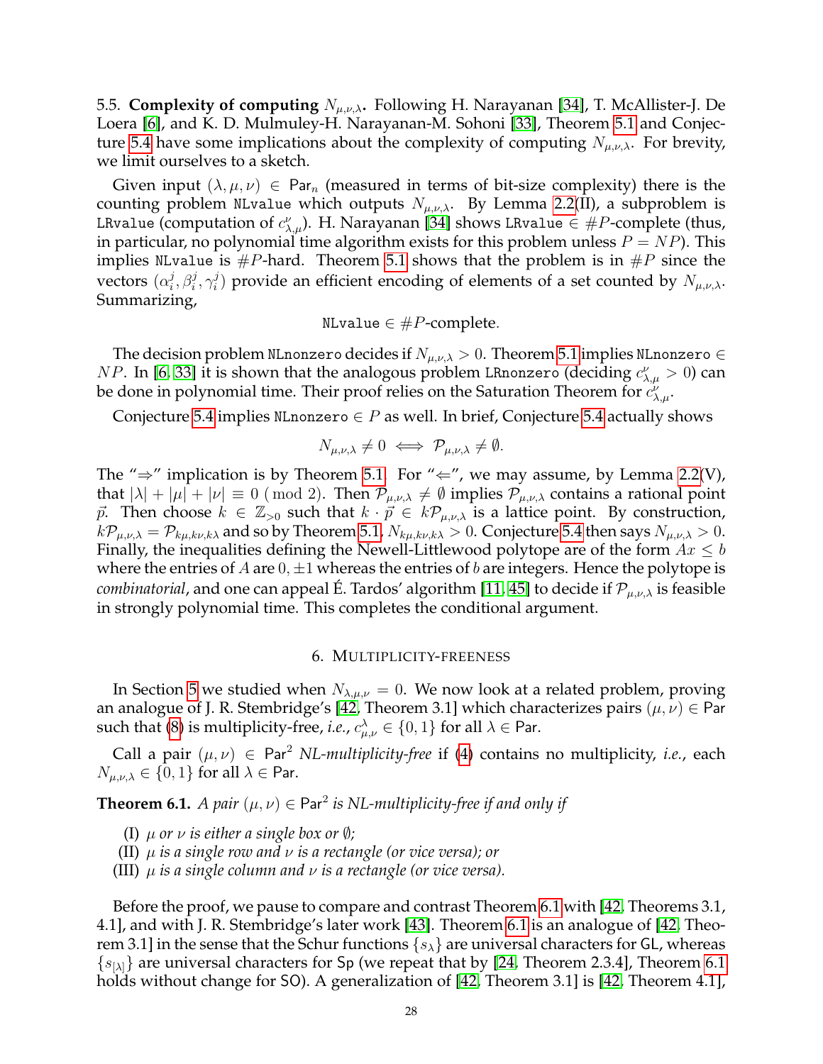5.5. **Complexity of computing** $N_{\mu,\nu,\lambda}$. Following H. Narayanan [34], T. McAllister-J. De Loera [6], and K. D. Mulmuley-H. Narayanan-M. Sohoni [33], Theorem 5.1 and Conjecture 5.4 have some implications about the complexity of computing $N_{\mu,\nu,\lambda}$. For brevity, we limit ourselves to a sketch.

Given input $(\lambda, \mu, \nu) \in \mathsf{Par}_n$ (measured in terms of bit-size complexity) there is the counting problem `NLvalue` which outputs $N_{\mu,\nu,\lambda}$. By Lemma 2.2(II), a subproblem is `LRvalue` (computation of $c^{\nu}_{\lambda,\mu}$). H. Narayanan [34] shows `LRvalue` $\in \#P$-complete (thus, in particular, no polynomial time algorithm exists for this problem unless $P = NP$). This implies `NLvalue` is $\#P$-hard. Theorem 5.1 shows that the problem is in $\#P$ since the vectors $(\alpha_i^j, \beta_i^j, \gamma_i^j)$ provide an efficient encoding of elements of a set counted by $N_{\mu,\nu,\lambda}$. Summarizing,

$$\texttt{NLvalue} \in \#P\text{-complete}.$$

The decision problem `NLnonzero` decides if $N_{\mu,\nu,\lambda} > 0$. Theorem 5.1 implies `NLnonzero` $\in NP$. In [6, 33] it is shown that the analogous problem `LRnonzero` (deciding $c^{\nu}_{\lambda,\mu} > 0$) can be done in polynomial time. Their proof relies on the Saturation Theorem for $c^{\nu}_{\lambda,\mu}$.

Conjecture 5.4 implies `NLnonzero` $\in P$ as well. In brief, Conjecture 5.4 actually shows

$$N_{\mu,\nu,\lambda} \neq 0 \iff \mathcal{P}_{\mu,\nu,\lambda} \neq \emptyset.$$

The "$\Rightarrow$" implication is by Theorem 5.1. For "$\Leftarrow$", we may assume, by Lemma 2.2(V), that $|\lambda| + |\mu| + |\nu| \equiv 0 \pmod 2$. Then $\mathcal{P}_{\mu,\nu,\lambda} \neq \emptyset$ implies $\mathcal{P}_{\mu,\nu,\lambda}$ contains a rational point $\vec{p}$. Then choose $k \in \mathbb{Z}_{>0}$ such that $k \cdot \vec{p} \in k\mathcal{P}_{\mu,\nu,\lambda}$ is a lattice point. By construction, $k\mathcal{P}_{\mu,\nu,\lambda} = \mathcal{P}_{k\mu,k\nu,k\lambda}$ and so by Theorem 5.1, $N_{k\mu,k\nu,k\lambda} > 0$. Conjecture 5.4 then says $N_{\mu,\nu,\lambda} > 0$. Finally, the inequalities defining the Newell-Littlewood polytope are of the form $Ax \leq b$ where the entries of $A$ are $0, \pm 1$ whereas the entries of $b$ are integers. Hence the polytope is *combinatorial*, and one can appeal É. Tardos' algorithm [11, 45] to decide if $\mathcal{P}_{\mu,\nu,\lambda}$ is feasible in strongly polynomial time. This completes the conditional argument.

## 6. Multiplicity-freeness

In Section 5 we studied when $N_{\lambda,\mu,\nu} = 0$. We now look at a related problem, proving an analogue of J. R. Stembridge's [42, Theorem 3.1] which characterizes pairs $(\mu, \nu) \in \mathsf{Par}$ such that (8) is multiplicity-free, *i.e.*, $c^{\lambda}_{\mu,\nu} \in \{0, 1\}$ for all $\lambda \in \mathsf{Par}$.

Call a pair $(\mu, \nu) \in \mathsf{Par}^2$ *NL-multiplicity-free* if (4) contains no multiplicity, *i.e.*, each $N_{\mu,\nu,\lambda} \in \{0, 1\}$ for all $\lambda \in \mathsf{Par}$.

**Theorem 6.1.** *A pair $(\mu, \nu) \in \mathsf{Par}^2$ is NL-multiplicity-free if and only if*

- (I) *$\mu$ or $\nu$ is either a single box or $\emptyset$;*
- (II) *$\mu$ is a single row and $\nu$ is a rectangle (or vice versa); or*
- (III) *$\mu$ is a single column and $\nu$ is a rectangle (or vice versa).*

Before the proof, we pause to compare and contrast Theorem 6.1 with [42, Theorems 3.1, 4.1], and with J. R. Stembridge's later work [43]. Theorem 6.1 is an analogue of [42, Theorem 3.1] in the sense that the Schur functions $\{s_\lambda\}$ are universal characters for $\mathsf{GL}$, whereas $\{s_{[\lambda]}\}$ are universal characters for $\mathsf{Sp}$ (we repeat that by [24, Theorem 2.3.4], Theorem 6.1 holds without change for $\mathsf{SO}$). A generalization of [42, Theorem 3.1] is [42, Theorem 4.1],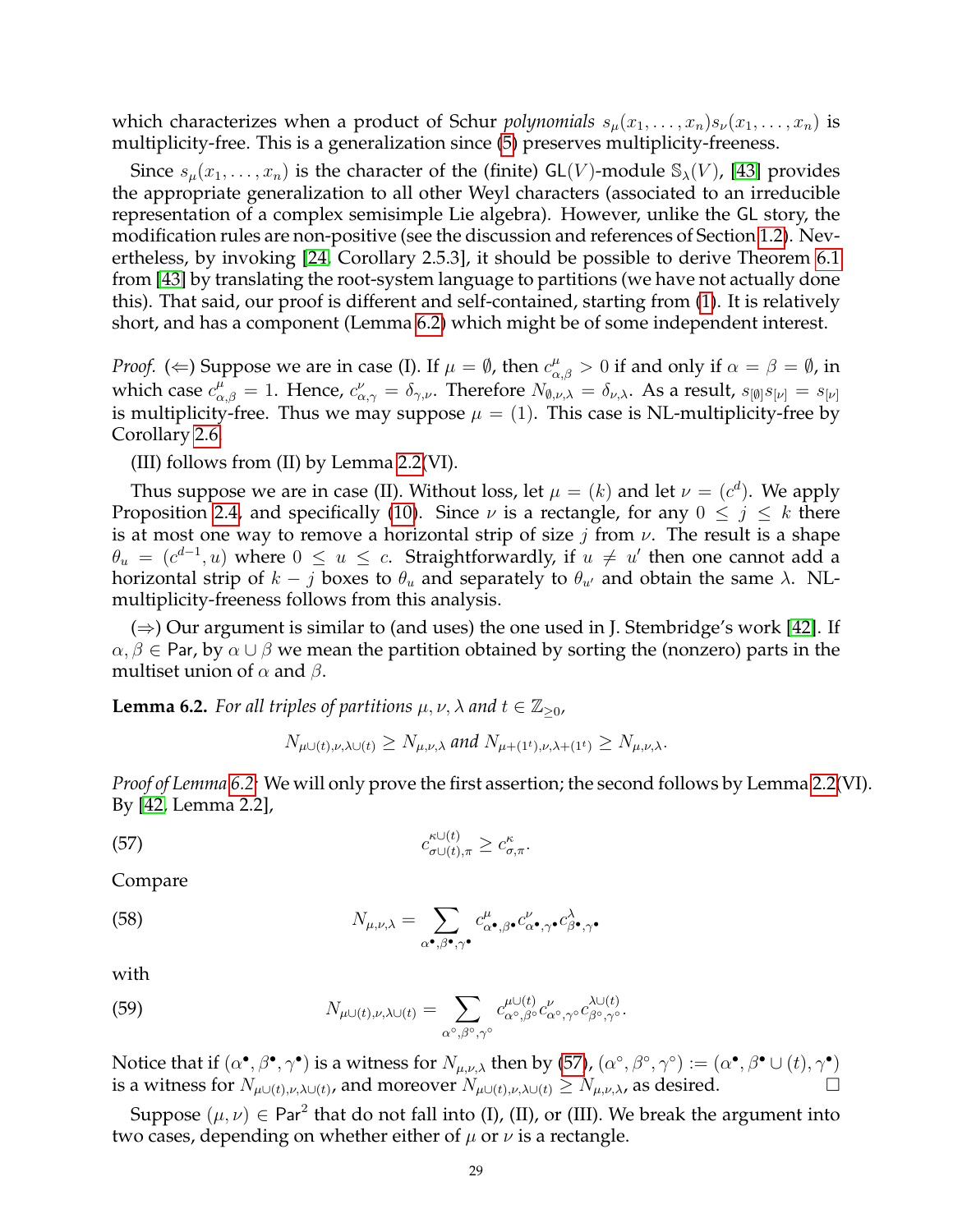which characterizes when a product of Schur *polynomials* $s_\mu(x_1,\ldots,x_n)s_\nu(x_1,\ldots,x_n)$ is multiplicity-free. This is a generalization since (5) preserves multiplicity-freeness.

Since $s_\mu(x_1,\ldots,x_n)$ is the character of the (finite) $\mathsf{GL}(V)$-module $\mathbb{S}_\lambda(V)$, [43] provides the appropriate generalization to all other Weyl characters (associated to an irreducible representation of a complex semisimple Lie algebra). However, unlike the $\mathsf{GL}$ story, the modification rules are non-positive (see the discussion and references of Section 1.2). Nevertheless, by invoking [24, Corollary 2.5.3], it should be possible to derive Theorem 6.1 from [43] by translating the root-system language to partitions (we have not actually done this). That said, our proof is different and self-contained, starting from (1). It is relatively short, and has a component (Lemma 6.2) which might be of some independent interest.

*Proof.* ($\Leftarrow$) Suppose we are in case (I). If $\mu=\emptyset$, then $c^\mu_{\alpha,\beta}>0$ if and only if $\alpha=\beta=\emptyset$, in which case $c^\mu_{\alpha,\beta}=1$. Hence, $c^\nu_{\alpha,\gamma}=\delta_{\gamma,\nu}$. Therefore $N_{\emptyset,\nu,\lambda}=\delta_{\nu,\lambda}$. As a result, $s_{[\emptyset]}s_{[\nu]}=s_{[\nu]}$ is multiplicity-free. Thus we may suppose $\mu=(1)$. This case is NL-multiplicity-free by Corollary 2.6.

(III) follows from (II) by Lemma 2.2(VI).

Thus suppose we are in case (II). Without loss, let $\mu=(k)$ and let $\nu=(c^d)$. We apply Proposition 2.4, and specifically (10). Since $\nu$ is a rectangle, for any $0\leq j\leq k$ there is at most one way to remove a horizontal strip of size $j$ from $\nu$. The result is a shape $\theta_u=(c^{d-1},u)$ where $0\leq u\leq c$. Straightforwardly, if $u\neq u'$ then one cannot add a horizontal strip of $k-j$ boxes to $\theta_u$ and separately to $\theta_{u'}$ and obtain the same $\lambda$. NL-multiplicity-freeness follows from this analysis.

($\Rightarrow$) Our argument is similar to (and uses) the one used in J. Stembridge's work [42]. If $\alpha,\beta\in\mathsf{Par}$, by $\alpha\cup\beta$ we mean the partition obtained by sorting the (nonzero) parts in the multiset union of $\alpha$ and $\beta$.

**Lemma 6.2.** *For all triples of partitions $\mu,\nu,\lambda$ and $t\in\mathbb{Z}_{\geq 0}$,*

$$N_{\mu\cup(t),\nu,\lambda\cup(t)}\geq N_{\mu,\nu,\lambda} \text{ and } N_{\mu+(1^t),\nu,\lambda+(1^t)}\geq N_{\mu,\nu,\lambda}.$$

*Proof of Lemma 6.2:* We will only prove the first assertion; the second follows by Lemma 2.2(VI). By [42, Lemma 2.2],

$$c^{\kappa\cup(t)}_{\sigma\cup(t),\pi}\geq c^{\kappa}_{\sigma,\pi}. \tag{57}$$

Compare

$$N_{\mu,\nu,\lambda}=\sum_{\alpha^\bullet,\beta^\bullet,\gamma^\bullet}c^{\mu}_{\alpha^\bullet,\beta^\bullet}c^{\nu}_{\alpha^\bullet,\gamma^\bullet}c^{\lambda}_{\beta^\bullet,\gamma^\bullet} \tag{58}$$

with

$$N_{\mu\cup(t),\nu,\lambda\cup(t)}=\sum_{\alpha^\circ,\beta^\circ,\gamma^\circ}c^{\mu\cup(t)}_{\alpha^\circ,\beta^\circ}c^{\nu}_{\alpha^\circ,\gamma^\circ}c^{\lambda\cup(t)}_{\beta^\circ,\gamma^\circ}. \tag{59}$$

Notice that if $(\alpha^\bullet,\beta^\bullet,\gamma^\bullet)$ is a witness for $N_{\mu,\nu,\lambda}$ then by (57), $(\alpha^\circ,\beta^\circ,\gamma^\circ):=(\alpha^\bullet,\beta^\bullet\cup(t),\gamma^\bullet)$ is a witness for $N_{\mu\cup(t),\nu,\lambda\cup(t)}$, and moreover $N_{\mu\cup(t),\nu,\lambda\cup(t)}\geq N_{\mu,\nu,\lambda}$, as desired. $\square$

Suppose $(\mu,\nu)\in\mathsf{Par}^2$ that do not fall into (I), (II), or (III). We break the argument into two cases, depending on whether either of $\mu$ or $\nu$ is a rectangle.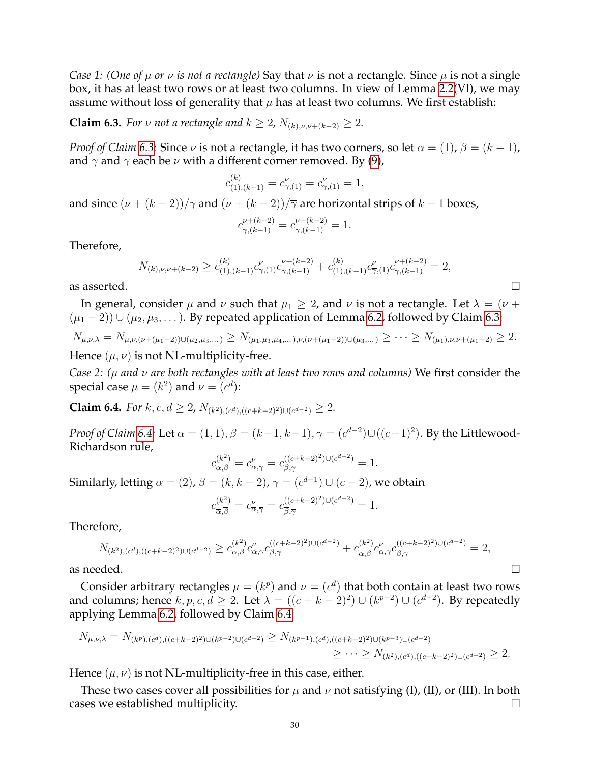*Case 1: (One of $\mu$ or $\nu$ is not a rectangle)* Say that $\nu$ is not a rectangle. Since $\mu$ is not a single box, it has at least two rows or at least two columns. In view of Lemma 2.2(VI), we may assume without loss of generality that $\mu$ has at least two columns. We first establish:

**Claim 6.3.** *For $\nu$ not a rectangle and $k \geq 2$, $N_{(k),\nu,\nu+(k-2)} \geq 2$.*

*Proof of Claim 6.3:* Since $\nu$ is not a rectangle, it has two corners, so let $\alpha = (1)$, $\beta = (k-1)$, and $\gamma$ and $\overline{\gamma}$ each be $\nu$ with a different corner removed. By (9),

$$c^{(k)}_{(1),(k-1)} = c^{\nu}_{\gamma,(1)} = c^{\nu}_{\overline{\gamma},(1)} = 1,$$

and since $(\nu + (k-2))/\gamma$ and $(\nu + (k-2))/\overline{\gamma}$ are horizontal strips of $k-1$ boxes,

$$c^{\nu+(k-2)}_{\gamma,(k-1)} = c^{\nu+(k-2)}_{\overline{\gamma},(k-1)} = 1.$$

Therefore,

$$N_{(k),\nu,\nu+(k-2)} \geq c^{(k)}_{(1),(k-1)} c^{\nu}_{\gamma,(1)} c^{\nu+(k-2)}_{\gamma,(k-1)} + c^{(k)}_{(1),(k-1)} c^{\nu}_{\overline{\gamma},(1)} c^{\nu+(k-2)}_{\overline{\gamma},(k-1)} = 2,$$

as asserted. $\square$

In general, consider $\mu$ and $\nu$ such that $\mu_1 \geq 2$, and $\nu$ is not a rectangle. Let $\lambda = (\nu + (\mu_1 - 2)) \cup (\mu_2, \mu_3, \dots)$. By repeated application of Lemma 6.2, followed by Claim 6.3:

$$N_{\mu,\nu,\lambda} = N_{\mu,\nu,(\nu+(\mu_1-2))\cup(\mu_2,\mu_3,\dots)} \geq N_{(\mu_1,\mu_3,\mu_4,\dots),\nu,(\nu+(\mu_1-2))\cup(\mu_3,\dots)} \geq \cdots \geq N_{(\mu_1),\nu,\nu+(\mu_1-2)} \geq 2.$$

Hence $(\mu, \nu)$ is not NL-multiplicity-free.

*Case 2: ($\mu$ and $\nu$ are both rectangles with at least two rows and columns)* We first consider the special case $\mu = (k^2)$ and $\nu = (c^d)$:

**Claim 6.4.** *For $k, c, d \geq 2$, $N_{(k^2),(c^d),((c+k-2)^2)\cup(c^{d-2})} \geq 2$.*

*Proof of Claim 6.4:* Let $\alpha = (1,1)$, $\beta = (k-1, k-1)$, $\gamma = (c^{d-2}) \cup ((c-1)^2)$. By the Littlewood-Richardson rule,

$$c^{(k^2)}_{\alpha,\beta} = c^{\nu}_{\alpha,\gamma} = c^{((c+k-2)^2)\cup(c^{d-2})}_{\beta,\gamma} = 1.$$

Similarly, letting $\overline{\alpha} = (2)$, $\overline{\beta} = (k, k-2)$, $\overline{\gamma} = (c^{d-1}) \cup (c-2)$, we obtain

$$c^{(k^2)}_{\overline{\alpha},\overline{\beta}} = c^{\nu}_{\overline{\alpha},\overline{\gamma}} = c^{((c+k-2)^2)\cup(c^{d-2})}_{\overline{\beta},\overline{\gamma}} = 1.$$

Therefore,

$$N_{(k^2),(c^d),((c+k-2)^2)\cup(c^{d-2})} \geq c^{(k^2)}_{\alpha,\beta} c^{\nu}_{\alpha,\gamma} c^{((c+k-2)^2)\cup(c^{d-2})}_{\beta,\gamma} + c^{(k^2)}_{\overline{\alpha},\overline{\beta}} c^{\nu}_{\overline{\alpha},\overline{\gamma}} c^{((c+k-2)^2)\cup(c^{d-2})}_{\overline{\beta},\overline{\gamma}} = 2,$$

as needed. $\square$

Consider arbitrary rectangles $\mu = (k^p)$ and $\nu = (c^d)$ that both contain at least two rows and columns; hence $k, p, c, d \geq 2$. Let $\lambda = ((c+k-2)^2) \cup (k^{p-2}) \cup (c^{d-2})$. By repeatedly applying Lemma 6.2, followed by Claim 6.4:

$$\begin{aligned} N_{\mu,\nu,\lambda} = N_{(k^p),(c^d),((c+k-2)^2)\cup(k^{p-2})\cup(c^{d-2})} &\geq N_{(k^{p-1}),(c^d),((c+k-2)^2)\cup(k^{p-3})\cup(c^{d-2})} \\ &\geq \cdots \geq N_{(k^2),(c^d),((c+k-2)^2)\cup(c^{d-2})} \geq 2. \end{aligned}$$

Hence $(\mu, \nu)$ is not NL-multiplicity-free in this case, either.

These two cases cover all possibilities for $\mu$ and $\nu$ not satisfying (I), (II), or (III). In both cases we established multiplicity. $\square$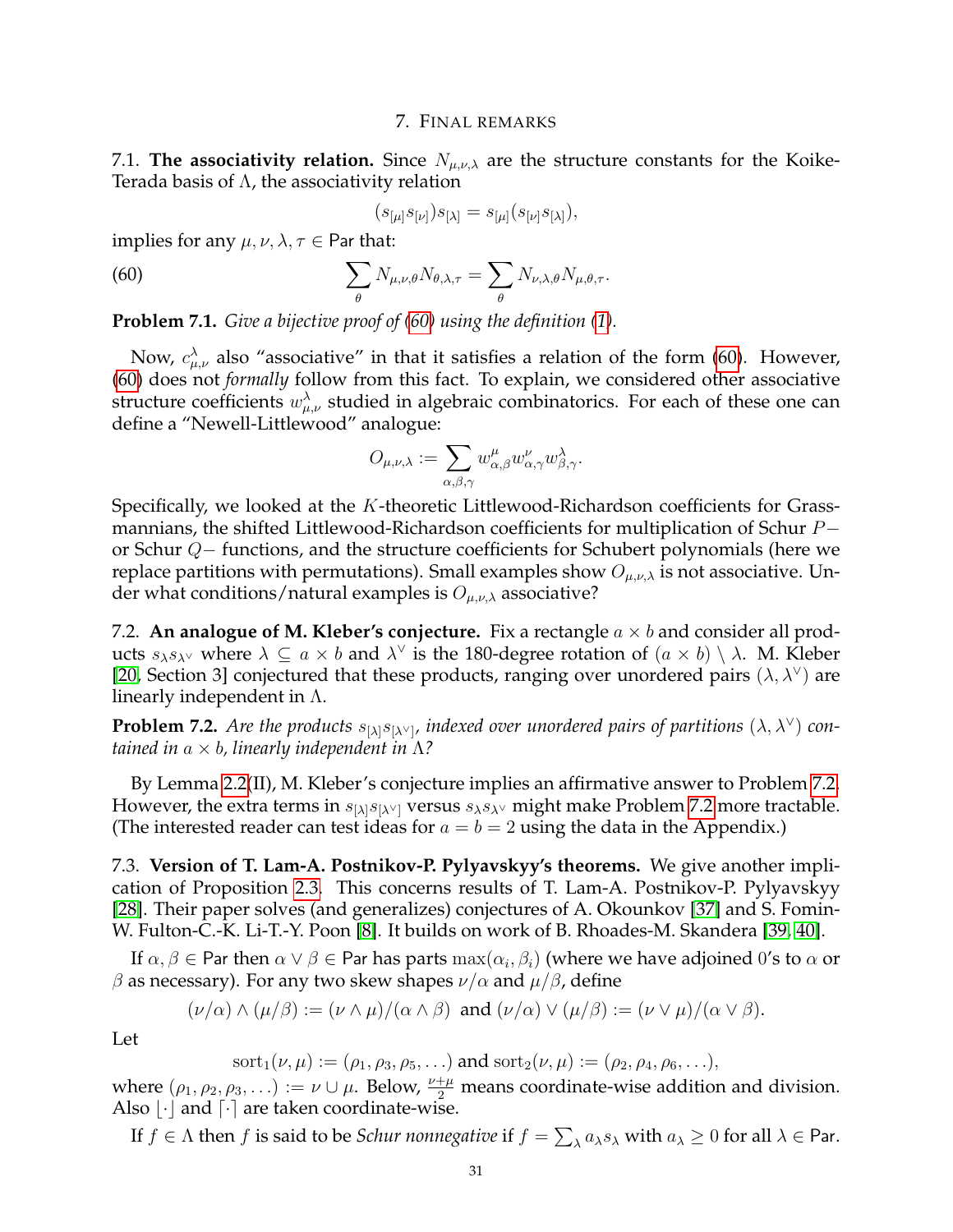# 7. Final remarks

7.1. **The associativity relation.** Since $N_{\mu,\nu,\lambda}$ are the structure constants for the Koike-Terada basis of $\Lambda$, the associativity relation

$$(s_{[\mu]}s_{[\nu]})s_{[\lambda]} = s_{[\mu]}(s_{[\nu]}s_{[\lambda]}),$$

implies for any $\mu, \nu, \lambda, \tau \in \mathsf{Par}$ that:

$$\sum_{\theta} N_{\mu,\nu,\theta}N_{\theta,\lambda,\tau} = \sum_{\theta} N_{\nu,\lambda,\theta}N_{\mu,\theta,\tau}. \tag{60}$$

**Problem 7.1.** *Give a bijective proof of (60) using the definition (1).*

Now, $c_{\mu,\nu}^{\lambda}$ also "associative" in that it satisfies a relation of the form (60). However, (60) does not *formally* follow from this fact. To explain, we considered other associative structure coefficients $w_{\mu,\nu}^{\lambda}$ studied in algebraic combinatorics. For each of these one can define a "Newell-Littlewood" analogue:

$$O_{\mu,\nu,\lambda} := \sum_{\alpha,\beta,\gamma} w_{\alpha,\beta}^{\mu} w_{\alpha,\gamma}^{\nu} w_{\beta,\gamma}^{\lambda}.$$

Specifically, we looked at the $K$-theoretic Littlewood-Richardson coefficients for Grassmannians, the shifted Littlewood-Richardson coefficients for multiplication of Schur $P-$ or Schur $Q-$ functions, and the structure coefficients for Schubert polynomials (here we replace partitions with permutations). Small examples show $O_{\mu,\nu,\lambda}$ is not associative. Under what conditions/natural examples is $O_{\mu,\nu,\lambda}$ associative?

7.2. **An analogue of M. Kleber's conjecture.** Fix a rectangle $a \times b$ and consider all products $s_{\lambda}s_{\lambda^{\vee}}$ where $\lambda \subseteq a \times b$ and $\lambda^{\vee}$ is the 180-degree rotation of $(a \times b) \setminus \lambda$. M. Kleber [20, Section 3] conjectured that these products, ranging over unordered pairs $(\lambda, \lambda^{\vee})$ are linearly independent in $\Lambda$.

**Problem 7.2.** *Are the products $s_{[\lambda]}s_{[\lambda^{\vee}]}$, indexed over unordered pairs of partitions $(\lambda, \lambda^{\vee})$ contained in $a \times b$, linearly independent in $\Lambda$?*

By Lemma 2.2(II), M. Kleber's conjecture implies an affirmative answer to Problem 7.2. However, the extra terms in $s_{[\lambda]}s_{[\lambda^{\vee}]}$ versus $s_{\lambda}s_{\lambda^{\vee}}$ might make Problem 7.2 more tractable. (The interested reader can test ideas for $a = b = 2$ using the data in the Appendix.)

7.3. **Version of T. Lam-A. Postnikov-P. Pylyavskyy's theorems.** We give another implication of Proposition 2.3. This concerns results of T. Lam-A. Postnikov-P. Pylyavskyy [28]. Their paper solves (and generalizes) conjectures of A. Okounkov [37] and S. Fomin-W. Fulton-C.-K. Li-T.-Y. Poon [8]. It builds on work of B. Rhoades-M. Skandera [39, 40].

If $\alpha, \beta \in \mathsf{Par}$ then $\alpha \vee \beta \in \mathsf{Par}$ has parts $\max(\alpha_i, \beta_i)$ (where we have adjoined 0's to $\alpha$ or $\beta$ as necessary). For any two skew shapes $\nu/\alpha$ and $\mu/\beta$, define

$$(\nu/\alpha) \wedge (\mu/\beta) := (\nu \wedge \mu)/(\alpha \wedge \beta) \text{ and } (\nu/\alpha) \vee (\mu/\beta) := (\nu \vee \mu)/(\alpha \vee \beta).$$

Let

$$\mathrm{sort}_1(\nu, \mu) := (\rho_1, \rho_3, \rho_5, \ldots) \text{ and } \mathrm{sort}_2(\nu, \mu) := (\rho_2, \rho_4, \rho_6, \ldots),$$

where $(\rho_1, \rho_2, \rho_3, \ldots) := \nu \cup \mu$. Below, $\frac{\nu+\mu}{2}$ means coordinate-wise addition and division. Also $\lfloor \cdot \rfloor$ and $\lceil \cdot \rceil$ are taken coordinate-wise.

If $f \in \Lambda$ then $f$ is said to be *Schur nonnegative* if $f = \sum_{\lambda} a_{\lambda}s_{\lambda}$ with $a_{\lambda} \geq 0$ for all $\lambda \in \mathsf{Par}$.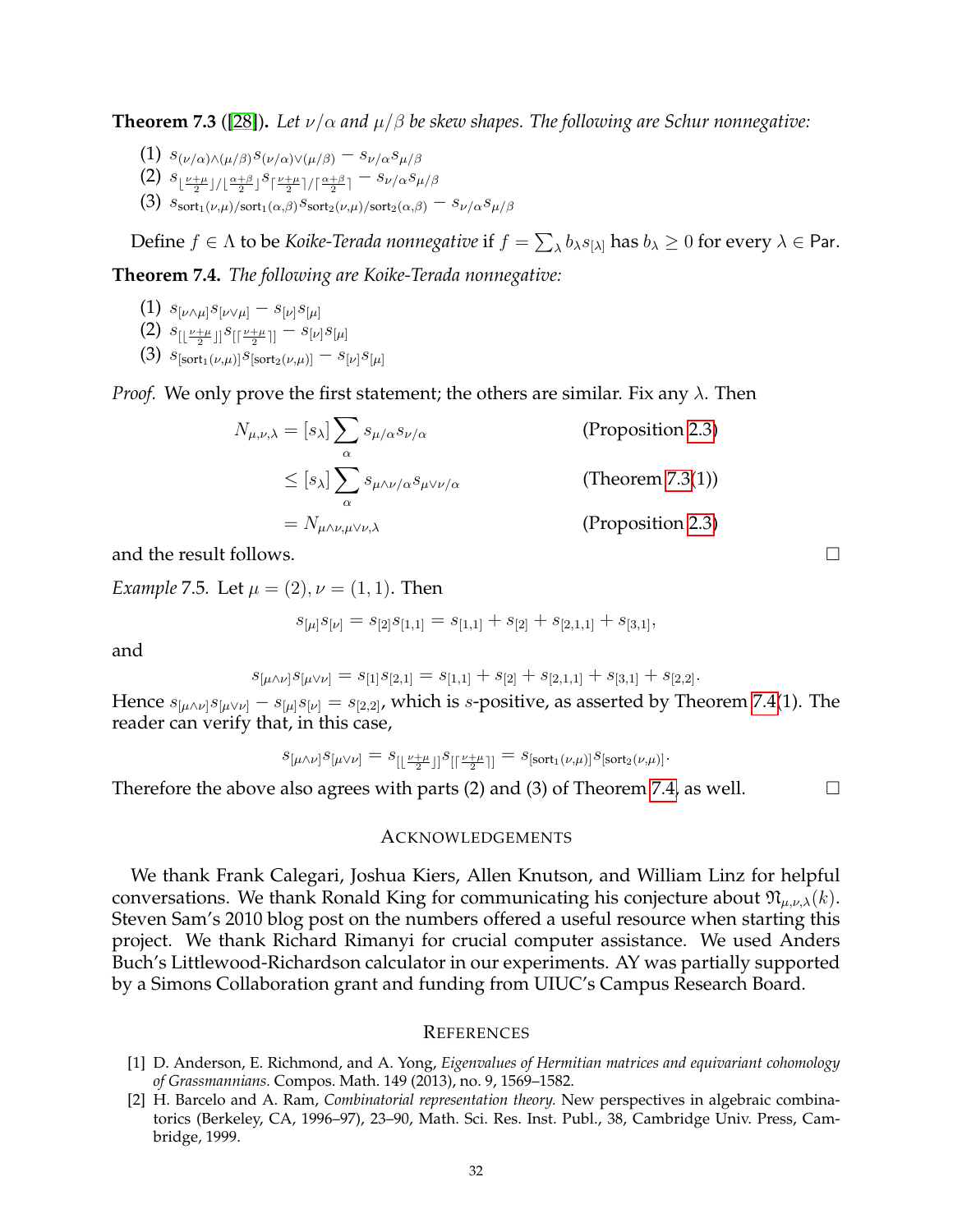**Theorem 7.3** ([28]). *Let $\nu/\alpha$ and $\mu/\beta$ be skew shapes. The following are Schur nonnegative:*

(1) $s_{(\nu/\alpha)\wedge(\mu/\beta)}s_{(\nu/\alpha)\vee(\mu/\beta)} - s_{\nu/\alpha}s_{\mu/\beta}$
(2) $s_{\lfloor\frac{\nu+\mu}{2}\rfloor/\lfloor\frac{\alpha+\beta}{2}\rfloor}s_{\lceil\frac{\nu+\mu}{2}\rceil/\lceil\frac{\alpha+\beta}{2}\rceil} - s_{\nu/\alpha}s_{\mu/\beta}$
(3) $s_{\mathrm{sort}_1(\nu,\mu)/\mathrm{sort}_1(\alpha,\beta)}s_{\mathrm{sort}_2(\nu,\mu)/\mathrm{sort}_2(\alpha,\beta)} - s_{\nu/\alpha}s_{\mu/\beta}$

Define $f \in \Lambda$ to be *Koike-Terada nonnegative* if $f = \sum_\lambda b_\lambda s_{[\lambda]}$ has $b_\lambda \geq 0$ for every $\lambda \in \mathsf{Par}$.

**Theorem 7.4.** *The following are Koike-Terada nonnegative:*

(1) $s_{[\nu\wedge\mu]}s_{[\nu\vee\mu]} - s_{[\nu]}s_{[\mu]}$
(2) $s_{[\lfloor\frac{\nu+\mu}{2}\rfloor]}s_{[\lceil\frac{\nu+\mu}{2}\rceil]} - s_{[\nu]}s_{[\mu]}$
(3) $s_{[\mathrm{sort}_1(\nu,\mu)]}s_{[\mathrm{sort}_2(\nu,\mu)]} - s_{[\nu]}s_{[\mu]}$

*Proof.* We only prove the first statement; the others are similar. Fix any $\lambda$. Then

$$
\begin{aligned}
N_{\mu,\nu,\lambda} &= [s_\lambda]\sum_\alpha s_{\mu/\alpha}s_{\nu/\alpha} && \text{(Proposition 2.3)}\\
&\leq [s_\lambda]\sum_\alpha s_{\mu\wedge\nu/\alpha}s_{\mu\vee\nu/\alpha} && \text{(Theorem 7.3(1))}\\
&= N_{\mu\wedge\nu,\mu\vee\nu,\lambda} && \text{(Proposition 2.3)}
\end{aligned}
$$

and the result follows. □

*Example* 7.5. Let $\mu = (2), \nu = (1,1)$. Then

$$s_{[\mu]}s_{[\nu]} = s_{[2]}s_{[1,1]} = s_{[1,1]} + s_{[2]} + s_{[2,1,1]} + s_{[3,1]},$$

and

$$s_{[\mu\wedge\nu]}s_{[\mu\vee\nu]} = s_{[1]}s_{[2,1]} = s_{[1,1]} + s_{[2]} + s_{[2,1,1]} + s_{[3,1]} + s_{[2,2]}.$$

Hence $s_{[\mu\wedge\nu]}s_{[\mu\vee\nu]} - s_{[\mu]}s_{[\nu]} = s_{[2,2]}$, which is $s$-positive, as asserted by Theorem 7.4(1). The reader can verify that, in this case,

$$s_{[\mu\wedge\nu]}s_{[\mu\vee\nu]} = s_{[\lfloor\frac{\nu+\mu}{2}\rfloor]}s_{[\lceil\frac{\nu+\mu}{2}\rceil]} = s_{[\mathrm{sort}_1(\nu,\mu)]}s_{[\mathrm{sort}_2(\nu,\mu)]}.$$

Therefore the above also agrees with parts (2) and (3) of Theorem 7.4, as well. □

## Acknowledgements

We thank Frank Calegari, Joshua Kiers, Allen Knutson, and William Linz for helpful conversations. We thank Ronald King for communicating his conjecture about $\mathfrak{N}_{\mu,\nu,\lambda}(k)$. Steven Sam's 2010 blog post on the numbers offered a useful resource when starting this project. We thank Richard Rimanyi for crucial computer assistance. We used Anders Buch's Littlewood-Richardson calculator in our experiments. AY was partially supported by a Simons Collaboration grant and funding from UIUC's Campus Research Board.

## References

[1] D. Anderson, E. Richmond, and A. Yong, *Eigenvalues of Hermitian matrices and equivariant cohomology of Grassmannians.* Compos. Math. 149 (2013), no. 9, 1569–1582.

[2] H. Barcelo and A. Ram, *Combinatorial representation theory.* New perspectives in algebraic combinatorics (Berkeley, CA, 1996–97), 23–90, Math. Sci. Res. Inst. Publ., 38, Cambridge Univ. Press, Cambridge, 1999.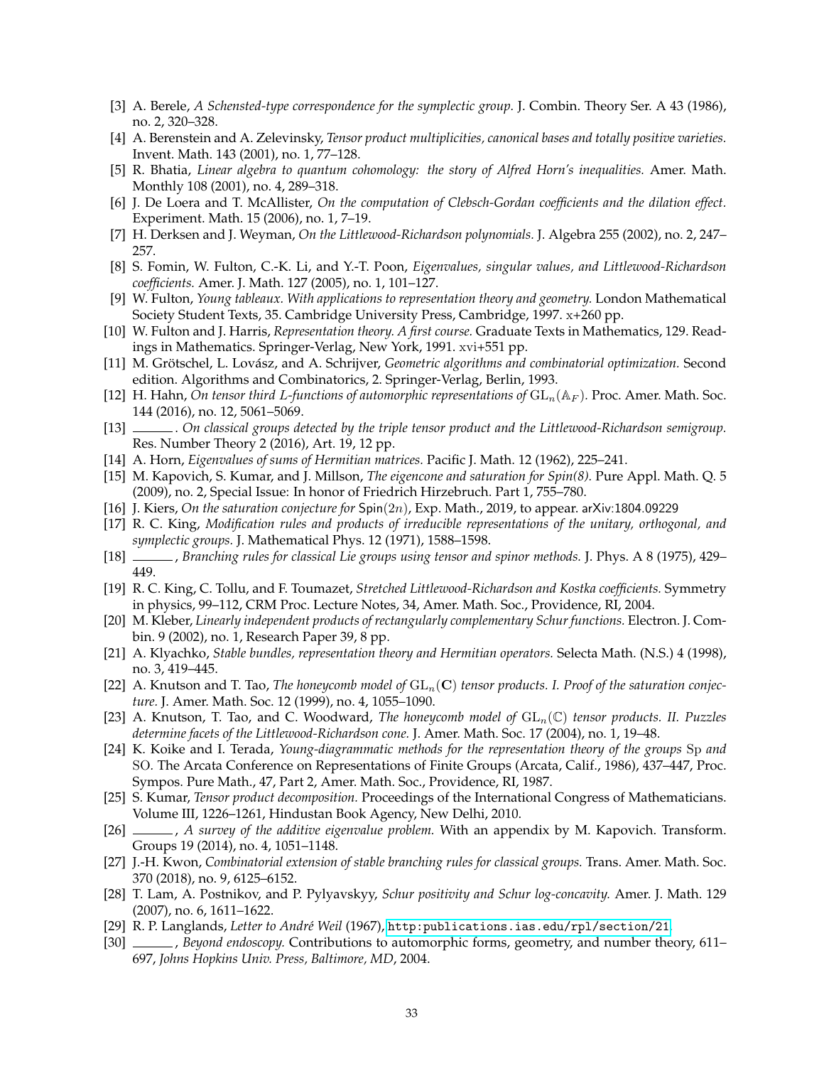[3] A. Berele, *A Schensted-type correspondence for the symplectic group.* J. Combin. Theory Ser. A 43 (1986), no. 2, 320–328.

[4] A. Berenstein and A. Zelevinsky, *Tensor product multiplicities, canonical bases and totally positive varieties.* Invent. Math. 143 (2001), no. 1, 77–128.

[5] R. Bhatia, *Linear algebra to quantum cohomology: the story of Alfred Horn's inequalities.* Amer. Math. Monthly 108 (2001), no. 4, 289–318.

[6] J. De Loera and T. McAllister, *On the computation of Clebsch-Gordan coefficients and the dilation effect.* Experiment. Math. 15 (2006), no. 1, 7–19.

[7] H. Derksen and J. Weyman, *On the Littlewood-Richardson polynomials.* J. Algebra 255 (2002), no. 2, 247–257.

[8] S. Fomin, W. Fulton, C.-K. Li, and Y.-T. Poon, *Eigenvalues, singular values, and Littlewood-Richardson coefficients.* Amer. J. Math. 127 (2005), no. 1, 101–127.

[9] W. Fulton, *Young tableaux. With applications to representation theory and geometry.* London Mathematical Society Student Texts, 35. Cambridge University Press, Cambridge, 1997. x+260 pp.

[10] W. Fulton and J. Harris, *Representation theory. A first course.* Graduate Texts in Mathematics, 129. Readings in Mathematics. Springer-Verlag, New York, 1991. xvi+551 pp.

[11] M. Grötschel, L. Lovász, and A. Schrijver, *Geometric algorithms and combinatorial optimization.* Second edition. Algorithms and Combinatorics, 2. Springer-Verlag, Berlin, 1993.

[12] H. Hahn, *On tensor third L-functions of automorphic representations of* $\mathrm{GL}_n(\mathbb{A}_F)$. Proc. Amer. Math. Soc. 144 (2016), no. 12, 5061–5069.

[13] ______. *On classical groups detected by the triple tensor product and the Littlewood-Richardson semigroup.* Res. Number Theory 2 (2016), Art. 19, 12 pp.

[14] A. Horn, *Eigenvalues of sums of Hermitian matrices.* Pacific J. Math. 12 (1962), 225–241.

[15] M. Kapovich, S. Kumar, and J. Millson, *The eigencone and saturation for Spin(8).* Pure Appl. Math. Q. 5 (2009), no. 2, Special Issue: In honor of Friedrich Hirzebruch. Part 1, 755–780.

[16] J. Kiers, *On the saturation conjecture for* $\mathsf{Spin}(2n)$, Exp. Math., 2019, to appear. arXiv:1804.09229

[17] R. C. King, *Modification rules and products of irreducible representations of the unitary, orthogonal, and symplectic groups.* J. Mathematical Phys. 12 (1971), 1588–1598.

[18] ______, *Branching rules for classical Lie groups using tensor and spinor methods.* J. Phys. A 8 (1975), 429–449.

[19] R. C. King, C. Tollu, and F. Toumazet, *Stretched Littlewood-Richardson and Kostka coefficients.* Symmetry in physics, 99–112, CRM Proc. Lecture Notes, 34, Amer. Math. Soc., Providence, RI, 2004.

[20] M. Kleber, *Linearly independent products of rectangularly complementary Schur functions.* Electron. J. Combin. 9 (2002), no. 1, Research Paper 39, 8 pp.

[21] A. Klyachko, *Stable bundles, representation theory and Hermitian operators.* Selecta Math. (N.S.) 4 (1998), no. 3, 419–445.

[22] A. Knutson and T. Tao, *The honeycomb model of* $\mathrm{GL}_n(\mathbf{C})$ *tensor products. I. Proof of the saturation conjecture.* J. Amer. Math. Soc. 12 (1999), no. 4, 1055–1090.

[23] A. Knutson, T. Tao, and C. Woodward, *The honeycomb model of* $\mathrm{GL}_n(\mathbb{C})$ *tensor products. II. Puzzles determine facets of the Littlewood-Richardson cone.* J. Amer. Math. Soc. 17 (2004), no. 1, 19–48.

[24] K. Koike and I. Terada, *Young-diagrammatic methods for the representation theory of the groups* Sp *and* SO. The Arcata Conference on Representations of Finite Groups (Arcata, Calif., 1986), 437–447, Proc. Sympos. Pure Math., 47, Part 2, Amer. Math. Soc., Providence, RI, 1987.

[25] S. Kumar, *Tensor product decomposition.* Proceedings of the International Congress of Mathematicians. Volume III, 1226–1261, Hindustan Book Agency, New Delhi, 2010.

[26] ______, *A survey of the additive eigenvalue problem.* With an appendix by M. Kapovich. Transform. Groups 19 (2014), no. 4, 1051–1148.

[27] J.-H. Kwon, *Combinatorial extension of stable branching rules for classical groups.* Trans. Amer. Math. Soc. 370 (2018), no. 9, 6125–6152.

[28] T. Lam, A. Postnikov, and P. Pylyavskyy, *Schur positivity and Schur log-concavity.* Amer. J. Math. 129 (2007), no. 6, 1611–1622.

[29] R. P. Langlands, *Letter to André Weil* (1967), http:publications.ias.edu/rpl/section/21.

[30] ______, *Beyond endoscopy.* Contributions to automorphic forms, geometry, and number theory, 611–697, *Johns Hopkins Univ. Press, Baltimore, MD*, 2004.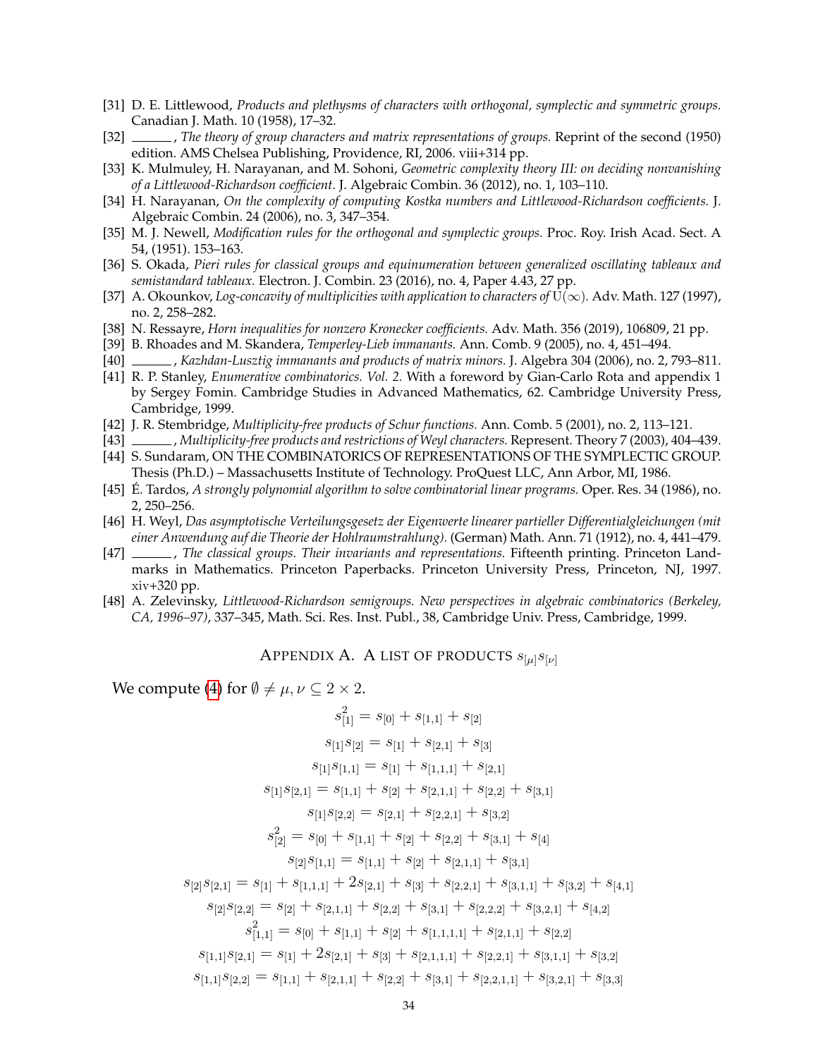[31] D. E. Littlewood, *Products and plethysms of characters with orthogonal, symplectic and symmetric groups.* Canadian J. Math. 10 (1958), 17–32.

[32] ______, *The theory of group characters and matrix representations of groups.* Reprint of the second (1950) edition. AMS Chelsea Publishing, Providence, RI, 2006. viii+314 pp.

[33] K. Mulmuley, H. Narayanan, and M. Sohoni, *Geometric complexity theory III: on deciding nonvanishing of a Littlewood-Richardson coefficient.* J. Algebraic Combin. 36 (2012), no. 1, 103–110.

[34] H. Narayanan, *On the complexity of computing Kostka numbers and Littlewood-Richardson coefficients.* J. Algebraic Combin. 24 (2006), no. 3, 347–354.

[35] M. J. Newell, *Modification rules for the orthogonal and symplectic groups.* Proc. Roy. Irish Acad. Sect. A 54, (1951). 153–163.

[36] S. Okada, *Pieri rules for classical groups and equinumeration between generalized oscillating tableaux and semistandard tableaux.* Electron. J. Combin. 23 (2016), no. 4, Paper 4.43, 27 pp.

[37] A. Okounkov, *Log-concavity of multiplicities with application to characters of* $\mathrm{U}(\infty)$. Adv. Math. 127 (1997), no. 2, 258–282.

[38] N. Ressayre, *Horn inequalities for nonzero Kronecker coefficients.* Adv. Math. 356 (2019), 106809, 21 pp.

[39] B. Rhoades and M. Skandera, *Temperley-Lieb immanants.* Ann. Comb. 9 (2005), no. 4, 451–494.

[40] ______, *Kazhdan-Lusztig immanants and products of matrix minors.* J. Algebra 304 (2006), no. 2, 793–811.

[41] R. P. Stanley, *Enumerative combinatorics. Vol. 2.* With a foreword by Gian-Carlo Rota and appendix 1 by Sergey Fomin. Cambridge Studies in Advanced Mathematics, 62. Cambridge University Press, Cambridge, 1999.

[42] J. R. Stembridge, *Multiplicity-free products of Schur functions.* Ann. Comb. 5 (2001), no. 2, 113–121.

[43] ______, *Multiplicity-free products and restrictions of Weyl characters.* Represent. Theory 7 (2003), 404–439.

[44] S. Sundaram, ON THE COMBINATORICS OF REPRESENTATIONS OF THE SYMPLECTIC GROUP. Thesis (Ph.D.) – Massachusetts Institute of Technology. ProQuest LLC, Ann Arbor, MI, 1986.

[45] É. Tardos, *A strongly polynomial algorithm to solve combinatorial linear programs.* Oper. Res. 34 (1986), no. 2, 250–256.

[46] H. Weyl, *Das asymptotische Verteilungsgesetz der Eigenwerte linearer partieller Differentialgleichungen (mit einer Anwendung auf die Theorie der Hohlraumstrahlung).* (German) Math. Ann. 71 (1912), no. 4, 441–479.

[47] ______, *The classical groups. Their invariants and representations.* Fifteenth printing. Princeton Landmarks in Mathematics. Princeton Paperbacks. Princeton University Press, Princeton, NJ, 1997. xiv+320 pp.

[48] A. Zelevinsky, *Littlewood-Richardson semigroups. New perspectives in algebraic combinatorics (Berkeley, CA, 1996–97)*, 337–345, Math. Sci. Res. Inst. Publ., 38, Cambridge Univ. Press, Cambridge, 1999.

## Appendix A. A list of products $s_{[\mu]}s_{[\nu]}$

We compute (4) for $\emptyset \neq \mu, \nu \subseteq 2 \times 2$.

$$s_{[1]}^2 = s_{[0]} + s_{[1,1]} + s_{[2]}$$

$$s_{[1]}s_{[2]} = s_{[1]} + s_{[2,1]} + s_{[3]}$$

$$s_{[1]}s_{[1,1]} = s_{[1]} + s_{[1,1,1]} + s_{[2,1]}$$

$$s_{[1]}s_{[2,1]} = s_{[1,1]} + s_{[2]} + s_{[2,1,1]} + s_{[2,2]} + s_{[3,1]}$$

$$s_{[1]}s_{[2,2]} = s_{[2,1]} + s_{[2,2,1]} + s_{[3,2]}$$

$$s_{[2]}^2 = s_{[0]} + s_{[1,1]} + s_{[2]} + s_{[2,2]} + s_{[3,1]} + s_{[4]}$$

$$s_{[2]}s_{[1,1]} = s_{[1,1]} + s_{[2]} + s_{[2,1,1]} + s_{[3,1]}$$

$$s_{[2]}s_{[2,1]} = s_{[1]} + s_{[1,1,1]} + 2s_{[2,1]} + s_{[3]} + s_{[2,2,1]} + s_{[3,1,1]} + s_{[3,2]} + s_{[4,1]}$$

$$s_{[2]}s_{[2,2]} = s_{[2]} + s_{[2,1,1]} + s_{[2,2]} + s_{[3,1]} + s_{[2,2,2]} + s_{[3,2,1]} + s_{[4,2]}$$

$$s_{[1,1]}^2 = s_{[0]} + s_{[1,1]} + s_{[2]} + s_{[1,1,1,1]} + s_{[2,1,1]} + s_{[2,2]}$$

$$s_{[1,1]}s_{[2,1]} = s_{[1]} + 2s_{[2,1]} + s_{[3]} + s_{[2,1,1,1]} + s_{[2,2,1]} + s_{[3,1,1]} + s_{[3,2]}$$

$$s_{[1,1]}s_{[2,2]} = s_{[1,1]} + s_{[2,1,1]} + s_{[2,2]} + s_{[3,1]} + s_{[2,2,1,1]} + s_{[3,2,1]} + s_{[3,3]}$$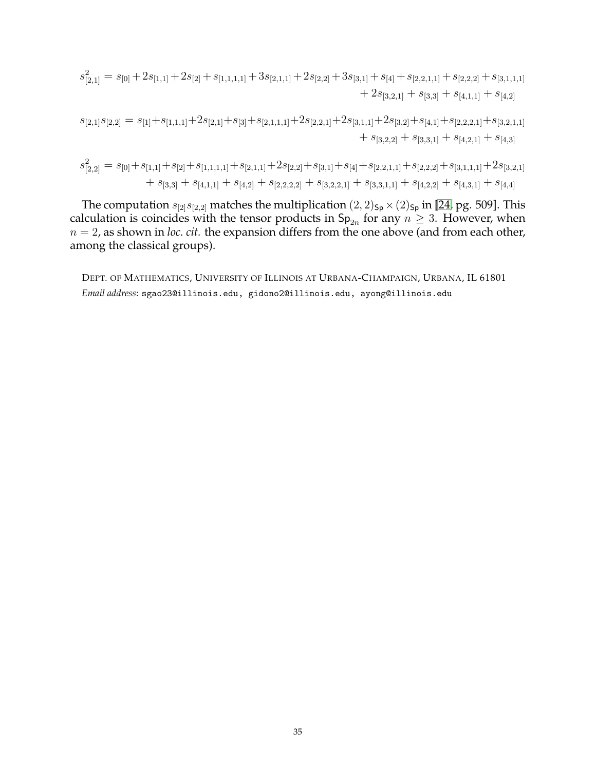$$s_{[2,1]}^2 = s_{[0]} + 2s_{[1,1]} + 2s_{[2]} + s_{[1,1,1,1]} + 3s_{[2,1,1]} + 2s_{[2,2]} + 3s_{[3,1]} + s_{[4]} + s_{[2,2,1,1]} + s_{[2,2,2]} + s_{[3,1,1,1]} + 2s_{[3,2,1]} + s_{[3,3]} + s_{[4,1,1]} + s_{[4,2]}$$

$$s_{[2,1]}s_{[2,2]} = s_{[1]} + s_{[1,1,1]} + 2s_{[2,1]} + s_{[3]} + s_{[2,1,1,1]} + 2s_{[2,2,1]} + 2s_{[3,1,1]} + 2s_{[3,2]} + s_{[4,1]} + s_{[2,2,2,1]} + s_{[3,2,1,1]} + s_{[3,2,2]} + s_{[3,3,1]} + s_{[4,2,1]} + s_{[4,3]}$$

$$s_{[2,2]}^2 = s_{[0]} + s_{[1,1]} + s_{[2]} + s_{[1,1,1,1]} + s_{[2,1,1]} + 2s_{[2,2]} + s_{[3,1]} + s_{[4]} + s_{[2,2,1,1]} + s_{[2,2,2]} + s_{[3,1,1,1]} + 2s_{[3,2,1]} + s_{[3,3]} + s_{[4,1,1]} + s_{[4,2]} + s_{[2,2,2,2]} + s_{[3,2,2,1]} + s_{[3,3,1,1]} + s_{[4,2,2]} + s_{[4,3,1]} + s_{[4,4]}$$

The computation $s_{[2]}s_{[2,2]}$ matches the multiplication $(2,2)_{\mathsf{Sp}} \times (2)_{\mathsf{Sp}}$ in [24, pg. 509]. This calculation is coincides with the tensor products in $\mathsf{Sp}_{2n}$ for any $n \geq 3$. However, when $n = 2$, as shown in *loc. cit.* the expansion differs from the one above (and from each other, among the classical groups).

DEPT. OF MATHEMATICS, UNIVERSITY OF ILLINOIS AT URBANA-CHAMPAIGN, URBANA, IL 61801

*Email address*: sgao23@illinois.edu, gidono2@illinois.edu, ayong@illinois.edu